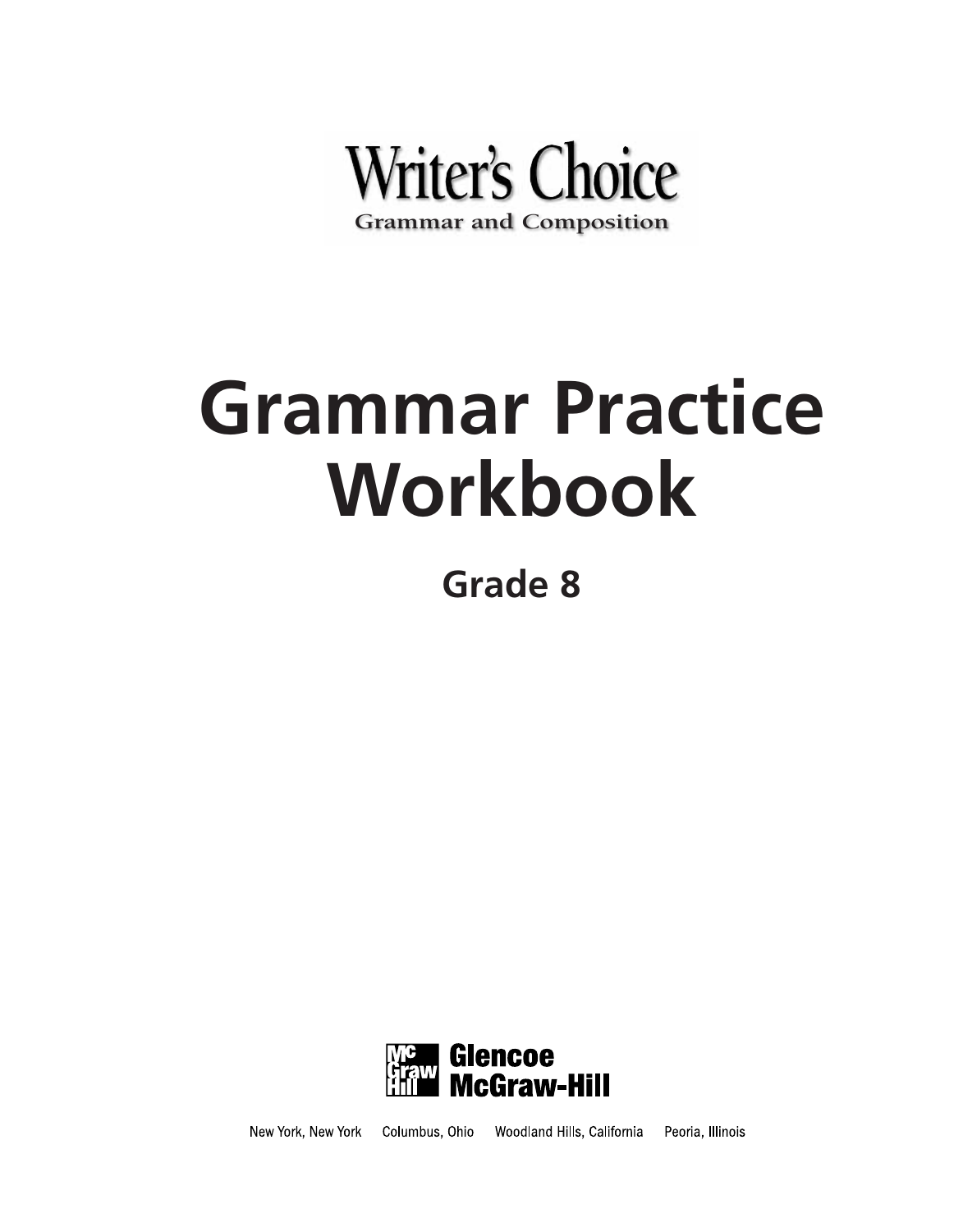# Writer's Choice

**Grammar and Composition**

# Grammar Practice Workbook

## Grade 8

Glencoe McGraw-Hill

New York, New York    Columbus, Ohio    Woodland Hills, California    Peoria, Illinois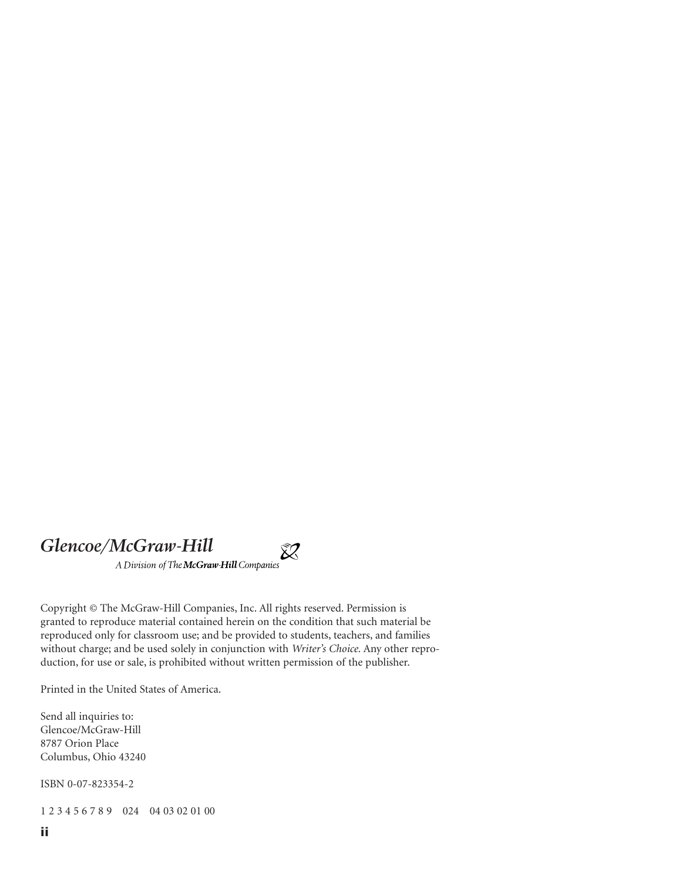*Glencoe/McGraw-Hill*

*A Division of The **McGraw-Hill** Companies*

Copyright © The McGraw-Hill Companies, Inc. All rights reserved. Permission is granted to reproduce material contained herein on the condition that such material be reproduced only for classroom use; and be provided to students, teachers, and families without charge; and be used solely in conjunction with *Writer's Choice*. Any other reproduction, for use or sale, is prohibited without written permission of the publisher.

Printed in the United States of America.

Send all inquiries to:
Glencoe/McGraw-Hill
8787 Orion Place
Columbus, Ohio 43240

ISBN 0-07-823354-2

1 2 3 4 5 6 7 8 9 024 04 03 02 01 00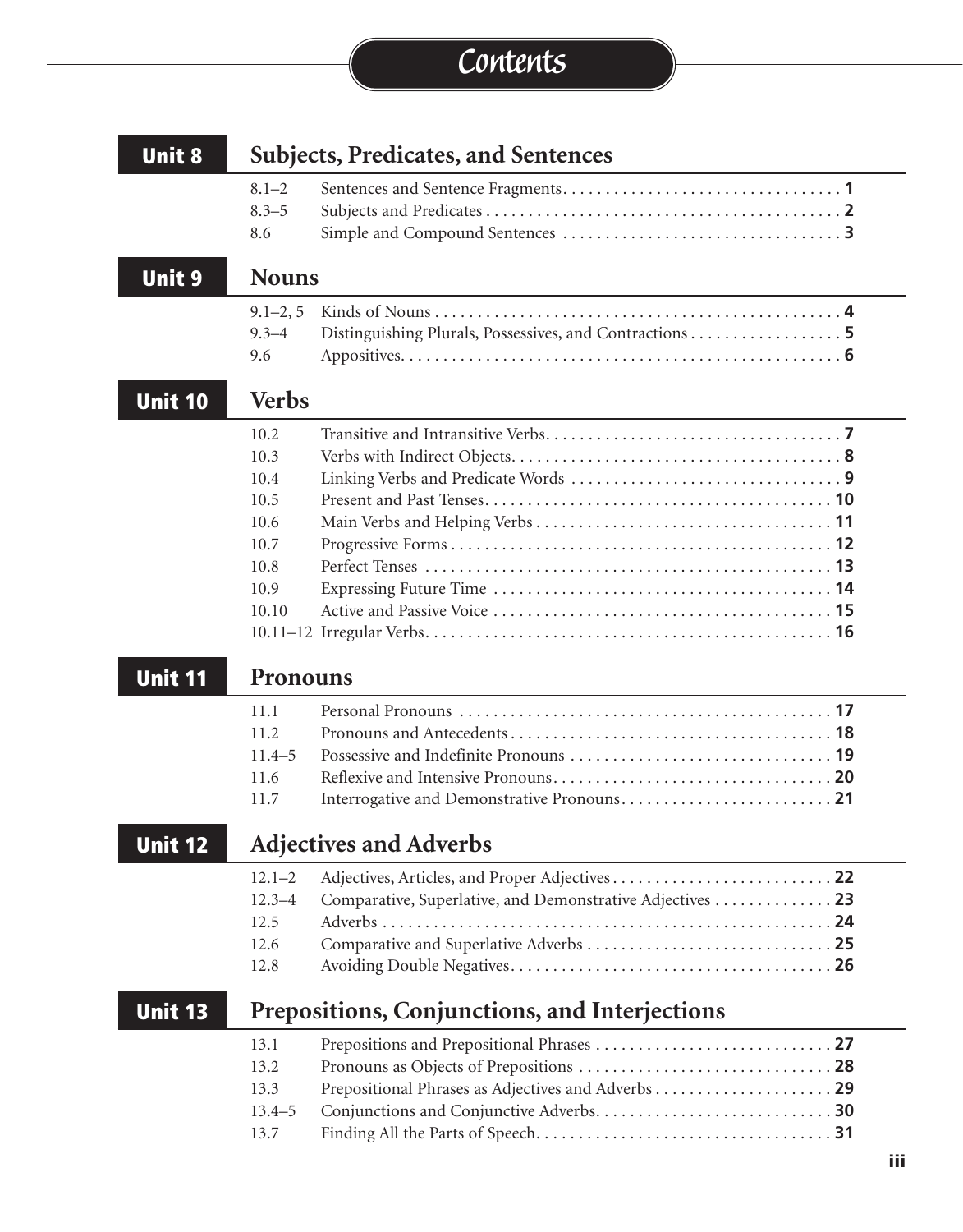# Contents

## Unit 8 Subjects, Predicates, and Sentences

| | | |
|---|---|---|
| 8.1–2 | Sentences and Sentence Fragments | **1** |
| 8.3–5 | Subjects and Predicates | **2** |
| 8.6 | Simple and Compound Sentences | **3** |

## Unit 9 Nouns

| | | |
|---|---|---|
| 9.1–2, 5 | Kinds of Nouns | **4** |
| 9.3–4 | Distinguishing Plurals, Possessives, and Contractions | **5** |
| 9.6 | Appositives | **6** |

## Unit 10 Verbs

| | | |
|---|---|---|
| 10.2 | Transitive and Intransitive Verbs | **7** |
| 10.3 | Verbs with Indirect Objects | **8** |
| 10.4 | Linking Verbs and Predicate Words | **9** |
| 10.5 | Present and Past Tenses | **10** |
| 10.6 | Main Verbs and Helping Verbs | **11** |
| 10.7 | Progressive Forms | **12** |
| 10.8 | Perfect Tenses | **13** |
| 10.9 | Expressing Future Time | **14** |
| 10.10 | Active and Passive Voice | **15** |
| 10.11–12 | Irregular Verbs | **16** |

## Unit 11 Pronouns

| | | |
|---|---|---|
| 11.1 | Personal Pronouns | **17** |
| 11.2 | Pronouns and Antecedents | **18** |
| 11.4–5 | Possessive and Indefinite Pronouns | **19** |
| 11.6 | Reflexive and Intensive Pronouns | **20** |
| 11.7 | Interrogative and Demonstrative Pronouns | **21** |

## Unit 12 Adjectives and Adverbs

| | | |
|---|---|---|
| 12.1–2 | Adjectives, Articles, and Proper Adjectives | **22** |
| 12.3–4 | Comparative, Superlative, and Demonstrative Adjectives | **23** |
| 12.5 | Adverbs | **24** |
| 12.6 | Comparative and Superlative Adverbs | **25** |
| 12.8 | Avoiding Double Negatives | **26** |

## Unit 13 Prepositions, Conjunctions, and Interjections

| | | |
|---|---|---|
| 13.1 | Prepositions and Prepositional Phrases | **27** |
| 13.2 | Pronouns as Objects of Prepositions | **28** |
| 13.3 | Prepositional Phrases as Adjectives and Adverbs | **29** |
| 13.4–5 | Conjunctions and Conjunctive Adverbs | **30** |
| 13.7 | Finding All the Parts of Speech | **31** |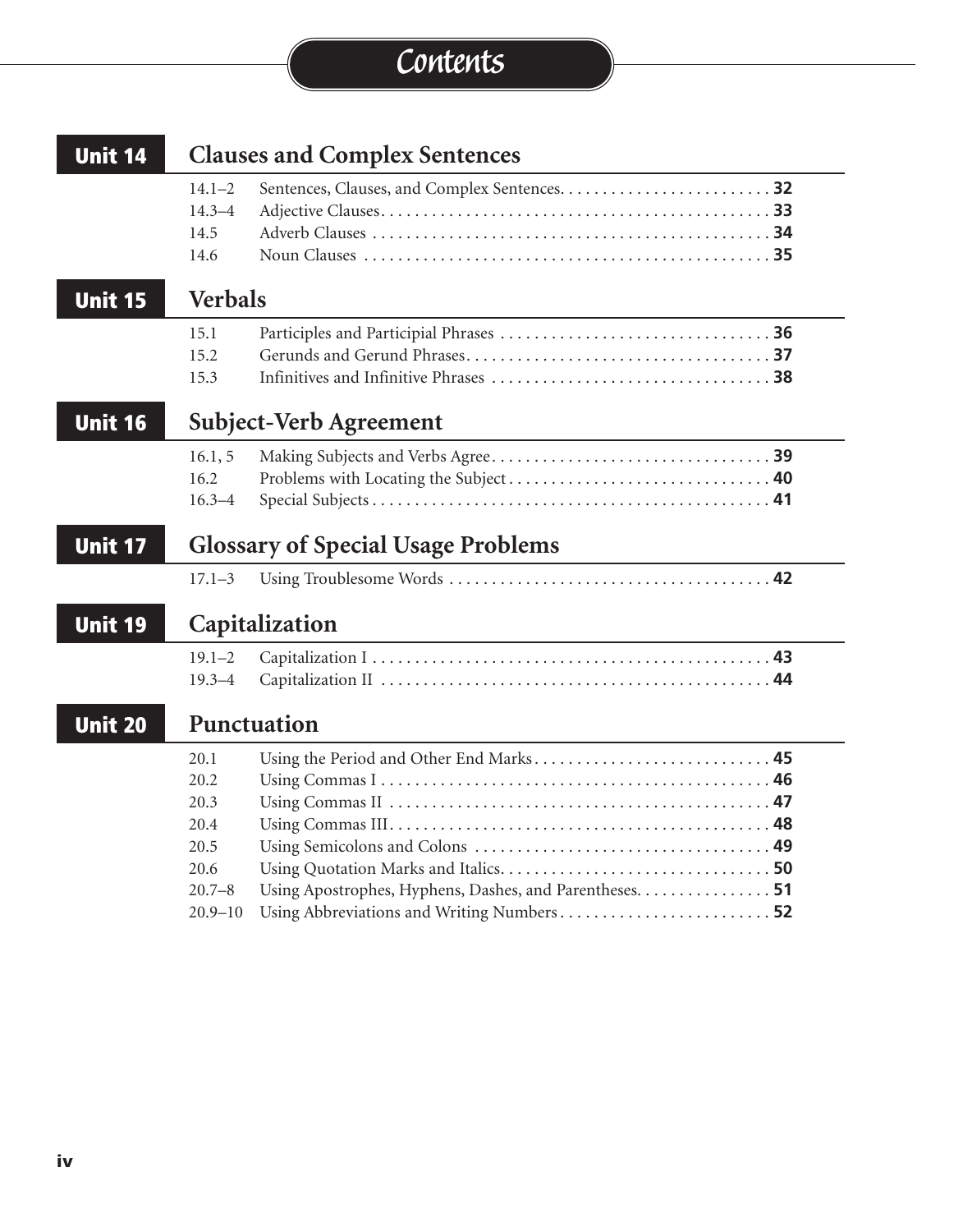# Contents

## Unit 14 Clauses and Complex Sentences

14.1–2 Sentences, Clauses, and Complex Sentences . . . . . . . . . . . . . . . . . . . . . . . . . **32**
14.3–4 Adjective Clauses . . . . . . . . . . . . . . . . . . . . . . . . . . . . . . . . . . . . . . . . . . . . . **33**
14.5 Adverb Clauses . . . . . . . . . . . . . . . . . . . . . . . . . . . . . . . . . . . . . . . . . . . . . . **34**
14.6 Noun Clauses . . . . . . . . . . . . . . . . . . . . . . . . . . . . . . . . . . . . . . . . . . . . . . . **35**

## Unit 15 Verbals

15.1 Participles and Participial Phrases . . . . . . . . . . . . . . . . . . . . . . . . . . . . . . . **36**
15.2 Gerunds and Gerund Phrases . . . . . . . . . . . . . . . . . . . . . . . . . . . . . . . . . . . **37**
15.3 Infinitives and Infinitive Phrases . . . . . . . . . . . . . . . . . . . . . . . . . . . . . . . . **38**

## Unit 16 Subject-Verb Agreement

16.1, 5 Making Subjects and Verbs Agree . . . . . . . . . . . . . . . . . . . . . . . . . . . . . . . . **39**
16.2 Problems with Locating the Subject . . . . . . . . . . . . . . . . . . . . . . . . . . . . . . **40**
16.3–4 Special Subjects . . . . . . . . . . . . . . . . . . . . . . . . . . . . . . . . . . . . . . . . . . . . . . **41**

## Unit 17 Glossary of Special Usage Problems

17.1–3 Using Troublesome Words . . . . . . . . . . . . . . . . . . . . . . . . . . . . . . . . . . . . . **42**

## Unit 19 Capitalization

19.1–2 Capitalization I . . . . . . . . . . . . . . . . . . . . . . . . . . . . . . . . . . . . . . . . . . . . . . **43**
19.3–4 Capitalization II . . . . . . . . . . . . . . . . . . . . . . . . . . . . . . . . . . . . . . . . . . . . . **44**

## Unit 20 Punctuation

20.1 Using the Period and Other End Marks . . . . . . . . . . . . . . . . . . . . . . . . . . . **45**
20.2 Using Commas I . . . . . . . . . . . . . . . . . . . . . . . . . . . . . . . . . . . . . . . . . . . . . **46**
20.3 Using Commas II . . . . . . . . . . . . . . . . . . . . . . . . . . . . . . . . . . . . . . . . . . . . **47**
20.4 Using Commas III . . . . . . . . . . . . . . . . . . . . . . . . . . . . . . . . . . . . . . . . . . . . **48**
20.5 Using Semicolons and Colons . . . . . . . . . . . . . . . . . . . . . . . . . . . . . . . . . . . **49**
20.6 Using Quotation Marks and Italics . . . . . . . . . . . . . . . . . . . . . . . . . . . . . . . **50**
20.7–8 Using Apostrophes, Hyphens, Dashes, and Parentheses . . . . . . . . . . . . . . . . **51**
20.9–10 Using Abbreviations and Writing Numbers . . . . . . . . . . . . . . . . . . . . . . . . . **52**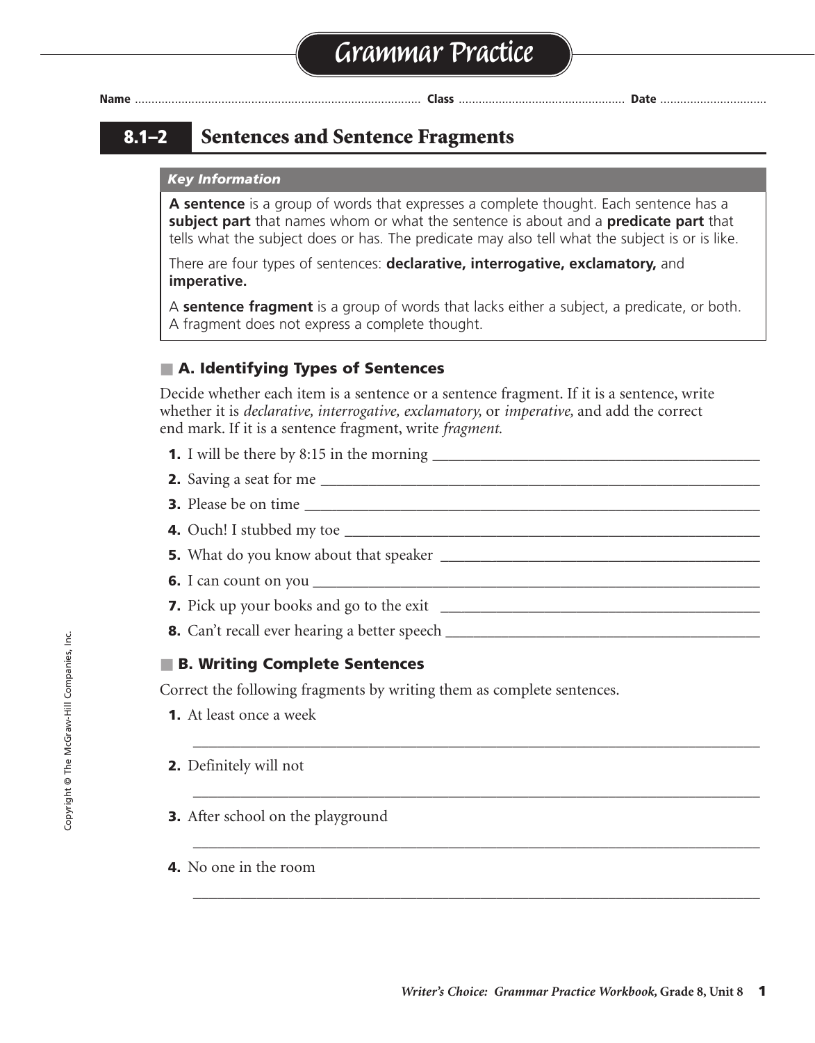# Grammar Practice

**Name** .................................................................... **Class** ................................................ **Date** ..............................

## 8.1–2 Sentences and Sentence Fragments

***Key Information***

**A sentence** is a group of words that expresses a complete thought. Each sentence has a **subject part** that names whom or what the sentence is about and a **predicate part** that tells what the subject does or has. The predicate may also tell what the subject is or is like.

There are four types of sentences: **declarative, interrogative, exclamatory,** and **imperative.**

A **sentence fragment** is a group of words that lacks either a subject, a predicate, or both. A fragment does not express a complete thought.

### A. Identifying Types of Sentences

Decide whether each item is a sentence or a sentence fragment. If it is a sentence, write whether it is *declarative, interrogative, exclamatory,* or *imperative,* and add the correct end mark. If it is a sentence fragment, write *fragment.*

**1.** I will be there by 8:15 in the morning ________________________________

**2.** Saving a seat for me ________________________________

**3.** Please be on time ________________________________

**4.** Ouch! I stubbed my toe ________________________________

**5.** What do you know about that speaker ________________________________

**6.** I can count on you ________________________________

**7.** Pick up your books and go to the exit ________________________________

**8.** Can't recall ever hearing a better speech ________________________________

### B. Writing Complete Sentences

Correct the following fragments by writing them as complete sentences.

**1.** At least once a week

________________________________________________________________

**2.** Definitely will not

________________________________________________________________

**3.** After school on the playground

________________________________________________________________

**4.** No one in the room

________________________________________________________________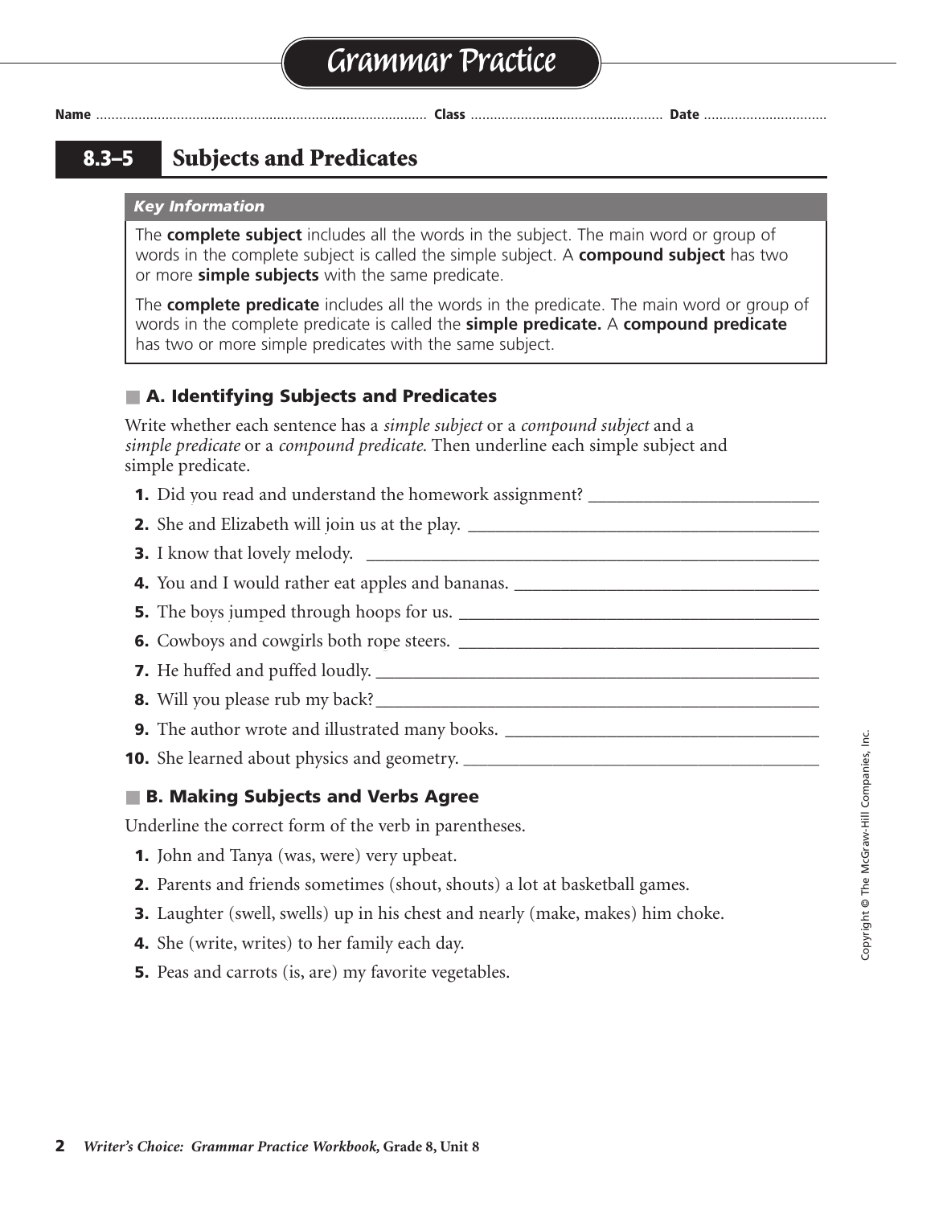# Grammar Practice

Name ........................................ Class ........................................ Date ........................................

## 8.3–5 Subjects and Predicates

***Key Information***

The **complete subject** includes all the words in the subject. The main word or group of words in the complete subject is called the simple subject. A **compound subject** has two or more **simple subjects** with the same predicate.

The **complete predicate** includes all the words in the predicate. The main word or group of words in the complete predicate is called the **simple predicate.** A **compound predicate** has two or more simple predicates with the same subject.

### A. Identifying Subjects and Predicates

Write whether each sentence has a *simple subject* or a *compound subject* and a *simple predicate* or a *compound predicate.* Then underline each simple subject and simple predicate.

1. Did you read and understand the homework assignment? ____________________
2. She and Elizabeth will join us at the play. ____________________
3. I know that lovely melody. ____________________
4. You and I would rather eat apples and bananas. ____________________
5. The boys jumped through hoops for us. ____________________
6. Cowboys and cowgirls both rope steers. ____________________
7. He huffed and puffed loudly. ____________________
8. Will you please rub my back?____________________
9. The author wrote and illustrated many books. ____________________
10. She learned about physics and geometry. ____________________

### B. Making Subjects and Verbs Agree

Underline the correct form of the verb in parentheses.

1. John and Tanya (was, were) very upbeat.
2. Parents and friends sometimes (shout, shouts) a lot at basketball games.
3. Laughter (swell, swells) up in his chest and nearly (make, makes) him choke.
4. She (write, writes) to her family each day.
5. Peas and carrots (is, are) my favorite vegetables.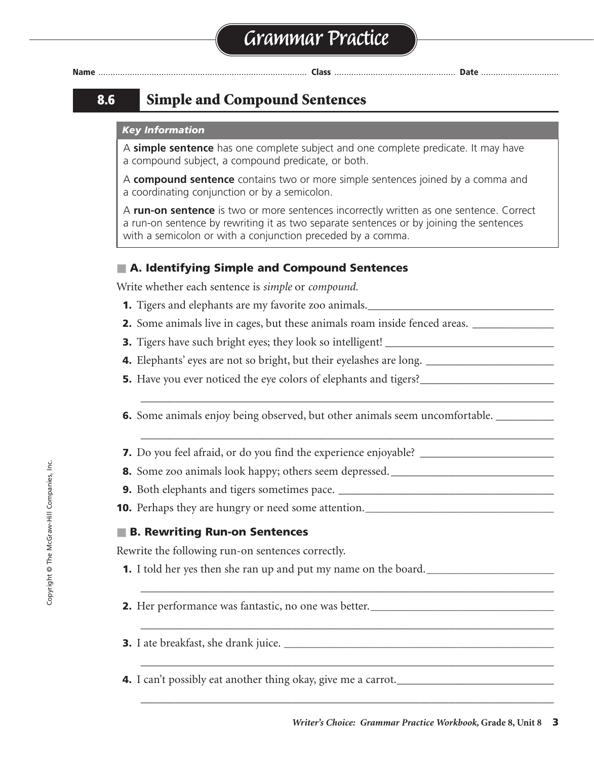# Grammar Practice

Name ........................................ Class ........................................ Date ........................................

## 8.6 Simple and Compound Sentences

*Key Information*

A **simple sentence** has one complete subject and one complete predicate. It may have a compound subject, a compound predicate, or both.

A **compound sentence** contains two or more simple sentences joined by a comma and a coordinating conjunction or by a semicolon.

A **run-on sentence** is two or more sentences incorrectly written as one sentence. Correct a run-on sentence by rewriting it as two separate sentences or by joining the sentences with a semicolon or with a conjunction preceded by a comma.

### A. Identifying Simple and Compound Sentences

Write whether each sentence is *simple* or *compound.*

**1.** Tigers and elephants are my favorite zoo animals.________________________________

**2.** Some animals live in cages, but these animals roam inside fenced areas. ______________

**3.** Tigers have such bright eyes; they look so intelligent! ______________________________

**4.** Elephants' eyes are not so bright, but their eyelashes are long. ______________________

**5.** Have you ever noticed the eye colors of elephants and tigers?________________________

________________________________________________________________________________

**6.** Some animals enjoy being observed, but other animals seem uncomfortable. __________

________________________________________________________________________________

**7.** Do you feel afraid, or do you find the experience enjoyable? _______________________

**8.** Some zoo animals look happy; others seem depressed.______________________________

**9.** Both elephants and tigers sometimes pace. ______________________________________

**10.** Perhaps they are hungry or need some attention.________________________________

### B. Rewriting Run-on Sentences

Rewrite the following run-on sentences correctly.

**1.** I told her yes then she ran up and put my name on the board.______________________

________________________________________________________________________________

**2.** Her performance was fantastic, no one was better.________________________________

________________________________________________________________________________

**3.** I ate breakfast, she drank juice. _______________________________________________

________________________________________________________________________________

**4.** I can't possibly eat another thing okay, give me a carrot.___________________________

________________________________________________________________________________

Copyright © The McGraw-Hill Companies, Inc.

*Writer's Choice: Grammar Practice Workbook,* **Grade 8, Unit 8**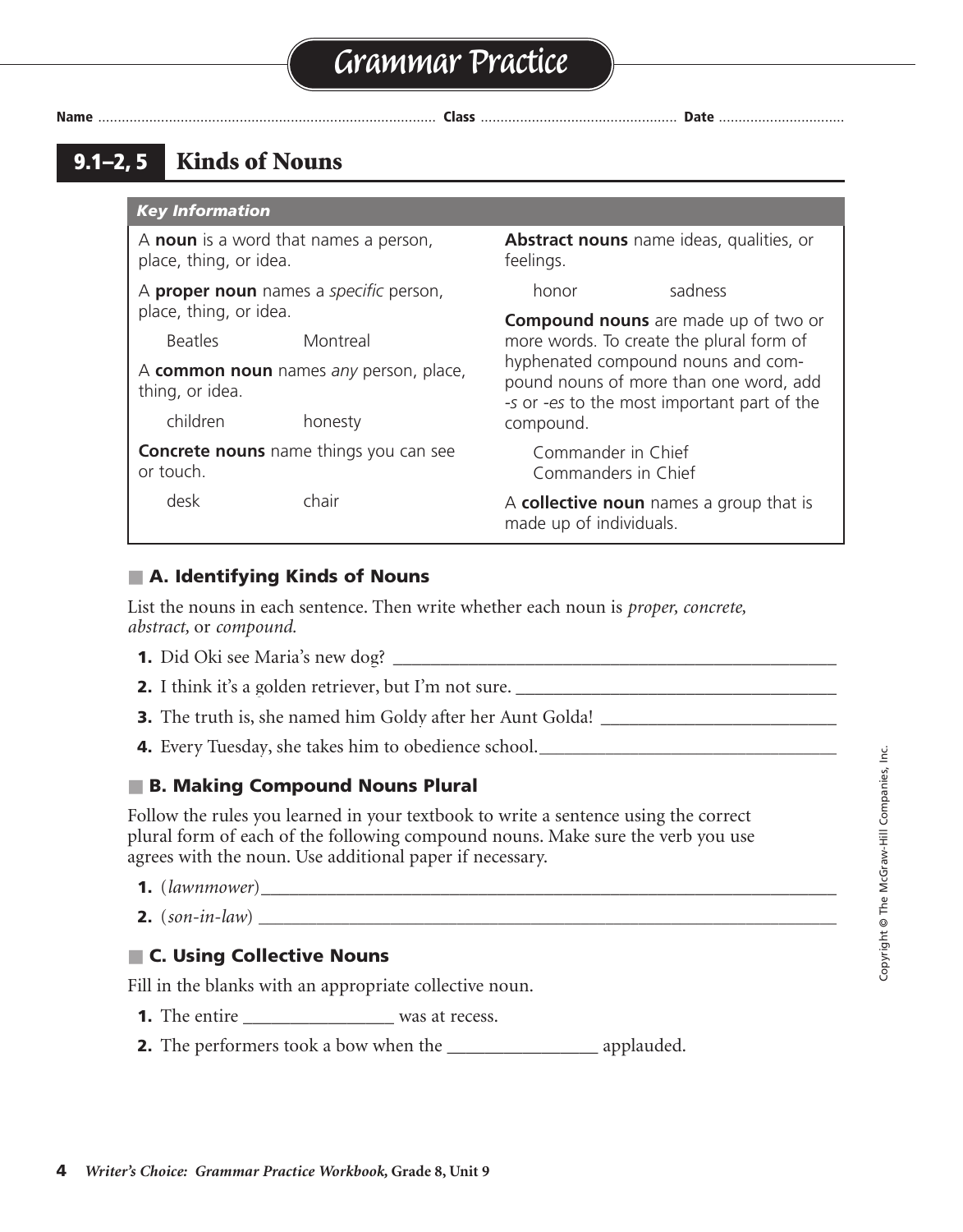# Grammar Practice

Name .................................... Class .................................... Date ....................................

## 9.1–2, 5 Kinds of Nouns

***Key Information***

A **noun** is a word that names a person, place, thing, or idea.

A **proper noun** names a *specific* person, place, thing, or idea.

Beatles Montreal

A **common noun** names *any* person, place, thing, or idea.

children honesty

**Concrete nouns** name things you can see or touch.

desk chair

**Abstract nouns** name ideas, qualities, or feelings.

honor sadness

**Compound nouns** are made up of two or more words. To create the plural form of hyphenated compound nouns and compound nouns of more than one word, add *-s* or *-es* to the most important part of the compound.

Commander in Chief
Commanders in Chief

A **collective noun** names a group that is made up of individuals.

### A. Identifying Kinds of Nouns

List the nouns in each sentence. Then write whether each noun is *proper, concrete, abstract,* or *compound.*

1. Did Oki see Maria's new dog? ____________________
2. I think it's a golden retriever, but I'm not sure. ____________________
3. The truth is, she named him Goldy after her Aunt Golda! ____________________
4. Every Tuesday, she takes him to obedience school. ____________________

### B. Making Compound Nouns Plural

Follow the rules you learned in your textbook to write a sentence using the correct plural form of each of the following compound nouns. Make sure the verb you use agrees with the noun. Use additional paper if necessary.

1. (*lawnmower*) ____________________
2. (*son-in-law*) ____________________

### C. Using Collective Nouns

Fill in the blanks with an appropriate collective noun.

1. The entire ________________ was at recess.
2. The performers took a bow when the ________________ applauded.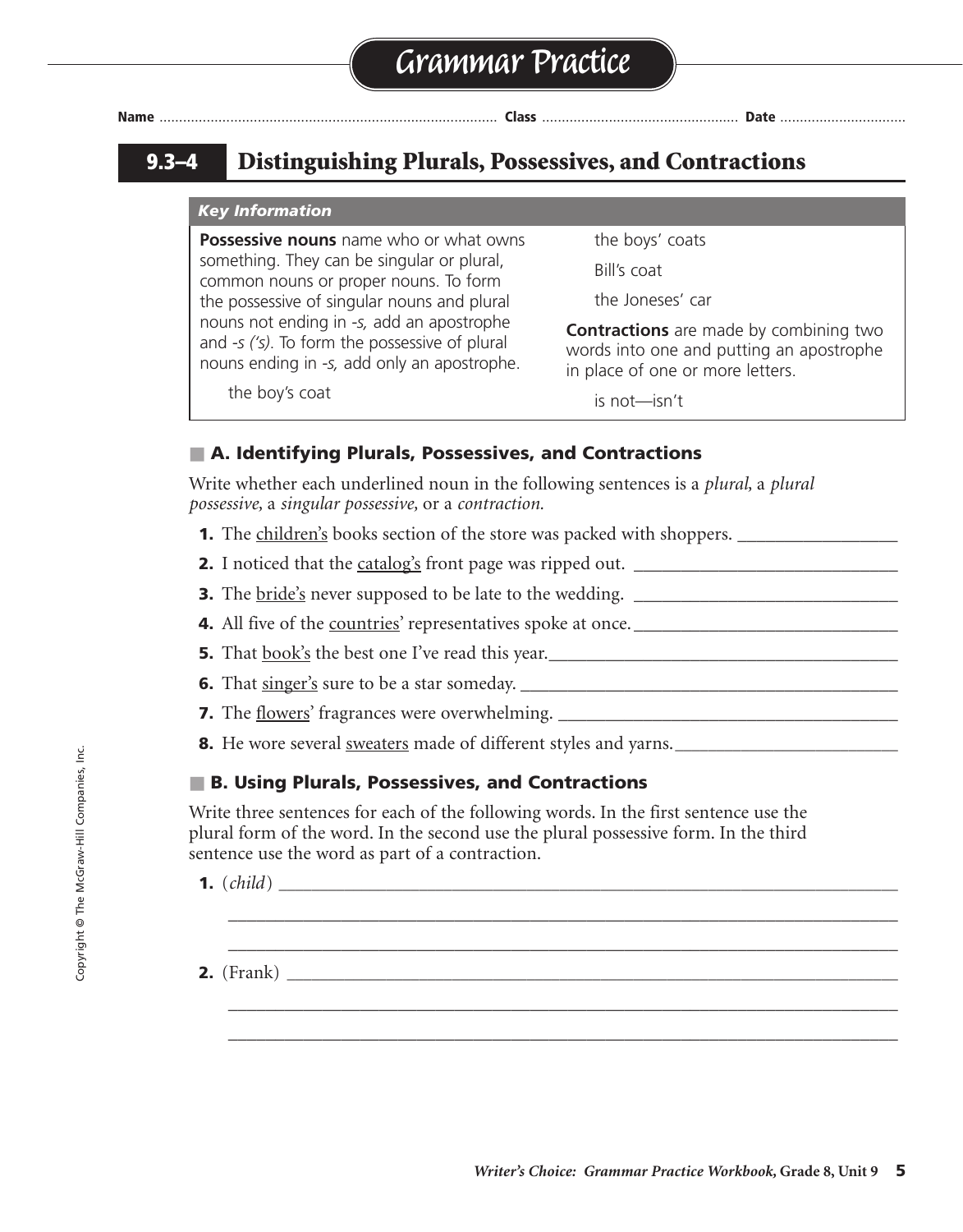# Grammar Practice

Name ............................................................. Class ............................................. Date ..............................

## 9.3–4 Distinguishing Plurals, Possessives, and Contractions

***Key Information***

**Possessive nouns** name who or what owns something. They can be singular or plural, common nouns or proper nouns. To form the possessive of singular nouns and plural nouns not ending in *-s,* add an apostrophe and *-s ('s).* To form the possessive of plural nouns ending in *-s,* add only an apostrophe.

the boy's coat

the boys' coats

Bill's coat

the Joneses' car

**Contractions** are made by combining two words into one and putting an apostrophe in place of one or more letters.

is not—isn't

### A. Identifying Plurals, Possessives, and Contractions

Write whether each underlined noun in the following sentences is a *plural,* a *plural possessive,* a *singular possessive,* or a *contraction.*

1. The <u>children's</u> books section of the store was packed with shoppers. __________________
2. I noticed that the <u>catalog's</u> front page was ripped out. ______________________________
3. The <u>bride's</u> never supposed to be late to the wedding. ______________________________
4. All five of the <u>countries</u>' representatives spoke at once. ______________________________
5. That <u>book's</u> the best one I've read this year. ________________________________________
6. That <u>singer's</u> sure to be a star someday. ___________________________________________
7. The <u>flowers</u>' fragrances were overwhelming. _______________________________________
8. He wore several <u>sweaters</u> made of different styles and yarns. _________________________

### B. Using Plurals, Possessives, and Contractions

Write three sentences for each of the following words. In the first sentence use the plural form of the word. In the second use the plural possessive form. In the third sentence use the word as part of a contraction.

1. (*child*) ___________________________________________________________________________

   ___________________________________________________________________________

   ___________________________________________________________________________

2. (Frank) ___________________________________________________________________________

   ___________________________________________________________________________

   ___________________________________________________________________________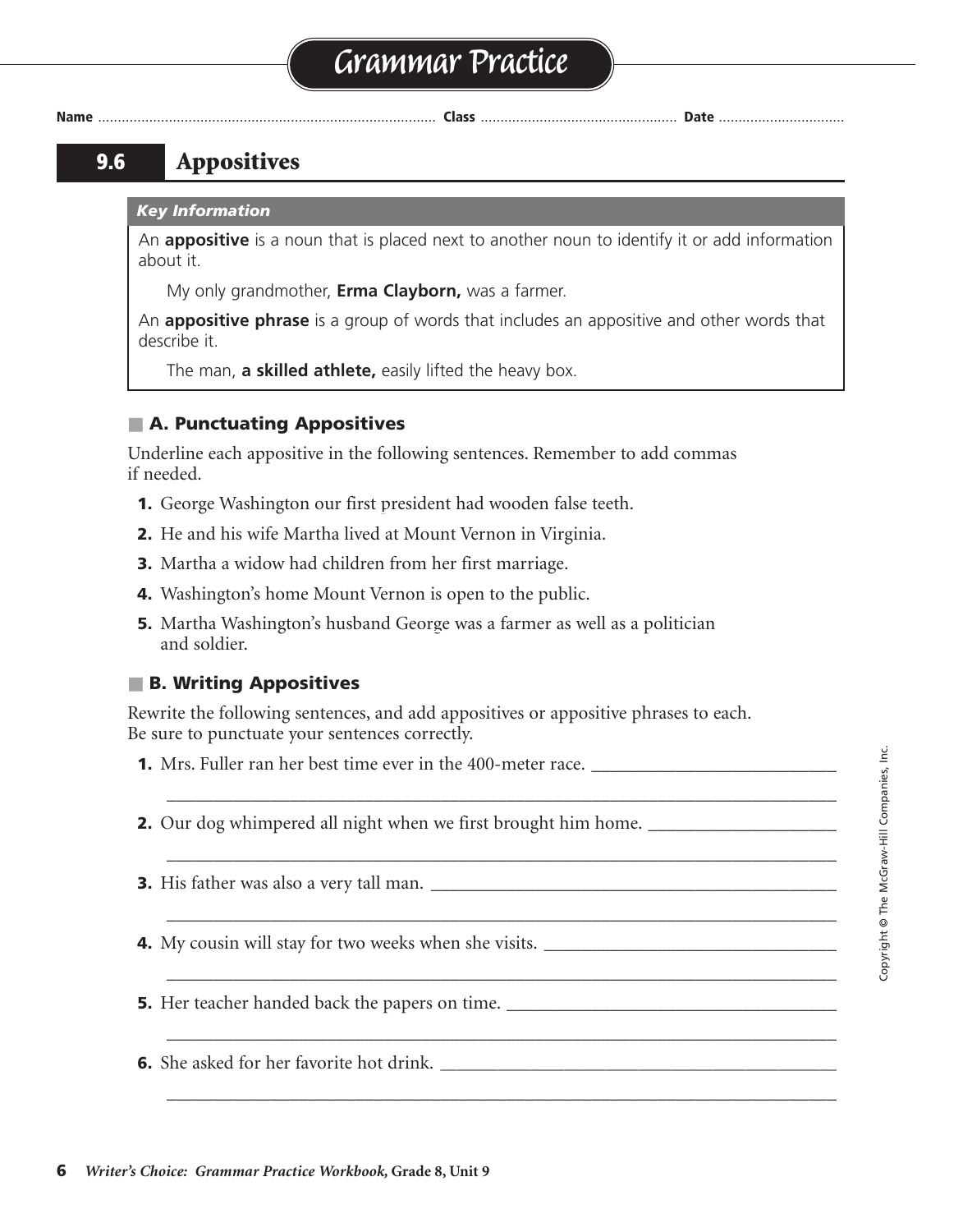# Grammar Practice

Name ........................................ Class ........................................ Date ........................................

## 9.6 Appositives

*Key Information*

An **appositive** is a noun that is placed next to another noun to identify it or add information about it.

My only grandmother, **Erma Clayborn,** was a farmer.

An **appositive phrase** is a group of words that includes an appositive and other words that describe it.

The man, **a skilled athlete,** easily lifted the heavy box.

### A. Punctuating Appositives

Underline each appositive in the following sentences. Remember to add commas if needed.

1. George Washington our first president had wooden false teeth.
2. He and his wife Martha lived at Mount Vernon in Virginia.
3. Martha a widow had children from her first marriage.
4. Washington's home Mount Vernon is open to the public.
5. Martha Washington's husband George was a farmer as well as a politician and soldier.

### B. Writing Appositives

Rewrite the following sentences, and add appositives or appositive phrases to each. Be sure to punctuate your sentences correctly.

1. Mrs. Fuller ran her best time ever in the 400-meter race. ______________________________
2. Our dog whimpered all night when we first brought him home. ______________________________
3. His father was also a very tall man. ______________________________
4. My cousin will stay for two weeks when she visits. ______________________________
5. Her teacher handed back the papers on time. ______________________________
6. She asked for her favorite hot drink. ______________________________

*Writer's Choice: Grammar Practice Workbook,* **Grade 8, Unit 9**

Copyright © The McGraw-Hill Companies, Inc.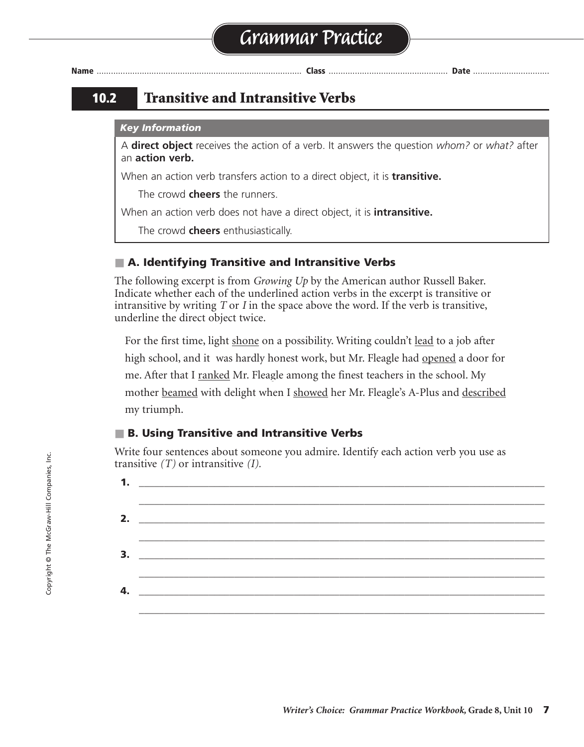# Grammar Practice

Name .................................................................. Class .................................................. Date ................................

## 10.2 Transitive and Intransitive Verbs

*Key Information*

A **direct object** receives the action of a verb. It answers the question *whom?* or *what?* after an **action verb.**

When an action verb transfers action to a direct object, it is **transitive.**

The crowd **cheers** the runners.

When an action verb does not have a direct object, it is **intransitive.**

The crowd **cheers** enthusiastically.

### A. Identifying Transitive and Intransitive Verbs

The following excerpt is from *Growing Up* by the American author Russell Baker. Indicate whether each of the underlined action verbs in the excerpt is transitive or intransitive by writing *T* or *I* in the space above the word. If the verb is transitive, underline the direct object twice.

For the first time, light <u>shone</u> on a possibility. Writing couldn't <u>lead</u> to a job after high school, and it was hardly honest work, but Mr. Fleagle had <u>opened</u> a door for me. After that I <u>ranked</u> Mr. Fleagle among the finest teachers in the school. My mother <u>beamed</u> with delight when I <u>showed</u> her Mr. Fleagle's A-Plus and <u>described</u> my triumph.

### B. Using Transitive and Intransitive Verbs

Write four sentences about someone you admire. Identify each action verb you use as transitive *(T)* or intransitive *(I)*.

1. ______________________________________________________________________
   ______________________________________________________________________

2. ______________________________________________________________________
   ______________________________________________________________________

3. ______________________________________________________________________
   ______________________________________________________________________

4. ______________________________________________________________________
   ______________________________________________________________________

Copyright © The McGraw-Hill Companies, Inc.

*Writer's Choice: Grammar Practice Workbook,* **Grade 8, Unit 10**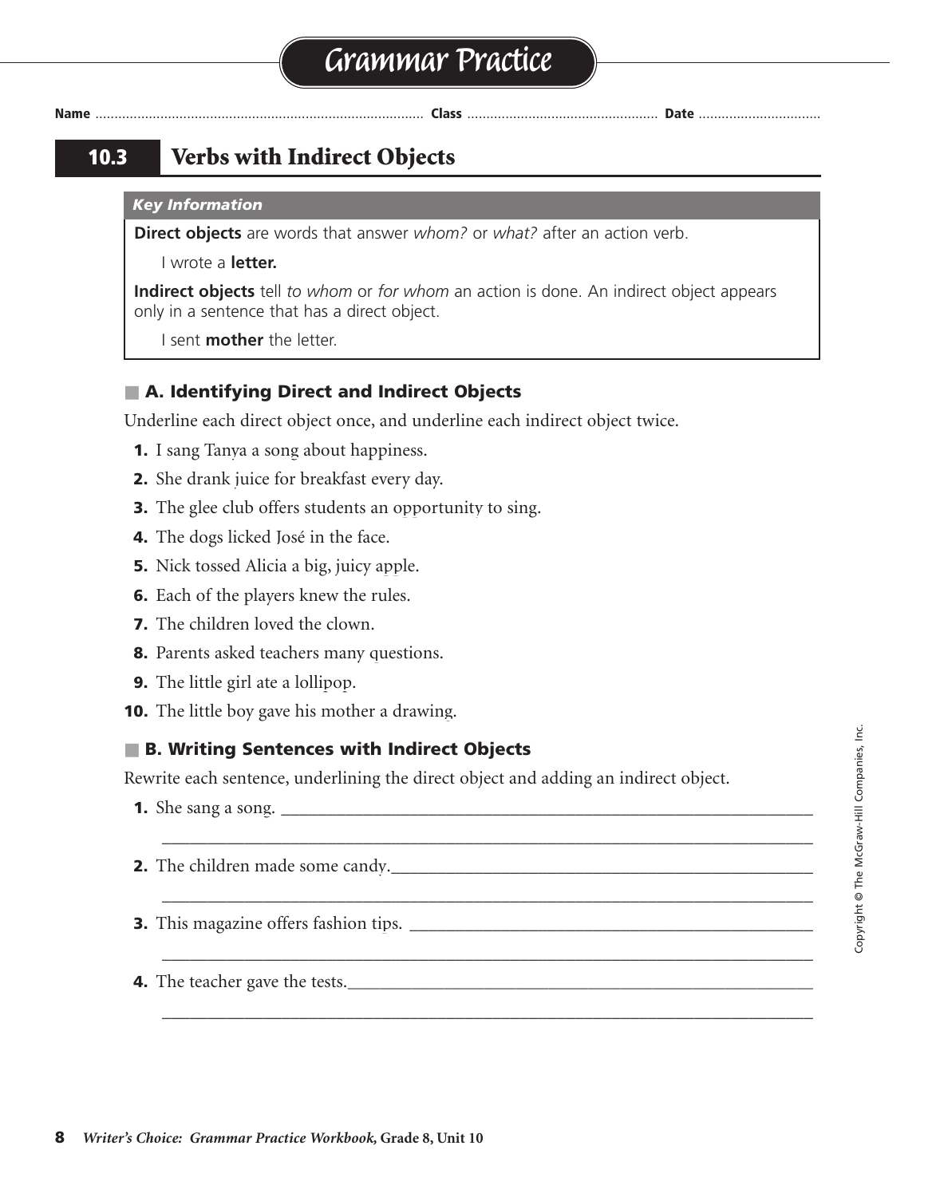# Grammar Practice

Name .................................... Class .................................... Date ....................................

## 10.3 Verbs with Indirect Objects

***Key Information***

**Direct objects** are words that answer *whom?* or *what?* after an action verb.

I wrote a **letter.**

**Indirect objects** tell *to whom* or *for whom* an action is done. An indirect object appears only in a sentence that has a direct object.

I sent **mother** the letter.

### A. Identifying Direct and Indirect Objects

Underline each direct object once, and underline each indirect object twice.

1. I sang Tanya a song about happiness.
2. She drank juice for breakfast every day.
3. The glee club offers students an opportunity to sing.
4. The dogs licked José in the face.
5. Nick tossed Alicia a big, juicy apple.
6. Each of the players knew the rules.
7. The children loved the clown.
8. Parents asked teachers many questions.
9. The little girl ate a lollipop.
10. The little boy gave his mother a drawing.

### B. Writing Sentences with Indirect Objects

Rewrite each sentence, underlining the direct object and adding an indirect object.

1. She sang a song. ____________________________________________

____________________________________________

2. The children made some candy.____________________________________________

____________________________________________

3. This magazine offers fashion tips. ____________________________________________

____________________________________________

4. The teacher gave the tests.____________________________________________

____________________________________________

Copyright © The McGraw-Hill Companies, Inc.

*Writer's Choice: Grammar Practice Workbook,* **Grade 8, Unit 10**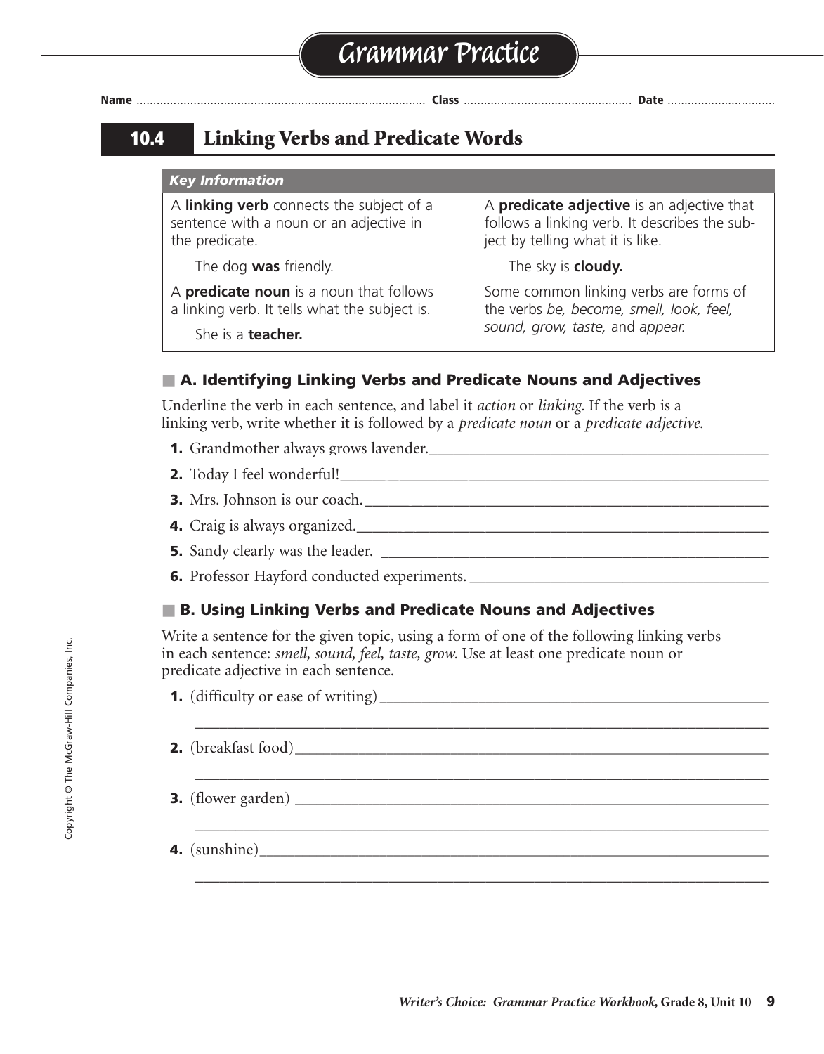# Grammar Practice

Name ............................................ Class ............................................ Date ....................

## 10.4 Linking Verbs and Predicate Words

***Key Information***

A **linking verb** connects the subject of a sentence with a noun or an adjective in the predicate.

The dog **was** friendly.

A **predicate noun** is a noun that follows a linking verb. It tells what the subject is.

She is a **teacher.**

A **predicate adjective** is an adjective that follows a linking verb. It describes the subject by telling what it is like.

The sky is **cloudy.**

Some common linking verbs are forms of the verbs *be, become, smell, look, feel, sound, grow, taste,* and *appear.*

### A. Identifying Linking Verbs and Predicate Nouns and Adjectives

Underline the verb in each sentence, and label it *action* or *linking.* If the verb is a linking verb, write whether it is followed by a *predicate noun* or a *predicate adjective.*

1. Grandmother always grows lavender.____________________
2. Today I feel wonderful!____________________
3. Mrs. Johnson is our coach.____________________
4. Craig is always organized.____________________
5. Sandy clearly was the leader. ____________________
6. Professor Hayford conducted experiments. ____________________

### B. Using Linking Verbs and Predicate Nouns and Adjectives

Write a sentence for the given topic, using a form of one of the following linking verbs in each sentence: *smell, sound, feel, taste, grow.* Use at least one predicate noun or predicate adjective in each sentence.

1. (difficulty or ease of writing)____________________
   ____________________
2. (breakfast food)____________________
   ____________________
3. (flower garden) ____________________
   ____________________
4. (sunshine)____________________
   ____________________

Copyright © The McGraw-Hill Companies, Inc.

*Writer's Choice: Grammar Practice Workbook,* **Grade 8, Unit 10**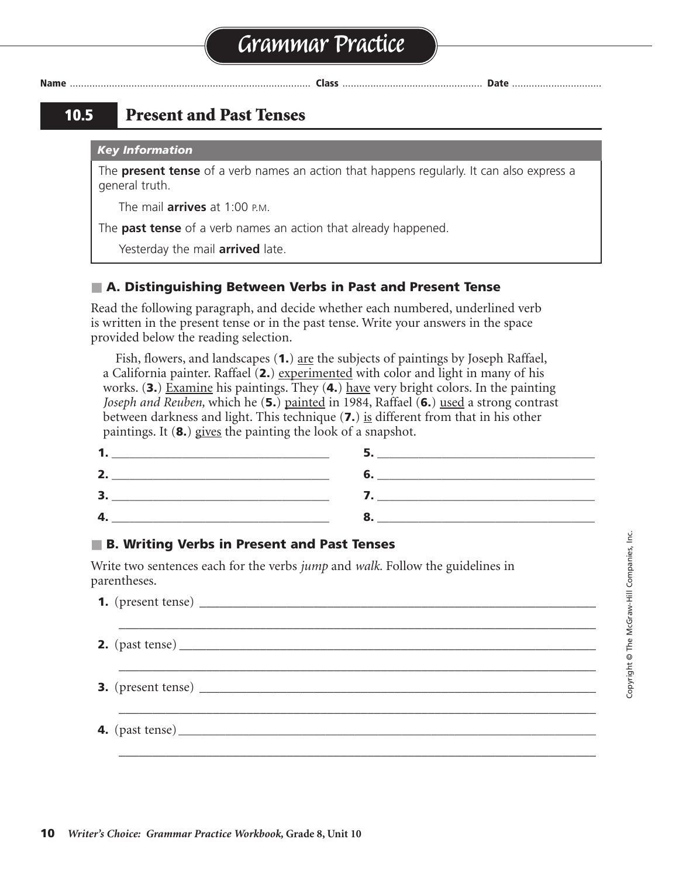# Grammar Practice

**Name** ............................................................ **Class** ............................................ **Date** ...............................

## 10.5 Present and Past Tenses

***Key Information***

The **present tense** of a verb names an action that happens regularly. It can also express a general truth.

The mail **arrives** at 1:00 P.M.

The **past tense** of a verb names an action that already happened.

Yesterday the mail **arrived** late.

### A. Distinguishing Between Verbs in Past and Present Tense

Read the following paragraph, and decide whether each numbered, underlined verb is written in the present tense or in the past tense. Write your answers in the space provided below the reading selection.

Fish, flowers, and landscapes (**1.**) <u>are</u> the subjects of paintings by Joseph Raffael, a California painter. Raffael (**2.**) <u>experimented</u> with color and light in many of his works. (**3.**) <u>Examine</u> his paintings. They (**4.**) <u>have</u> very bright colors. In the painting *Joseph and Reuben,* which he (**5.**) <u>painted</u> in 1984, Raffael (**6.**) <u>used</u> a strong contrast between darkness and light. This technique (**7.**) <u>is</u> different from that in his other paintings. It (**8.**) <u>gives</u> the painting the look of a snapshot.

**1.** ________________________ **5.** ________________________

**2.** ________________________ **6.** ________________________

**3.** ________________________ **7.** ________________________

**4.** ________________________ **8.** ________________________

### B. Writing Verbs in Present and Past Tenses

Write two sentences each for the verbs *jump* and *walk*. Follow the guidelines in parentheses.

**1.** (present tense) ________________________________________________

________________________________________________

**2.** (past tense) ________________________________________________

________________________________________________

**3.** (present tense) ________________________________________________

________________________________________________

**4.** (past tense) ________________________________________________

________________________________________________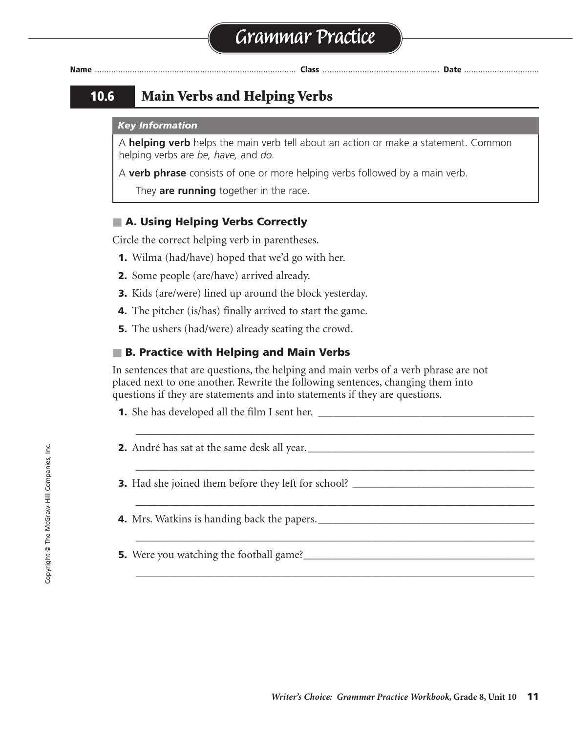# Grammar Practice

Name ........................................ Class ........................................ Date ........................................

## 10.6 Main Verbs and Helping Verbs

***Key Information***

A **helping verb** helps the main verb tell about an action or make a statement. Common helping verbs are *be, have,* and *do.*

A **verb phrase** consists of one or more helping verbs followed by a main verb.

They **are running** together in the race.

### A. Using Helping Verbs Correctly

Circle the correct helping verb in parentheses.

1. Wilma (had/have) hoped that we'd go with her.
2. Some people (are/have) arrived already.
3. Kids (are/were) lined up around the block yesterday.
4. The pitcher (is/has) finally arrived to start the game.
5. The ushers (had/were) already seating the crowd.

### B. Practice with Helping and Main Verbs

In sentences that are questions, the helping and main verbs of a verb phrase are not placed next to one another. Rewrite the following sentences, changing them into questions if they are statements and into statements if they are questions.

1. She has developed all the film I sent her. ________________________________________

________________________________________________________________________

2. André has sat at the same desk all year. ________________________________________

________________________________________________________________________

3. Had she joined them before they left for school? ________________________________

________________________________________________________________________

4. Mrs. Watkins is handing back the papers. ________________________________________

________________________________________________________________________

5. Were you watching the football game? ________________________________________

________________________________________________________________________

Copyright © The McGraw-Hill Companies, Inc.

*Writer's Choice: Grammar Practice Workbook,* Grade 8, Unit 10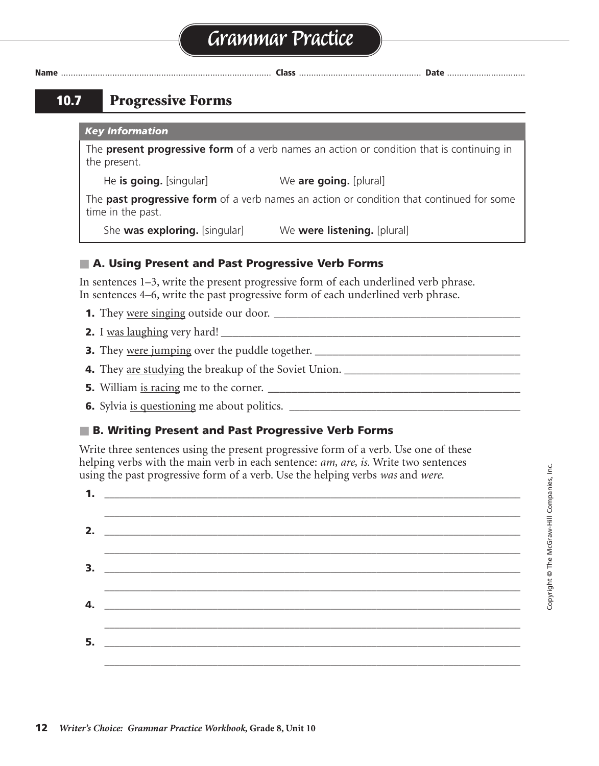# Grammar Practice

Name ...................................................... Class ................................ Date ..........................

## 10.7 Progressive Forms

| *Key Information* |
|---|
| The **present progressive form** of a verb names an action or condition that is continuing in the present. |
| He **is going.** [singular] We **are going.** [plural] |
| The **past progressive form** of a verb names an action or condition that continued for some time in the past. |
| She **was exploring.** [singular] We **were listening.** [plural] |

### A. Using Present and Past Progressive Verb Forms

In sentences 1–3, write the present progressive form of each underlined verb phrase. In sentences 4–6, write the past progressive form of each underlined verb phrase.

1. They were singing outside our door. ____________________
2. I was laughing very hard! ____________________
3. They were jumping over the puddle together. ____________________
4. They are studying the breakup of the Soviet Union. ____________________
5. William is racing me to the corner. ____________________
6. Sylvia is questioning me about politics. ____________________

### B. Writing Present and Past Progressive Verb Forms

Write three sentences using the present progressive form of a verb. Use one of these helping verbs with the main verb in each sentence: *am, are, is.* Write two sentences using the past progressive form of a verb. Use the helping verbs *was* and *were.*

1. ____________________
2. ____________________
3. ____________________
4. ____________________
5. ____________________

Copyright © The McGraw-Hill Companies, Inc.

*Writer's Choice: Grammar Practice Workbook,* Grade 8, Unit 10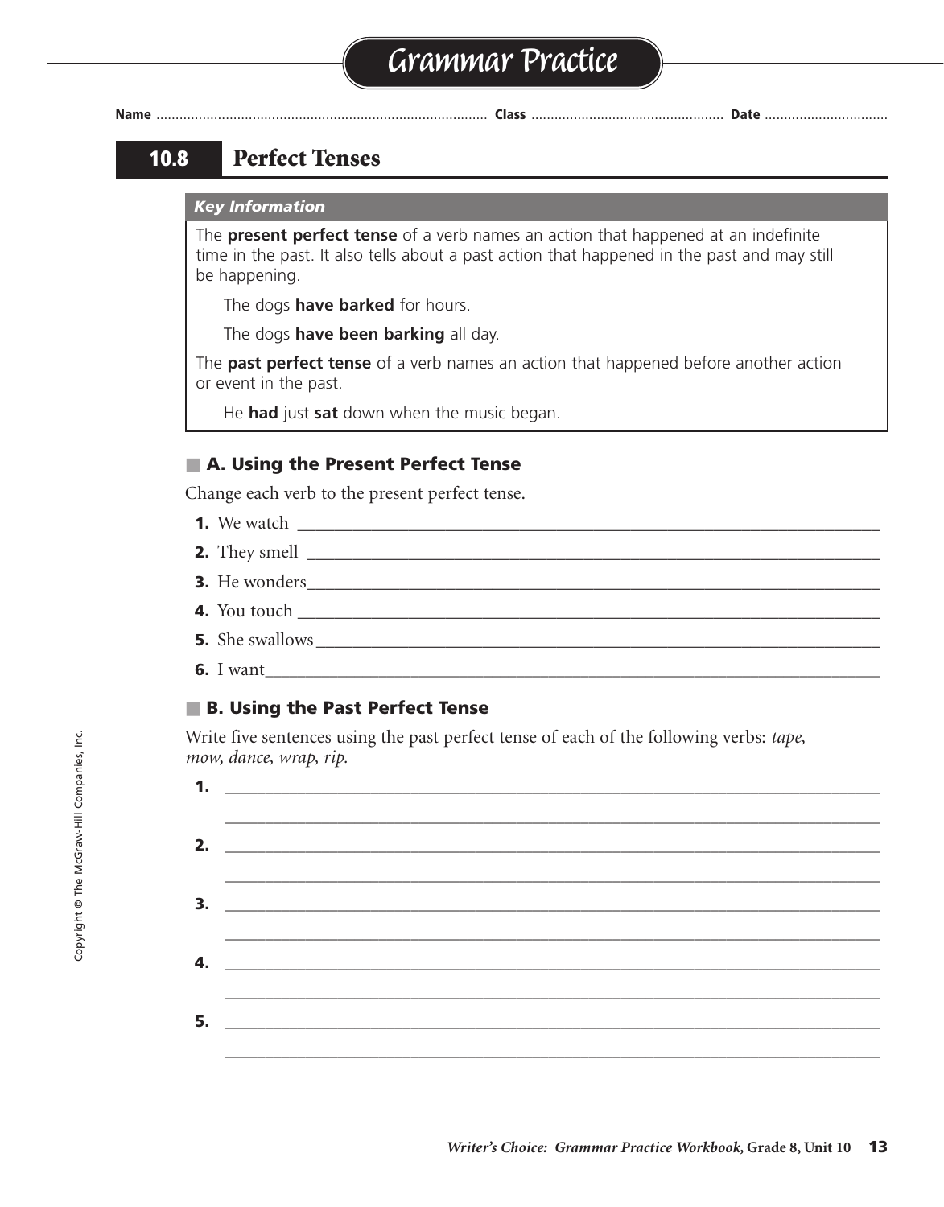# Grammar Practice

Name ............................................. Class ............................................. Date ...............................

## 10.8 Perfect Tenses

***Key Information***

The **present perfect tense** of a verb names an action that happened at an indefinite time in the past. It also tells about a past action that happened in the past and may still be happening.

The dogs **have barked** for hours.

The dogs **have been barking** all day.

The **past perfect tense** of a verb names an action that happened before another action or event in the past.

He **had** just **sat** down when the music began.

### A. Using the Present Perfect Tense

Change each verb to the present perfect tense.

**1.** We watch ____________________

**2.** They smell ____________________

**3.** He wonders ____________________

**4.** You touch ____________________

**5.** She swallows ____________________

**6.** I want ____________________

### B. Using the Past Perfect Tense

Write five sentences using the past perfect tense of each of the following verbs: *tape, mow, dance, wrap, rip.*

**1.** ____________________

____________________

**2.** ____________________

____________________

**3.** ____________________

____________________

**4.** ____________________

____________________

**5.** ____________________

____________________

Copyright © The McGraw-Hill Companies, Inc.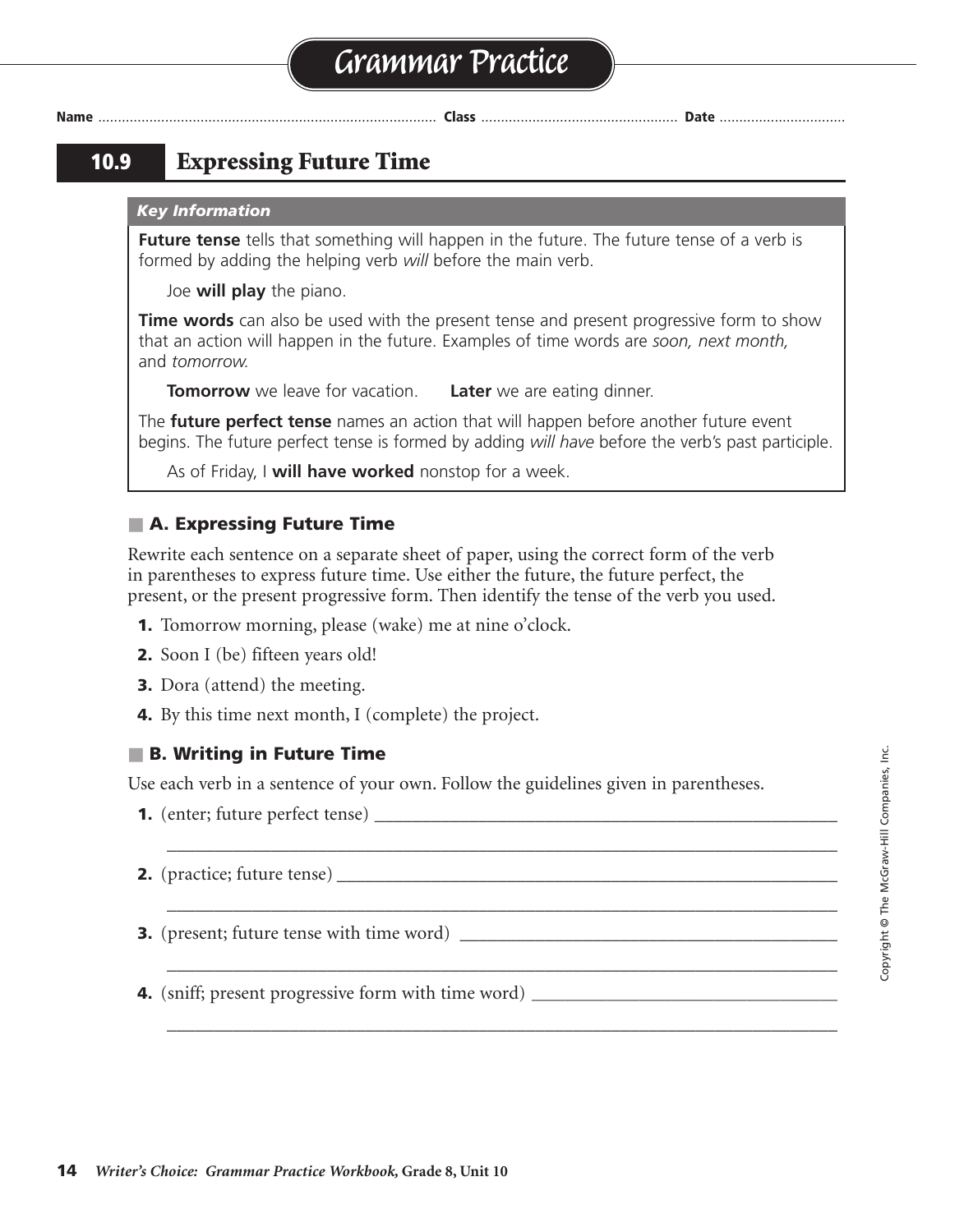# Grammar Practice

Name ........................................ Class ........................................ Date ........................................

## 10.9 Expressing Future Time

***Key Information***

**Future tense** tells that something will happen in the future. The future tense of a verb is formed by adding the helping verb *will* before the main verb.

Joe **will play** the piano.

**Time words** can also be used with the present tense and present progressive form to show that an action will happen in the future. Examples of time words are *soon, next month,* and *tomorrow.*

**Tomorrow** we leave for vacation. **Later** we are eating dinner.

The **future perfect tense** names an action that will happen before another future event begins. The future perfect tense is formed by adding *will have* before the verb's past participle.

As of Friday, I **will have worked** nonstop for a week.

### A. Expressing Future Time

Rewrite each sentence on a separate sheet of paper, using the correct form of the verb in parentheses to express future time. Use either the future, the future perfect, the present, or the present progressive form. Then identify the tense of the verb you used.

1. Tomorrow morning, please (wake) me at nine o'clock.
2. Soon I (be) fifteen years old!
3. Dora (attend) the meeting.
4. By this time next month, I (complete) the project.

### B. Writing in Future Time

Use each verb in a sentence of your own. Follow the guidelines given in parentheses.

1. (enter; future perfect tense) ________________________________________
________________________________________
2. (practice; future tense) ________________________________________
________________________________________
3. (present; future tense with time word) ________________________________________
________________________________________
4. (sniff; present progressive form with time word) ________________________________________
________________________________________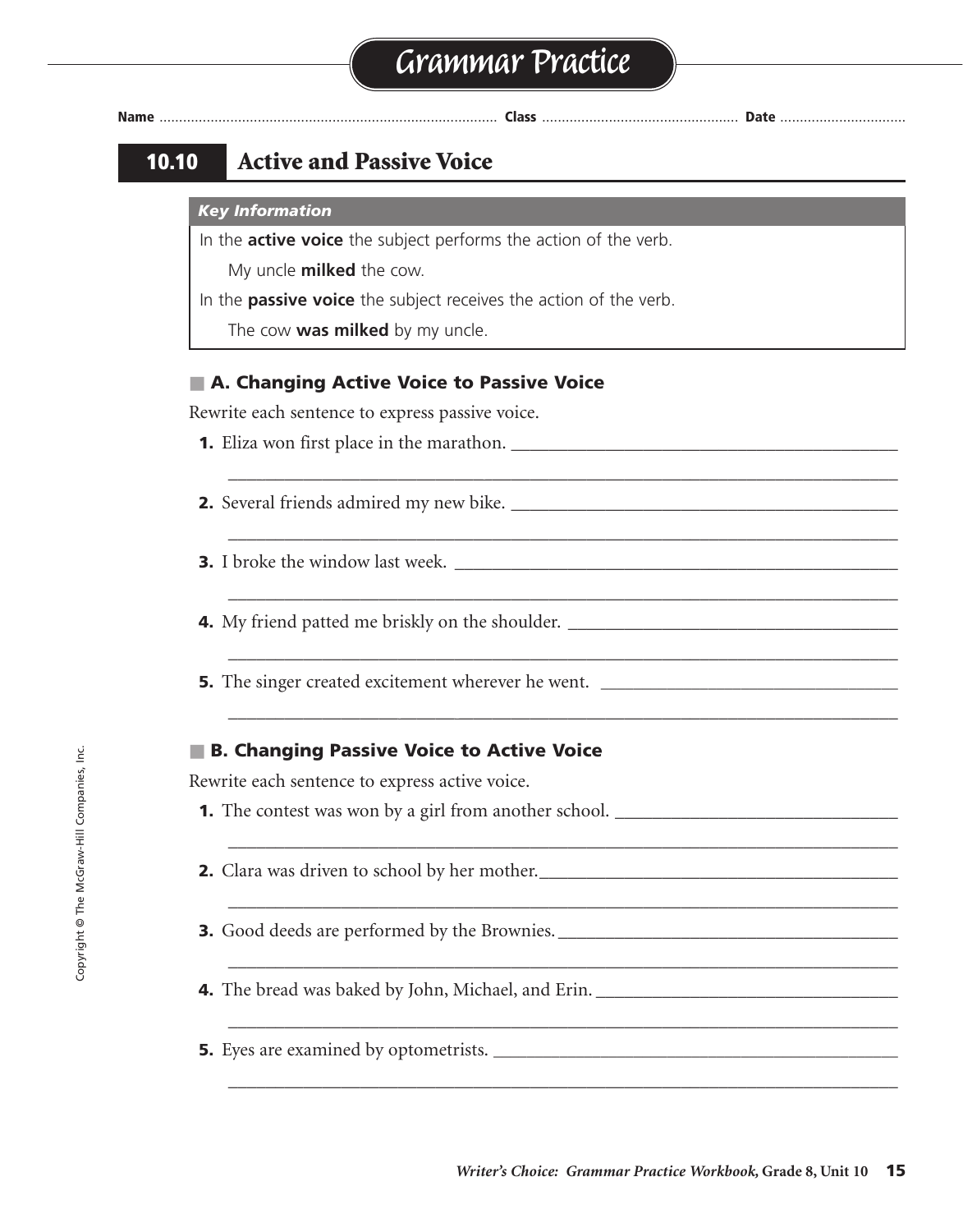# Grammar Practice

Name ........................ Class ........................ Date ........................

## 10.10 Active and Passive Voice

***Key Information***

In the **active voice** the subject performs the action of the verb.

My uncle **milked** the cow.

In the **passive voice** the subject receives the action of the verb.

The cow **was milked** by my uncle.

### A. Changing Active Voice to Passive Voice

Rewrite each sentence to express passive voice.

**1.** Eliza won first place in the marathon. ________________________________________

________________________________________________________________________

**2.** Several friends admired my new bike. ________________________________________

________________________________________________________________________

**3.** I broke the window last week. ________________________________________

________________________________________________________________________

**4.** My friend patted me briskly on the shoulder. ________________________________________

________________________________________________________________________

**5.** The singer created excitement wherever he went. ________________________________________

________________________________________________________________________

### B. Changing Passive Voice to Active Voice

Rewrite each sentence to express active voice.

**1.** The contest was won by a girl from another school. ________________________________________

________________________________________________________________________

**2.** Clara was driven to school by her mother. ________________________________________

________________________________________________________________________

**3.** Good deeds are performed by the Brownies. ________________________________________

________________________________________________________________________

**4.** The bread was baked by John, Michael, and Erin. ________________________________________

________________________________________________________________________

**5.** Eyes are examined by optometrists. ________________________________________

________________________________________________________________________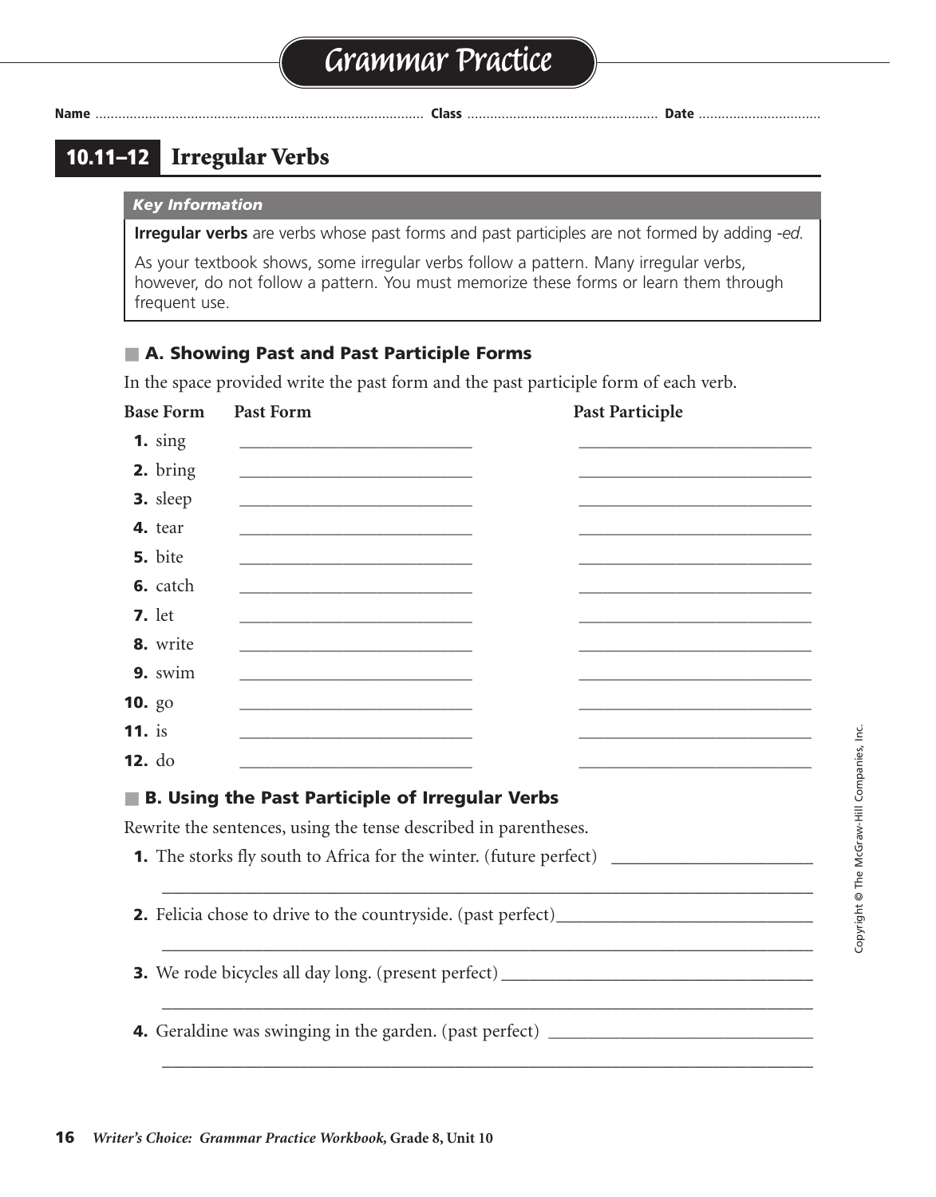# Grammar Practice

Name ........................................ Class ........................................ Date ........................................

## 10.11–12 Irregular Verbs

***Key Information***

**Irregular verbs** are verbs whose past forms and past participles are not formed by adding *-ed.*

As your textbook shows, some irregular verbs follow a pattern. Many irregular verbs, however, do not follow a pattern. You must memorize these forms or learn them through frequent use.

### A. Showing Past and Past Participle Forms

In the space provided write the past form and the past participle form of each verb.

| Base Form | Past Form | Past Participle |
|---|---|---|
| **1.** sing | ____________________ | ____________________ |
| **2.** bring | ____________________ | ____________________ |
| **3.** sleep | ____________________ | ____________________ |
| **4.** tear | ____________________ | ____________________ |
| **5.** bite | ____________________ | ____________________ |
| **6.** catch | ____________________ | ____________________ |
| **7.** let | ____________________ | ____________________ |
| **8.** write | ____________________ | ____________________ |
| **9.** swim | ____________________ | ____________________ |
| **10.** go | ____________________ | ____________________ |
| **11.** is | ____________________ | ____________________ |
| **12.** do | ____________________ | ____________________ |

### B. Using the Past Participle of Irregular Verbs

Rewrite the sentences, using the tense described in parentheses.

**1.** The storks fly south to Africa for the winter. (future perfect) ____________________

____________________________________________________________

**2.** Felicia chose to drive to the countryside. (past perfect) ____________________

____________________________________________________________

**3.** We rode bicycles all day long. (present perfect) ____________________

____________________________________________________________

**4.** Geraldine was swinging in the garden. (past perfect) ____________________

____________________________________________________________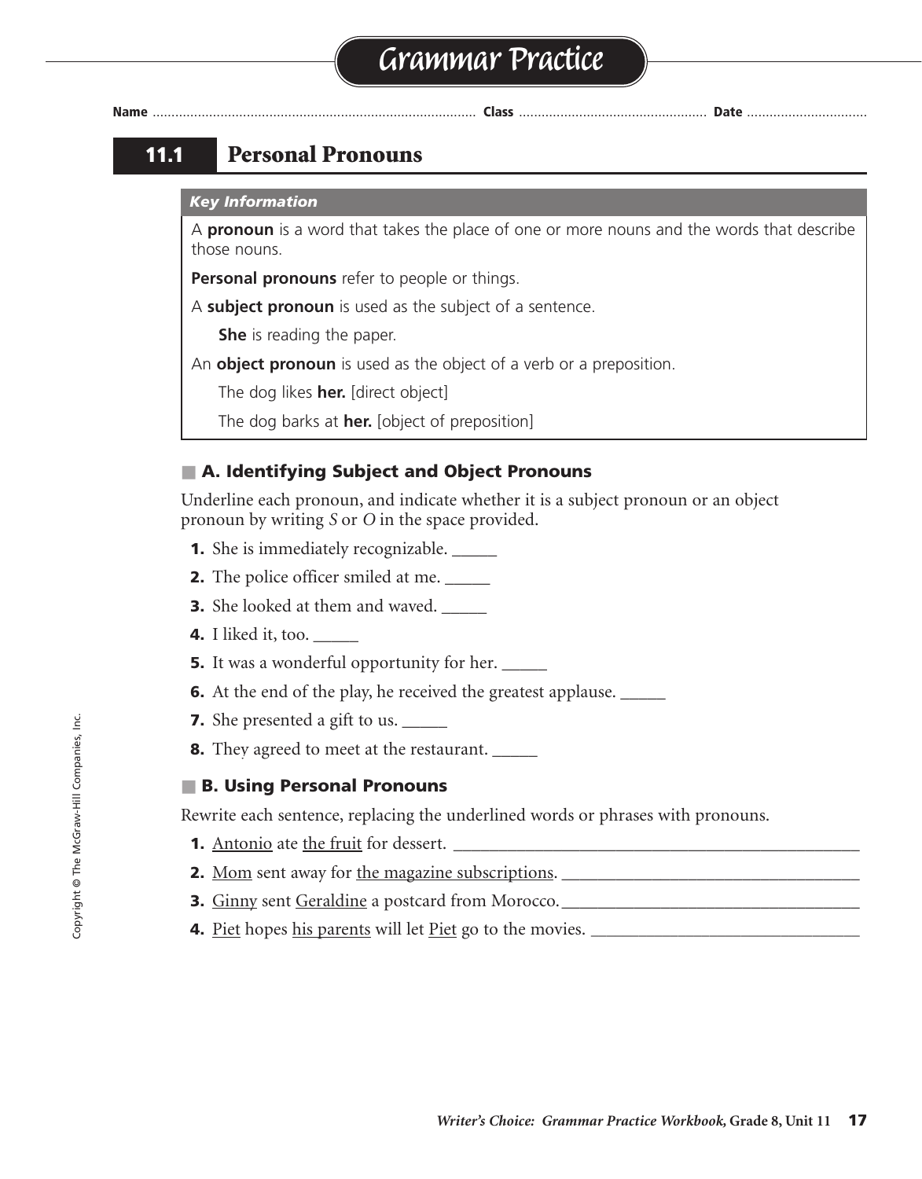# Grammar Practice

**Name** ............................................................................................ **Class** ................................................. **Date** ................................

## 11.1 Personal Pronouns

***Key Information***

A **pronoun** is a word that takes the place of one or more nouns and the words that describe those nouns.

**Personal pronouns** refer to people or things.

A **subject pronoun** is used as the subject of a sentence.

**She** is reading the paper.

An **object pronoun** is used as the object of a verb or a preposition.

The dog likes **her.** [direct object]

The dog barks at **her.** [object of preposition]

### A. Identifying Subject and Object Pronouns

Underline each pronoun, and indicate whether it is a subject pronoun or an object pronoun by writing *S* or *O* in the space provided.

**1.** She is immediately recognizable. _____

**2.** The police officer smiled at me. _____

**3.** She looked at them and waved. _____

**4.** I liked it, too. _____

**5.** It was a wonderful opportunity for her. _____

**6.** At the end of the play, he received the greatest applause. _____

**7.** She presented a gift to us. _____

**8.** They agreed to meet at the restaurant. _____

### B. Using Personal Pronouns

Rewrite each sentence, replacing the underlined words or phrases with pronouns.

**1.** <u>Antonio</u> ate <u>the fruit</u> for dessert. ________________________________________________

**2.** <u>Mom</u> sent away for <u>the magazine subscriptions</u>. __________________________________

**3.** <u>Ginny</u> sent <u>Geraldine</u> a postcard from Morocco. __________________________________

**4.** <u>Piet</u> hopes <u>his parents</u> will let <u>Piet</u> go to the movies. ______________________________

Copyright © The McGraw-Hill Companies, Inc.

*Writer's Choice: Grammar Practice Workbook,* **Grade 8, Unit 11**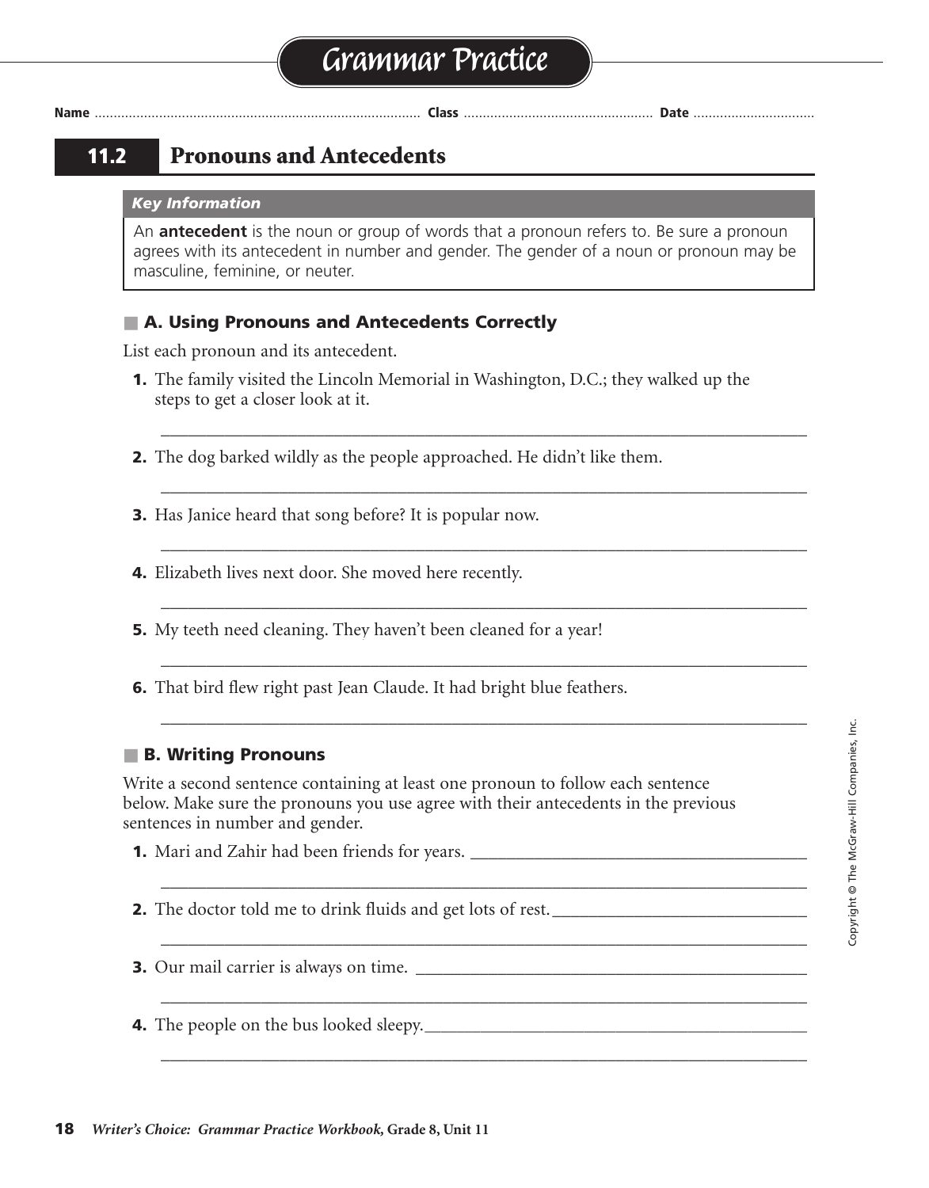# Grammar Practice

Name ........................................ Class ........................................ Date ........................................

## 11.2 Pronouns and Antecedents

**Key Information**

An **antecedent** is the noun or group of words that a pronoun refers to. Be sure a pronoun agrees with its antecedent in number and gender. The gender of a noun or pronoun may be masculine, feminine, or neuter.

### A. Using Pronouns and Antecedents Correctly

List each pronoun and its antecedent.

1. The family visited the Lincoln Memorial in Washington, D.C.; they walked up the steps to get a closer look at it.

   ______________________________________________

2. The dog barked wildly as the people approached. He didn't like them.

   ______________________________________________

3. Has Janice heard that song before? It is popular now.

   ______________________________________________

4. Elizabeth lives next door. She moved here recently.

   ______________________________________________

5. My teeth need cleaning. They haven't been cleaned for a year!

   ______________________________________________

6. That bird flew right past Jean Claude. It had bright blue feathers.

   ______________________________________________

### B. Writing Pronouns

Write a second sentence containing at least one pronoun to follow each sentence below. Make sure the pronouns you use agree with their antecedents in the previous sentences in number and gender.

1. Mari and Zahir had been friends for years. ______________________________

   ______________________________________________

2. The doctor told me to drink fluids and get lots of rest. ______________________________

   ______________________________________________

3. Our mail carrier is always on time. ______________________________

   ______________________________________________

4. The people on the bus looked sleepy. ______________________________

   ______________________________________________

*Writer's Choice: Grammar Practice Workbook,* **Grade 8, Unit 11**

Copyright © The McGraw-Hill Companies, Inc.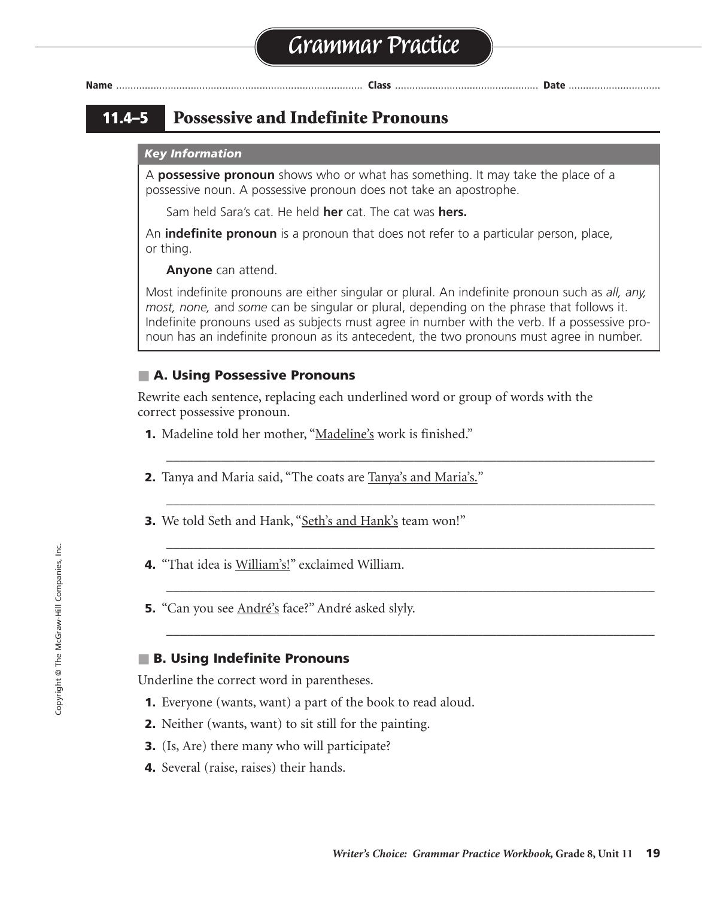# Grammar Practice

**Name** ........................................ **Class** ........................................ **Date** ..............................

## 11.4–5 Possessive and Indefinite Pronouns

***Key Information***

A **possessive pronoun** shows who or what has something. It may take the place of a possessive noun. A possessive pronoun does not take an apostrophe.

Sam held Sara's cat. He held **her** cat. The cat was **hers.**

An **indefinite pronoun** is a pronoun that does not refer to a particular person, place, or thing.

**Anyone** can attend.

Most indefinite pronouns are either singular or plural. An indefinite pronoun such as *all, any, most, none,* and *some* can be singular or plural, depending on the phrase that follows it. Indefinite pronouns used as subjects must agree in number with the verb. If a possessive pronoun has an indefinite pronoun as its antecedent, the two pronouns must agree in number.

### A. Using Possessive Pronouns

Rewrite each sentence, replacing each underlined word or group of words with the correct possessive pronoun.

**1.** Madeline told her mother, "<u>Madeline's</u> work is finished."

______________________________________________________________________

**2.** Tanya and Maria said, "The coats are <u>Tanya's and Maria's.</u>"

______________________________________________________________________

**3.** We told Seth and Hank, "<u>Seth's and Hank's</u> team won!"

______________________________________________________________________

**4.** "That idea is <u>William's!</u>" exclaimed William.

______________________________________________________________________

**5.** "Can you see <u>André's</u> face?" André asked slyly.

______________________________________________________________________

### B. Using Indefinite Pronouns

Underline the correct word in parentheses.

**1.** Everyone (wants, want) a part of the book to read aloud.

**2.** Neither (wants, want) to sit still for the painting.

**3.** (Is, Are) there many who will participate?

**4.** Several (raise, raises) their hands.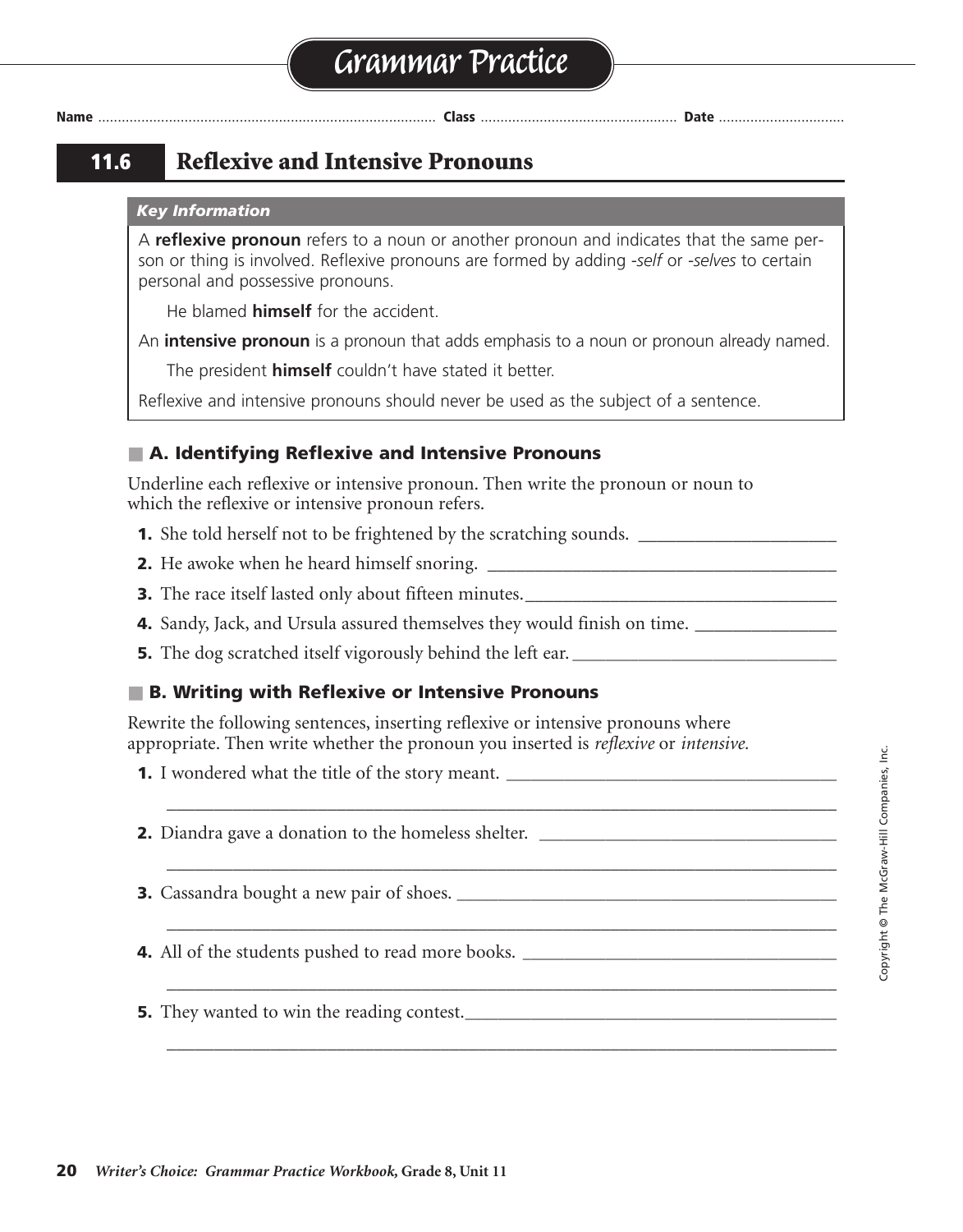# Grammar Practice

Name ........................ Class ........................ Date ........................

## 11.6 Reflexive and Intensive Pronouns

***Key Information***

A **reflexive pronoun** refers to a noun or another pronoun and indicates that the same person or thing is involved. Reflexive pronouns are formed by adding *-self* or *-selves* to certain personal and possessive pronouns.

He blamed **himself** for the accident.

An **intensive pronoun** is a pronoun that adds emphasis to a noun or pronoun already named.

The president **himself** couldn't have stated it better.

Reflexive and intensive pronouns should never be used as the subject of a sentence.

### A. Identifying Reflexive and Intensive Pronouns

Underline each reflexive or intensive pronoun. Then write the pronoun or noun to which the reflexive or intensive pronoun refers.

1. She told herself not to be frightened by the scratching sounds. ______________________
2. He awoke when he heard himself snoring. ______________________
3. The race itself lasted only about fifteen minutes. ______________________
4. Sandy, Jack, and Ursula assured themselves they would finish on time. ______________________
5. The dog scratched itself vigorously behind the left ear. ______________________

### B. Writing with Reflexive or Intensive Pronouns

Rewrite the following sentences, inserting reflexive or intensive pronouns where appropriate. Then write whether the pronoun you inserted is *reflexive* or *intensive*.

1. I wondered what the title of the story meant. ______________________
______________________
2. Diandra gave a donation to the homeless shelter. ______________________
______________________
3. Cassandra bought a new pair of shoes. ______________________
______________________
4. All of the students pushed to read more books. ______________________
______________________
5. They wanted to win the reading contest. ______________________
______________________

Copyright © The McGraw-Hill Companies, Inc.

*Writer's Choice: Grammar Practice Workbook,* Grade 8, Unit 11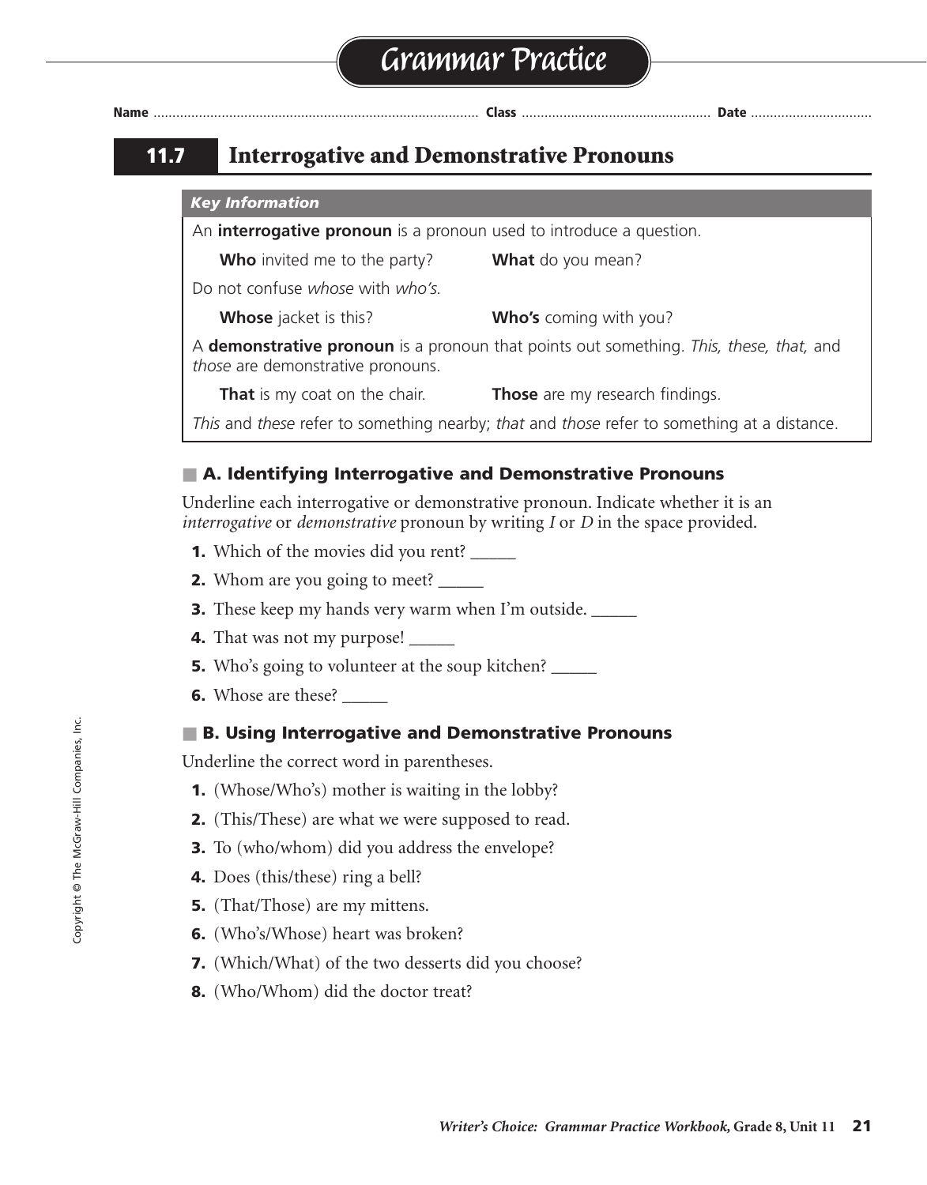# Grammar Practice

Name ................................................................................ Class ................................................ Date ...............................

## 11.7 Interrogative and Demonstrative Pronouns

***Key Information***

An **interrogative pronoun** is a pronoun used to introduce a question.

**Who** invited me to the party? **What** do you mean?

Do not confuse *whose* with *who's.*

**Whose** jacket is this? **Who's** coming with you?

A **demonstrative pronoun** is a pronoun that points out something. *This, these, that,* and *those* are demonstrative pronouns.

**That** is my coat on the chair. **Those** are my research findings.

*This* and *these* refer to something nearby; *that* and *those* refer to something at a distance.

### A. Identifying Interrogative and Demonstrative Pronouns

Underline each interrogative or demonstrative pronoun. Indicate whether it is an *interrogative* or *demonstrative* pronoun by writing *I* or *D* in the space provided.

1. Which of the movies did you rent? _____
2. Whom are you going to meet? _____
3. These keep my hands very warm when I'm outside. _____
4. That was not my purpose! _____
5. Who's going to volunteer at the soup kitchen? _____
6. Whose are these? _____

### B. Using Interrogative and Demonstrative Pronouns

Underline the correct word in parentheses.

1. (Whose/Who's) mother is waiting in the lobby?
2. (This/These) are what we were supposed to read.
3. To (who/whom) did you address the envelope?
4. Does (this/these) ring a bell?
5. (That/Those) are my mittens.
6. (Who's/Whose) heart was broken?
7. (Which/What) of the two desserts did you choose?
8. (Who/Whom) did the doctor treat?

Copyright © The McGraw-Hill Companies, Inc.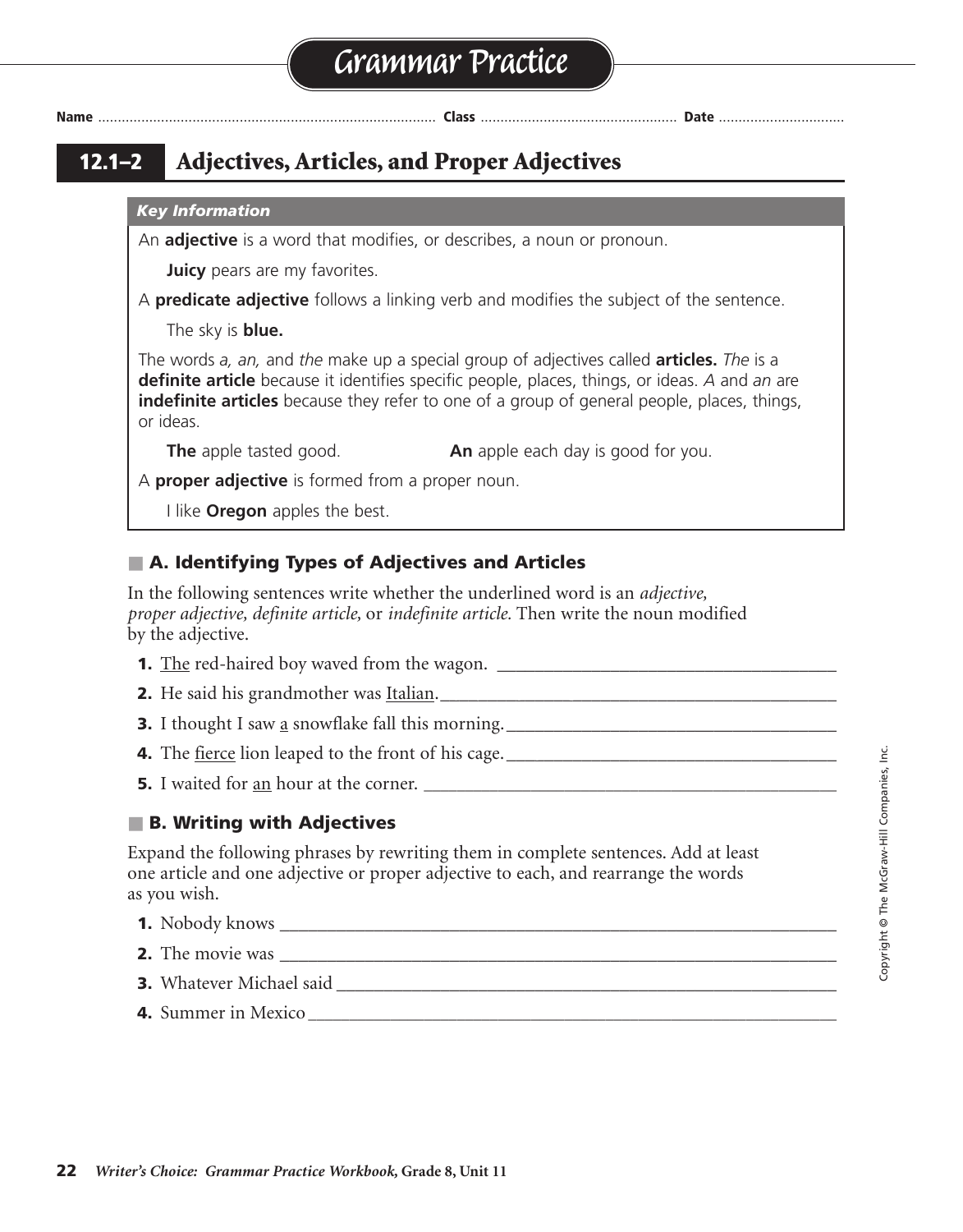# Grammar Practice

**Name** ........................................ **Class** ........................................ **Date** ........................................

## 12.1–2 Adjectives, Articles, and Proper Adjectives

***Key Information***

An **adjective** is a word that modifies, or describes, a noun or pronoun.

> **Juicy** pears are my favorites.

A **predicate adjective** follows a linking verb and modifies the subject of the sentence.

> The sky is **blue.**

The words *a, an,* and *the* make up a special group of adjectives called **articles.** *The* is a **definite article** because it identifies specific people, places, things, or ideas. *A* and *an* are **indefinite articles** because they refer to one of a group of general people, places, things, or ideas.

> **The** apple tasted good. **An** apple each day is good for you.

A **proper adjective** is formed from a proper noun.

> I like **Oregon** apples the best.

### A. Identifying Types of Adjectives and Articles

In the following sentences write whether the underlined word is an *adjective*, *proper adjective*, *definite article*, or *indefinite article*. Then write the noun modified by the adjective.

**1.** <u>The</u> red-haired boy waved from the wagon. ______________________

**2.** He said his grandmother was <u>Italian</u>. ______________________

**3.** I thought I saw <u>a</u> snowflake fall this morning. ______________________

**4.** The <u>fierce</u> lion leaped to the front of his cage. ______________________

**5.** I waited for <u>an</u> hour at the corner. ______________________

### B. Writing with Adjectives

Expand the following phrases by rewriting them in complete sentences. Add at least one article and one adjective or proper adjective to each, and rearrange the words as you wish.

**1.** Nobody knows ______________________

**2.** The movie was ______________________

**3.** Whatever Michael said ______________________

**4.** Summer in Mexico ______________________

Copyright © The McGraw-Hill Companies, Inc.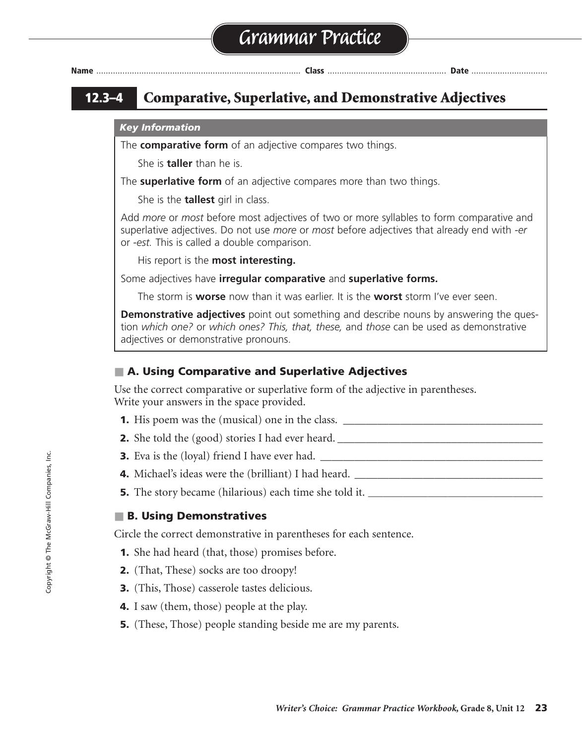# Grammar Practice

**Name** .............................................................................................. **Class** .................................................. **Date** ................................

## 12.3–4 Comparative, Superlative, and Demonstrative Adjectives

***Key Information***

The **comparative form** of an adjective compares two things.

> She is **taller** than he is.

The **superlative form** of an adjective compares more than two things.

> She is the **tallest** girl in class.

Add *more* or *most* before most adjectives of two or more syllables to form comparative and superlative adjectives. Do not use *more* or *most* before adjectives that already end with *-er* or *-est.* This is called a double comparison.

> His report is the **most interesting.**

Some adjectives have **irregular comparative** and **superlative forms.**

> The storm is **worse** now than it was earlier. It is the **worst** storm I've ever seen.

**Demonstrative adjectives** point out something and describe nouns by answering the question *which one?* or *which ones? This, that, these,* and *those* can be used as demonstrative adjectives or demonstrative pronouns.

### A. Using Comparative and Superlative Adjectives

Use the correct comparative or superlative form of the adjective in parentheses. Write your answers in the space provided.

1. His poem was the (musical) one in the class. ____________________________________
2. She told the (good) stories I had ever heard. ____________________________________
3. Eva is the (loyal) friend I have ever had. ____________________________________
4. Michael's ideas were the (brilliant) I had heard. ____________________________________
5. The story became (hilarious) each time she told it. ____________________________________

### B. Using Demonstratives

Circle the correct demonstrative in parentheses for each sentence.

1. She had heard (that, those) promises before.
2. (That, These) socks are too droopy!
3. (This, Those) casserole tastes delicious.
4. I saw (them, those) people at the play.
5. (These, Those) people standing beside me are my parents.

Copyright © The McGraw-Hill Companies, Inc.

*Writer's Choice: Grammar Practice Workbook,* Grade 8, Unit 12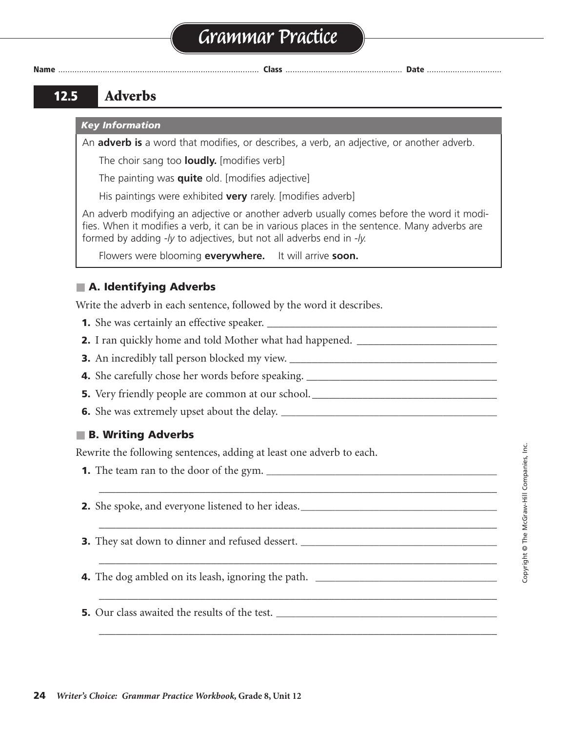# Grammar Practice

Name ........................................ Class ........................................ Date ........................................

## 12.5 Adverbs

***Key Information***

An **adverb is** a word that modifies, or describes, a verb, an adjective, or another adverb.

The choir sang too **loudly.** [modifies verb]

The painting was **quite** old. [modifies adjective]

His paintings were exhibited **very** rarely. [modifies adverb]

An adverb modifying an adjective or another adverb usually comes before the word it modifies. When it modifies a verb, it can be in various places in the sentence. Many adverbs are formed by adding *-ly* to adjectives, but not all adverbs end in *-ly.*

Flowers were blooming **everywhere.** It will arrive **soon.**

### A. Identifying Adverbs

Write the adverb in each sentence, followed by the word it describes.

1. She was certainly an effective speaker. ________________________________
2. I ran quickly home and told Mother what had happened. ________________________________
3. An incredibly tall person blocked my view. ________________________________
4. She carefully chose her words before speaking. ________________________________
5. Very friendly people are common at our school. ________________________________
6. She was extremely upset about the delay. ________________________________

### B. Writing Adverbs

Rewrite the following sentences, adding at least one adverb to each.

1. The team ran to the door of the gym. ________________________________
________________________________________________________________
2. She spoke, and everyone listened to her ideas. ________________________________
________________________________________________________________
3. They sat down to dinner and refused dessert. ________________________________
________________________________________________________________
4. The dog ambled on its leash, ignoring the path. ________________________________
________________________________________________________________
5. Our class awaited the results of the test. ________________________________
________________________________________________________________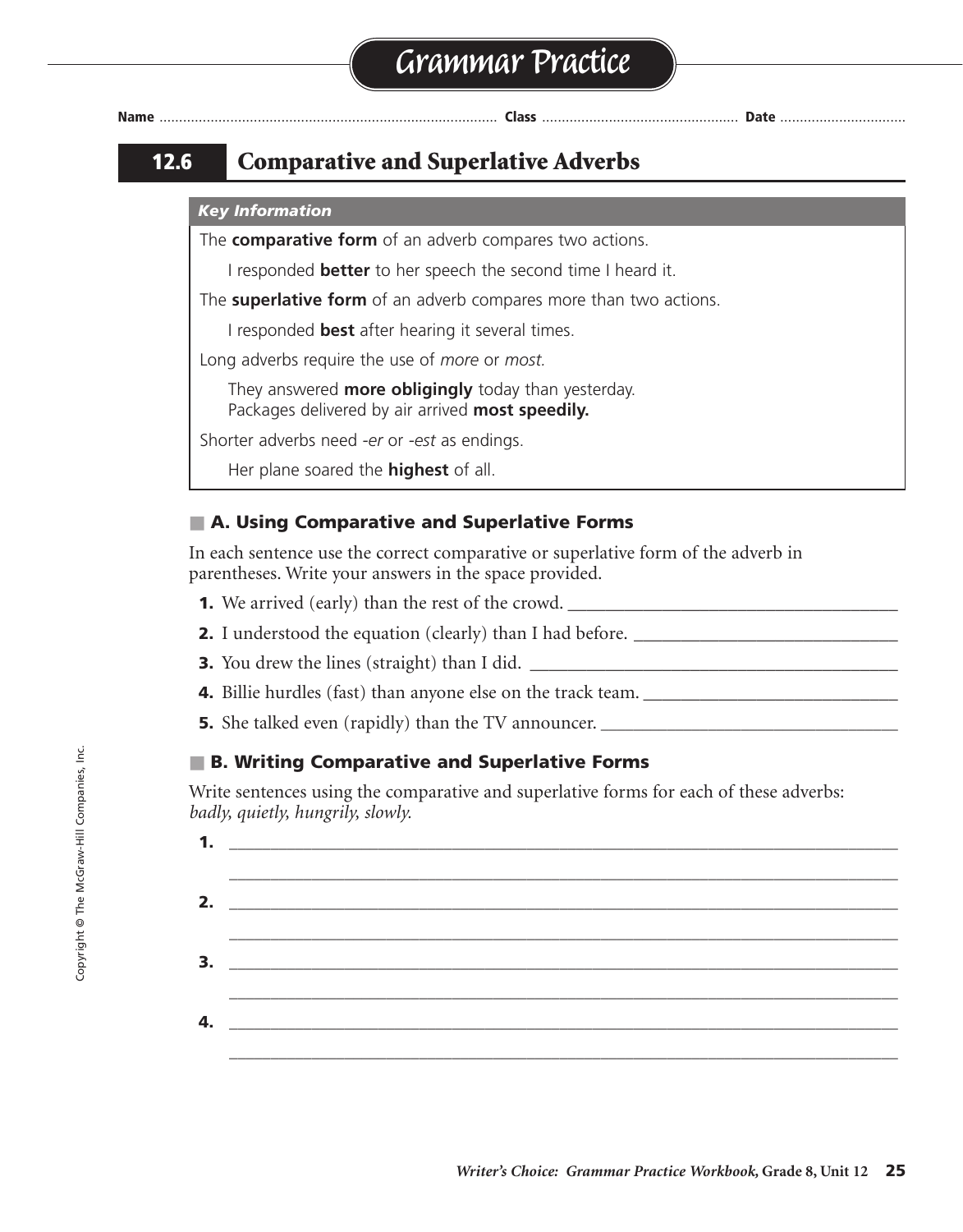# Grammar Practice

Name ........................................ Class ........................................ Date ........................................

## 12.6 Comparative and Superlative Adverbs

***Key Information***

The **comparative form** of an adverb compares two actions.

I responded **better** to her speech the second time I heard it.

The **superlative form** of an adverb compares more than two actions.

I responded **best** after hearing it several times.

Long adverbs require the use of *more* or *most.*

They answered **more obligingly** today than yesterday.
Packages delivered by air arrived **most speedily.**

Shorter adverbs need *-er* or *-est* as endings.

Her plane soared the **highest** of all.

### A. Using Comparative and Superlative Forms

In each sentence use the correct comparative or superlative form of the adverb in parentheses. Write your answers in the space provided.

**1.** We arrived (early) than the rest of the crowd. ____________________

**2.** I understood the equation (clearly) than I had before. ____________________

**3.** You drew the lines (straight) than I did. ____________________

**4.** Billie hurdles (fast) than anyone else on the track team. ____________________

**5.** She talked even (rapidly) than the TV announcer. ____________________

### B. Writing Comparative and Superlative Forms

Write sentences using the comparative and superlative forms for each of these adverbs: *badly, quietly, hungrily, slowly.*

**1.** ____________________________________________________________

____________________________________________________________

**2.** ____________________________________________________________

____________________________________________________________

**3.** ____________________________________________________________

____________________________________________________________

**4.** ____________________________________________________________

____________________________________________________________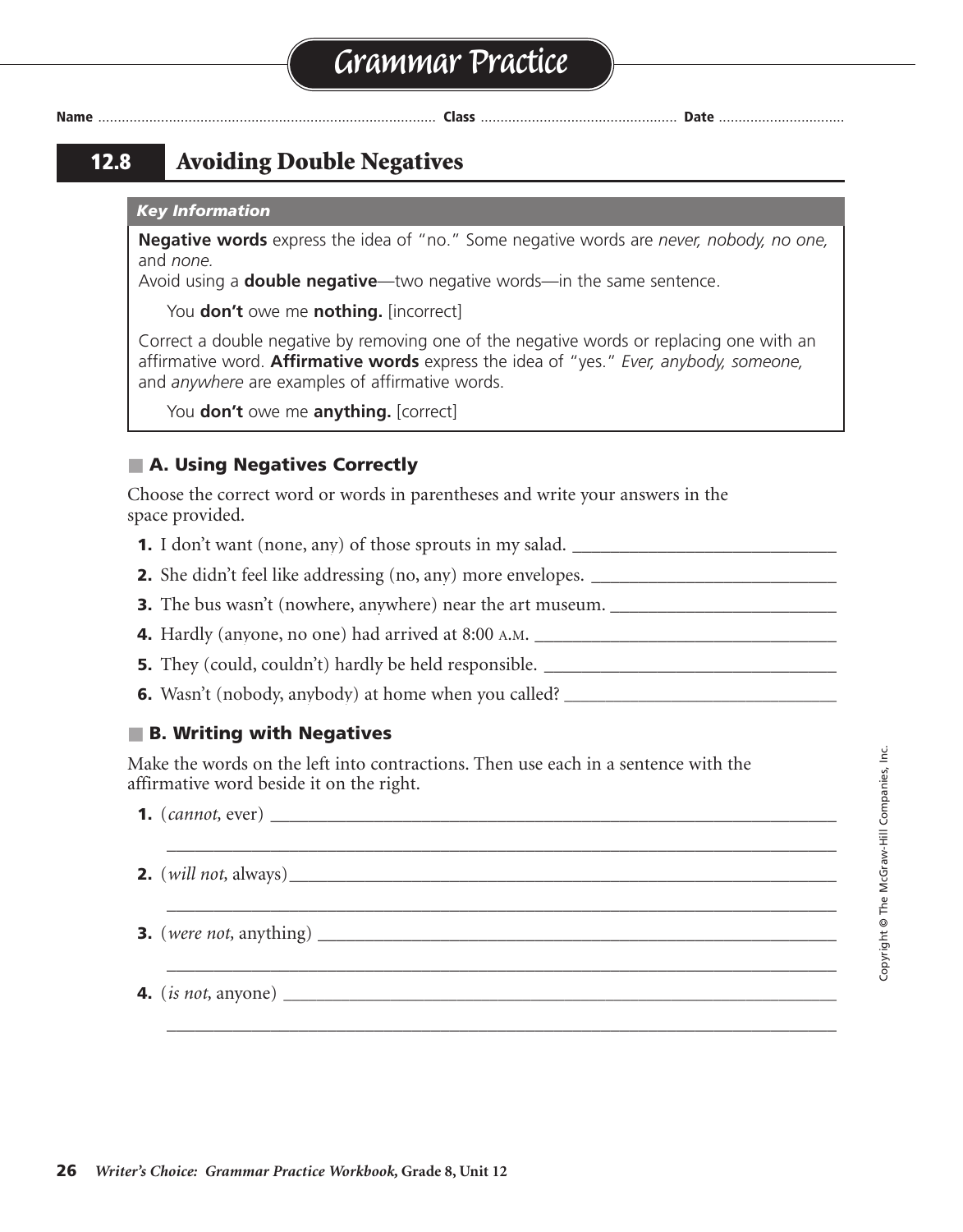# Grammar Practice

**Name** ............................................................................................ **Class** ...................................................... **Date** ....................................

## 12.8 Avoiding Double Negatives

***Key Information***

**Negative words** express the idea of "no." Some negative words are *never, nobody, no one,* and *none.*

Avoid using a **double negative**—two negative words—in the same sentence.

You **don't** owe me **nothing.** [incorrect]

Correct a double negative by removing one of the negative words or replacing one with an affirmative word. **Affirmative words** express the idea of "yes." *Ever, anybody, someone,* and *anywhere* are examples of affirmative words.

You **don't** owe me **anything.** [correct]

### A. Using Negatives Correctly

Choose the correct word or words in parentheses and write your answers in the space provided.

1. I don't want (none, any) of those sprouts in my salad. ______________________________
2. She didn't feel like addressing (no, any) more envelopes. ___________________________
3. The bus wasn't (nowhere, anywhere) near the art museum. __________________________
4. Hardly (anyone, no one) had arrived at 8:00 A.M. __________________________________
5. They (could, couldn't) hardly be held responsible. _________________________________
6. Wasn't (nobody, anybody) at home when you called? _______________________________

### B. Writing with Negatives

Make the words on the left into contractions. Then use each in a sentence with the affirmative word beside it on the right.

1. (*cannot,* ever) ____________________________________________________________

   ______________________________________________________________________________

2. (*will not,* always)__________________________________________________________

   ______________________________________________________________________________

3. (*were not,* anything) _______________________________________________________

   ______________________________________________________________________________

4. (*is not,* anyone) __________________________________________________________

   ______________________________________________________________________________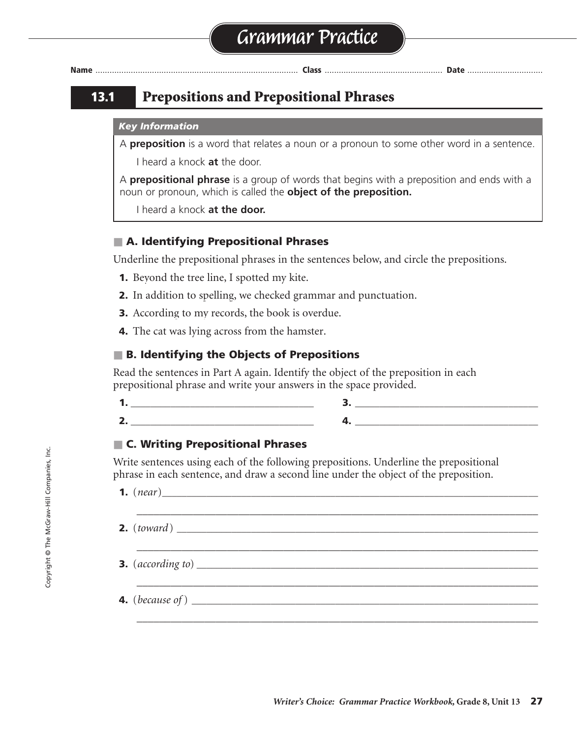# Grammar Practice

Name .................................................................................... Class ................................................ Date ...............................

## 13.1 Prepositions and Prepositional Phrases

*Key Information*

A **preposition** is a word that relates a noun or a pronoun to some other word in a sentence.

I heard a knock **at** the door.

A **prepositional phrase** is a group of words that begins with a preposition and ends with a noun or pronoun, which is called the **object of the preposition.**

I heard a knock **at the door.**

### A. Identifying Prepositional Phrases

Underline the prepositional phrases in the sentences below, and circle the prepositions.

1. Beyond the tree line, I spotted my kite.
2. In addition to spelling, we checked grammar and punctuation.
3. According to my records, the book is overdue.
4. The cat was lying across from the hamster.

### B. Identifying the Objects of Prepositions

Read the sentences in Part A again. Identify the object of the preposition in each prepositional phrase and write your answers in the space provided.

1. ___________________________________ 3. ___________________________________

2. ___________________________________ 4. ___________________________________

### C. Writing Prepositional Phrases

Write sentences using each of the following prepositions. Underline the prepositional phrase in each sentence, and draw a second line under the object of the preposition.

1. (*near*) ___________________________________________________________________

   ______________________________________________________________________________

2. (*toward*) _________________________________________________________________

   ______________________________________________________________________________

3. (*according to*) ___________________________________________________________

   ______________________________________________________________________________

4. (*because of*) _____________________________________________________________

   ______________________________________________________________________________

Copyright © The McGraw-Hill Companies, Inc.

*Writer's Choice: Grammar Practice Workbook,* Grade 8, Unit 13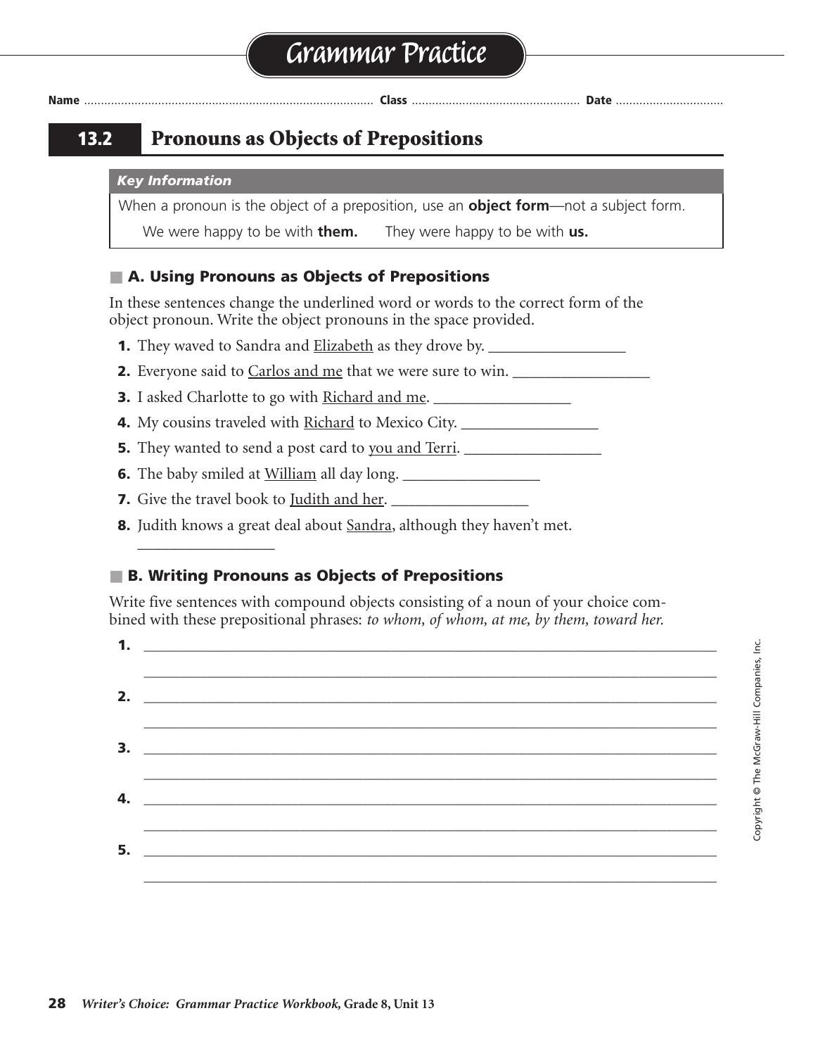# Grammar Practice

Name .................................................. Class .................................................. Date ................................

## 13.2 Pronouns as Objects of Prepositions

***Key Information***

When a pronoun is the object of a preposition, use an **object form**—not a subject form.

We were happy to be with **them.** They were happy to be with **us.**

### A. Using Pronouns as Objects of Prepositions

In these sentences change the underlined word or words to the correct form of the object pronoun. Write the object pronouns in the space provided.

1. They waved to Sandra and <u>Elizabeth</u> as they drove by. _________________
2. Everyone said to <u>Carlos and me</u> that we were sure to win. _________________
3. I asked Charlotte to go with <u>Richard and me</u>. _________________
4. My cousins traveled with <u>Richard</u> to Mexico City. _________________
5. They wanted to send a post card to <u>you and Terri</u>. _________________
6. The baby smiled at <u>William</u> all day long. _________________
7. Give the travel book to <u>Judith and her</u>. _________________
8. Judith knows a great deal about <u>Sandra</u>, although they haven't met. _________________

### B. Writing Pronouns as Objects of Prepositions

Write five sentences with compound objects consisting of a noun of your choice combined with these prepositional phrases: *to whom, of whom, at me, by them, toward her.*

1. ______________________________________________________________________________
______________________________________________________________________________
2. ______________________________________________________________________________
______________________________________________________________________________
3. ______________________________________________________________________________
______________________________________________________________________________
4. ______________________________________________________________________________
______________________________________________________________________________
5. ______________________________________________________________________________
______________________________________________________________________________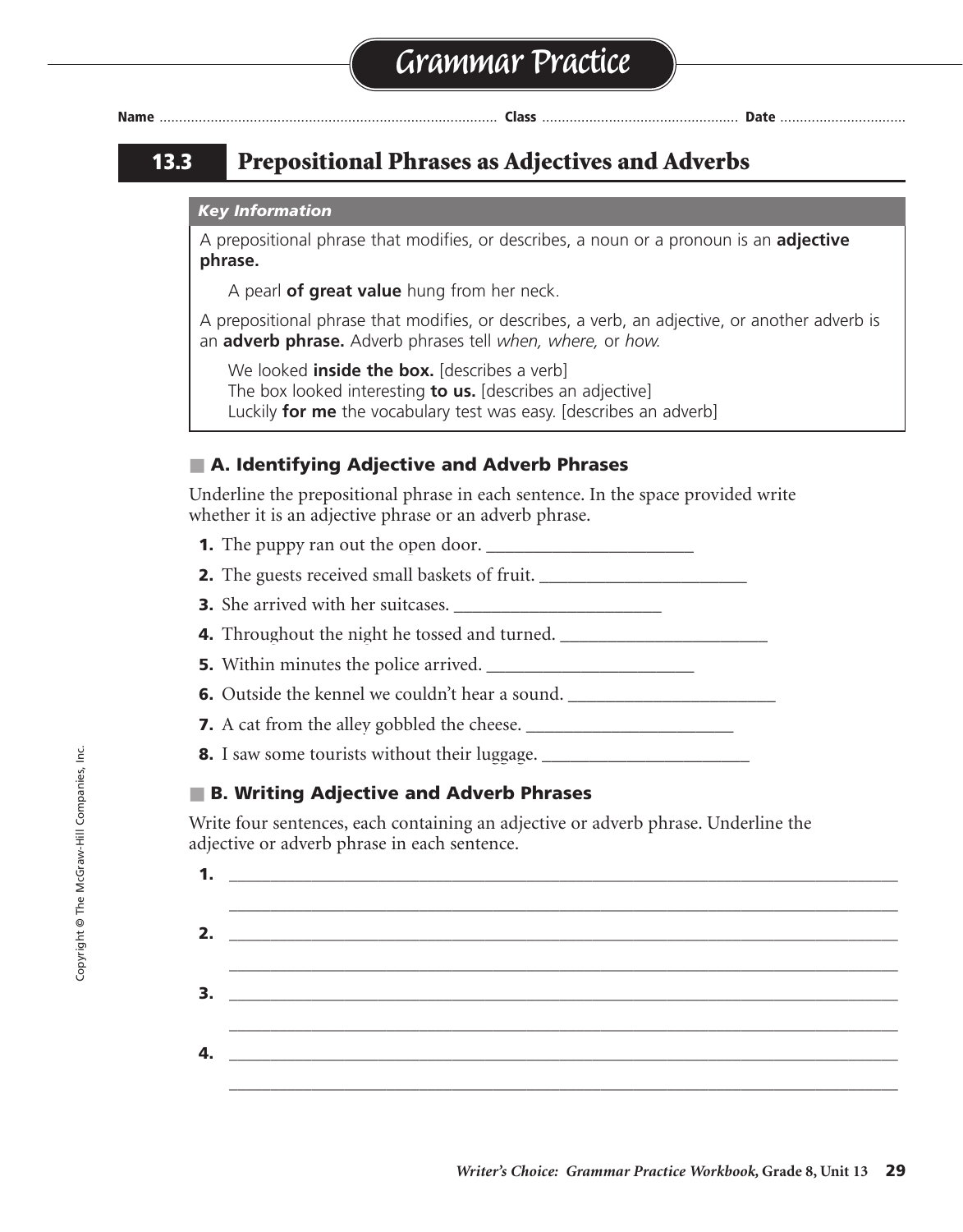# Grammar Practice

Name ........................................ Class ........................................ Date ..............................

## 13.3 Prepositional Phrases as Adjectives and Adverbs

*Key Information*

A prepositional phrase that modifies, or describes, a noun or a pronoun is an **adjective phrase.**

A pearl **of great value** hung from her neck.

A prepositional phrase that modifies, or describes, a verb, an adjective, or another adverb is an **adverb phrase.** Adverb phrases tell *when, where,* or *how.*

We looked **inside the box.** [describes a verb]
The box looked interesting **to us.** [describes an adjective]
Luckily **for me** the vocabulary test was easy. [describes an adverb]

### A. Identifying Adjective and Adverb Phrases

Underline the prepositional phrase in each sentence. In the space provided write whether it is an adjective phrase or an adverb phrase.

1. The puppy ran out the open door. ______________________
2. The guests received small baskets of fruit. ______________________
3. She arrived with her suitcases. ______________________
4. Throughout the night he tossed and turned. ______________________
5. Within minutes the police arrived. ______________________
6. Outside the kennel we couldn't hear a sound. ______________________
7. A cat from the alley gobbled the cheese. ______________________
8. I saw some tourists without their luggage. ______________________

### B. Writing Adjective and Adverb Phrases

Write four sentences, each containing an adjective or adverb phrase. Underline the adjective or adverb phrase in each sentence.

1. ______________________________________________________________________
______________________________________________________________________
2. ______________________________________________________________________
______________________________________________________________________
3. ______________________________________________________________________
______________________________________________________________________
4. ______________________________________________________________________
______________________________________________________________________

Copyright © The McGraw-Hill Companies, Inc.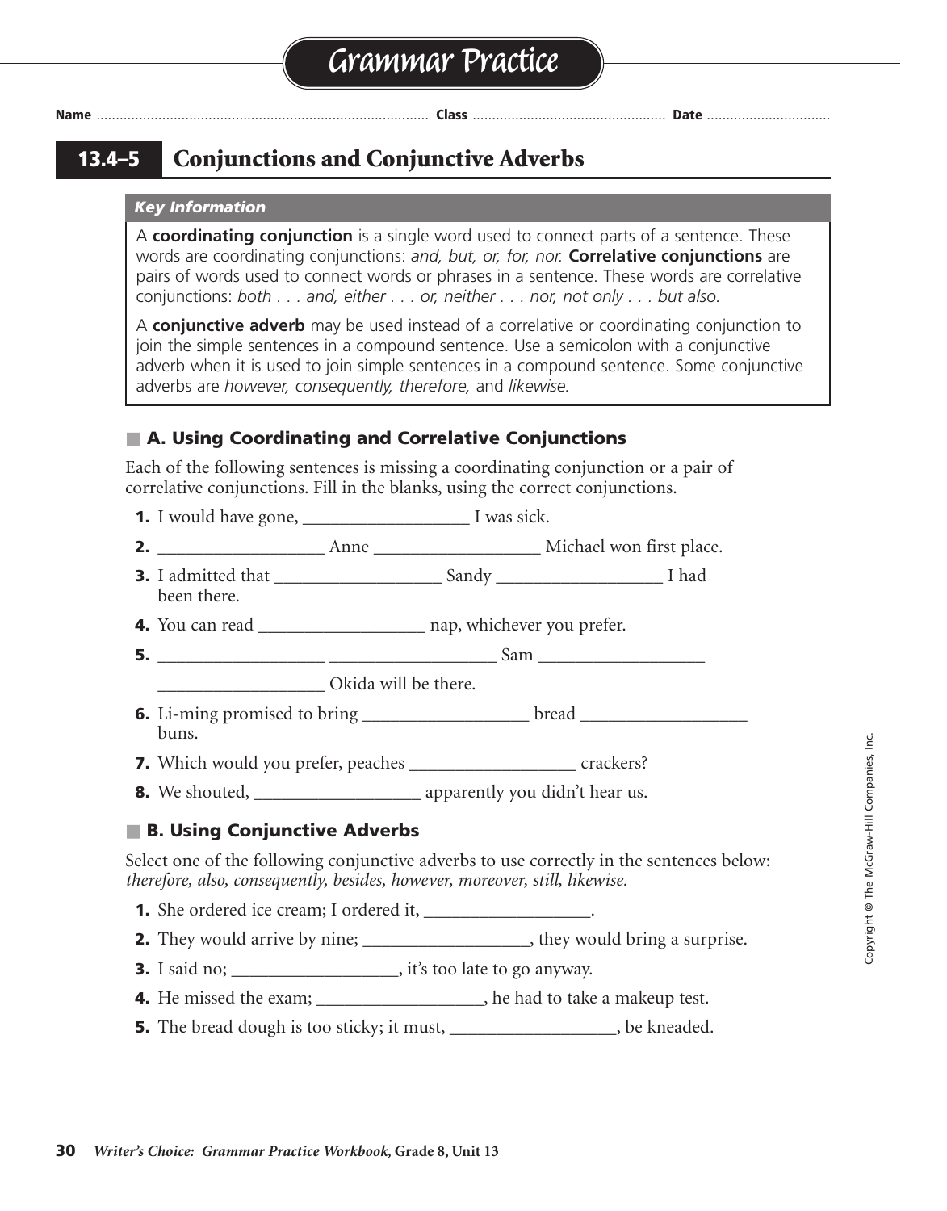# Grammar Practice

**Name** .................................................................................... **Class** ................................................. **Date** ...............................

## 13.4–5 Conjunctions and Conjunctive Adverbs

***Key Information***

A **coordinating conjunction** is a single word used to connect parts of a sentence. These words are coordinating conjunctions: *and, but, or, for, nor.* **Correlative conjunctions** are pairs of words used to connect words or phrases in a sentence. These words are correlative conjunctions: *both . . . and, either . . . or, neither . . . nor, not only . . . but also.*

A **conjunctive adverb** may be used instead of a correlative or coordinating conjunction to join the simple sentences in a compound sentence. Use a semicolon with a conjunctive adverb when it is used to join simple sentences in a compound sentence. Some conjunctive adverbs are *however, consequently, therefore,* and *likewise.*

### A. Using Coordinating and Correlative Conjunctions

Each of the following sentences is missing a coordinating conjunction or a pair of correlative conjunctions. Fill in the blanks, using the correct conjunctions.

**1.** I would have gone, __________________ I was sick.

**2.** __________________ Anne __________________ Michael won first place.

**3.** I admitted that __________________ Sandy __________________ I had been there.

**4.** You can read __________________ nap, whichever you prefer.

**5.** __________________ __________________ Sam __________________ __________________ Okida will be there.

**6.** Li-ming promised to bring __________________ bread __________________ buns.

**7.** Which would you prefer, peaches __________________ crackers?

**8.** We shouted, __________________ apparently you didn't hear us.

### B. Using Conjunctive Adverbs

Select one of the following conjunctive adverbs to use correctly in the sentences below: *therefore, also, consequently, besides, however, moreover, still, likewise.*

**1.** She ordered ice cream; I ordered it, __________________.

**2.** They would arrive by nine; __________________, they would bring a surprise.

**3.** I said no; __________________, it's too late to go anyway.

**4.** He missed the exam; __________________, he had to take a makeup test.

**5.** The bread dough is too sticky; it must, __________________, be kneaded.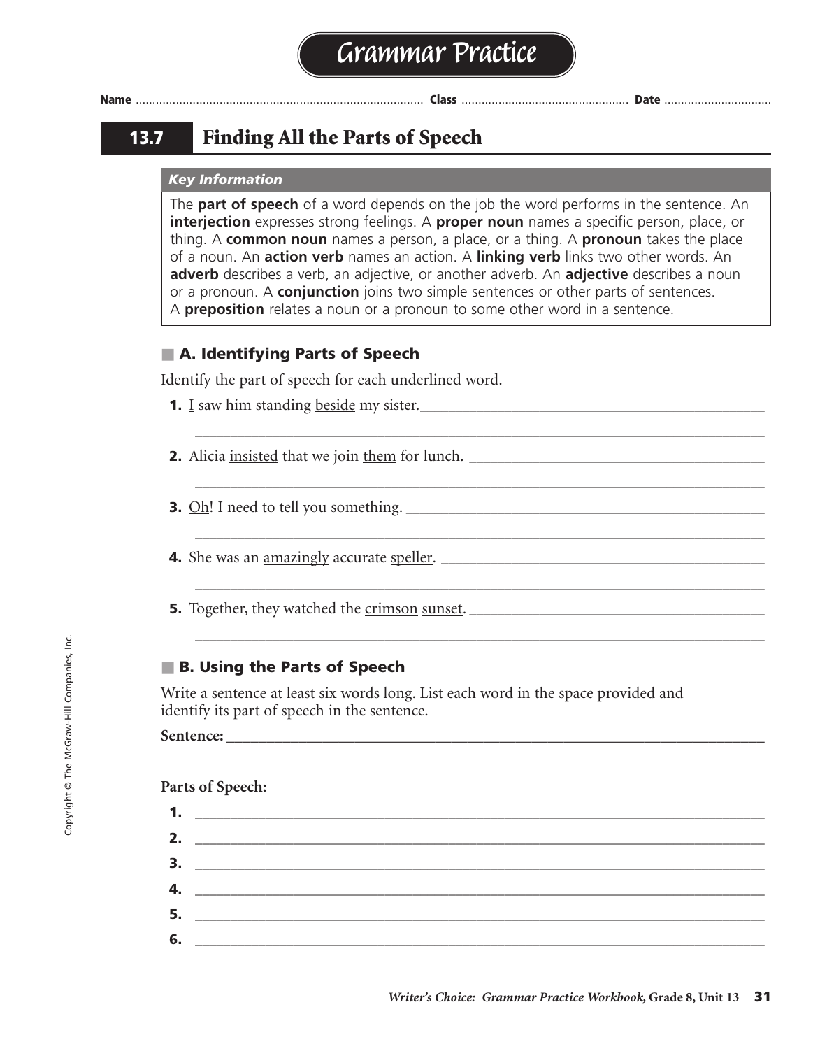# Grammar Practice

**Name** ........................................ **Class** ........................................ **Date** ........................................

## 13.7 Finding All the Parts of Speech

***Key Information***

The **part of speech** of a word depends on the job the word performs in the sentence. An **interjection** expresses strong feelings. A **proper noun** names a specific person, place, or thing. A **common noun** names a person, a place, or a thing. A **pronoun** takes the place of a noun. An **action verb** names an action. A **linking verb** links two other words. An **adverb** describes a verb, an adjective, or another adverb. An **adjective** describes a noun or a pronoun. A **conjunction** joins two simple sentences or other parts of sentences. A **preposition** relates a noun or a pronoun to some other word in a sentence.

### A. Identifying Parts of Speech

Identify the part of speech for each underlined word.

**1.** <u>I</u> saw him standing <u>beside</u> my sister. ______________________________

______________________________

**2.** Alicia <u>insisted</u> that we join <u>them</u> for lunch. ______________________________

______________________________

**3.** <u>Oh</u>! I need to tell you something. ______________________________

______________________________

**4.** She was an <u>amazingly</u> accurate <u>speller</u>. ______________________________

______________________________

**5.** Together, they watched the <u>crimson</u> <u>sunset</u>. ______________________________

______________________________

### B. Using the Parts of Speech

Write a sentence at least six words long. List each word in the space provided and identify its part of speech in the sentence.

**Sentence:** ______________________________

______________________________

**Parts of Speech:**

**1.** ______________________________

**2.** ______________________________

**3.** ______________________________

**4.** ______________________________

**5.** ______________________________

**6.** ______________________________

Copyright © The McGraw-Hill Companies, Inc.

*Writer's Choice: Grammar Practice Workbook,* **Grade 8, Unit 13**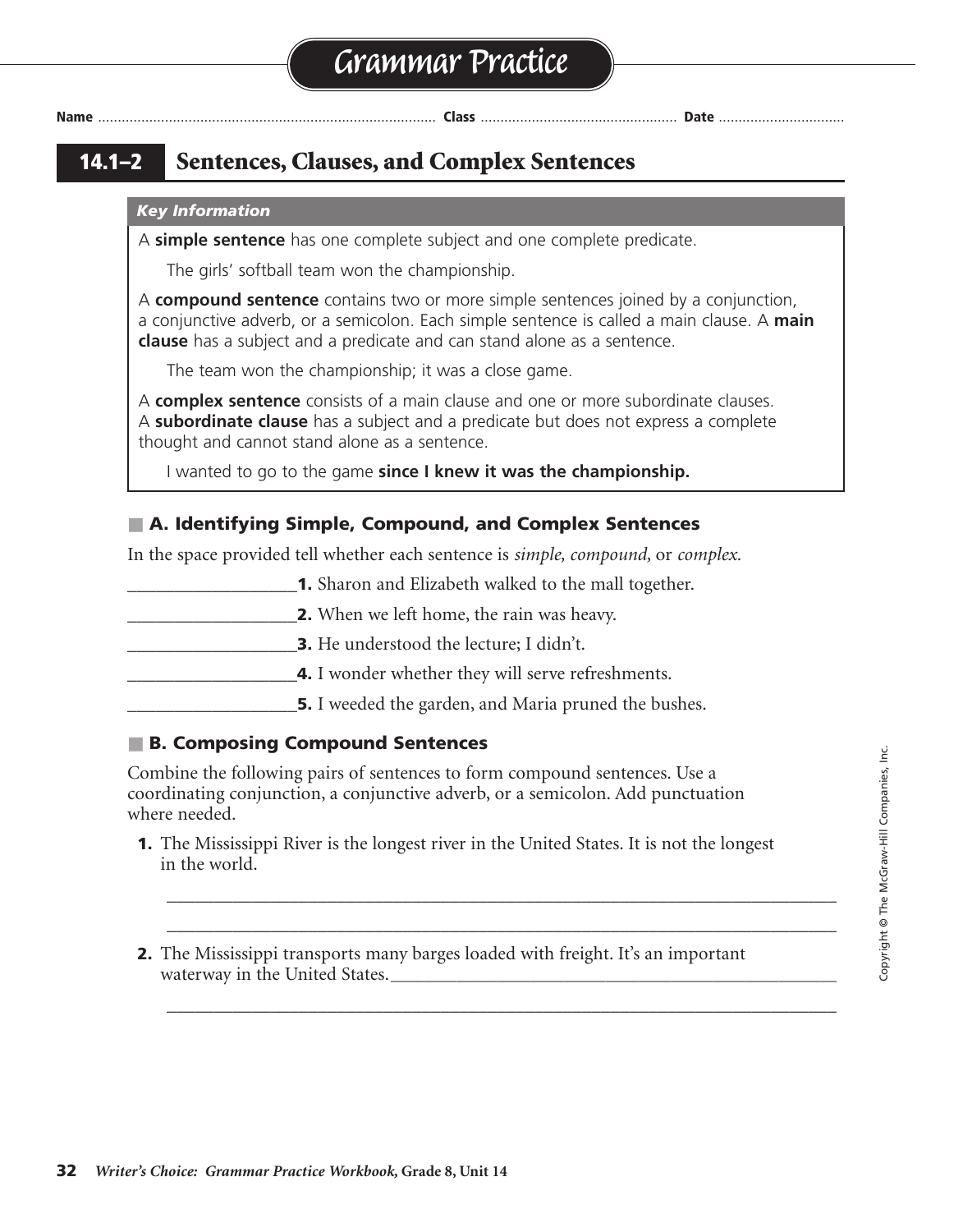# Grammar Practice

**Name** ........................................ **Class** ........................................ **Date** ........................................

## 14.1–2 Sentences, Clauses, and Complex Sentences

***Key Information***

A **simple sentence** has one complete subject and one complete predicate.

The girls' softball team won the championship.

A **compound sentence** contains two or more simple sentences joined by a conjunction, a conjunctive adverb, or a semicolon. Each simple sentence is called a main clause. A **main clause** has a subject and a predicate and can stand alone as a sentence.

The team won the championship; it was a close game.

A **complex sentence** consists of a main clause and one or more subordinate clauses. A **subordinate clause** has a subject and a predicate but does not express a complete thought and cannot stand alone as a sentence.

I wanted to go to the game **since I knew it was the championship.**

### A. Identifying Simple, Compound, and Complex Sentences

In the space provided tell whether each sentence is *simple, compound,* or *complex.*

___________________ **1.** Sharon and Elizabeth walked to the mall together.

___________________ **2.** When we left home, the rain was heavy.

___________________ **3.** He understood the lecture; I didn't.

___________________ **4.** I wonder whether they will serve refreshments.

___________________ **5.** I weeded the garden, and Maria pruned the bushes.

### B. Composing Compound Sentences

Combine the following pairs of sentences to form compound sentences. Use a coordinating conjunction, a conjunctive adverb, or a semicolon. Add punctuation where needed.

**1.** The Mississippi River is the longest river in the United States. It is not the longest in the world.

_______________________________________________________________________________

_______________________________________________________________________________

**2.** The Mississippi transports many barges loaded with freight. It's an important waterway in the United States._______________________________________________

_______________________________________________________________________________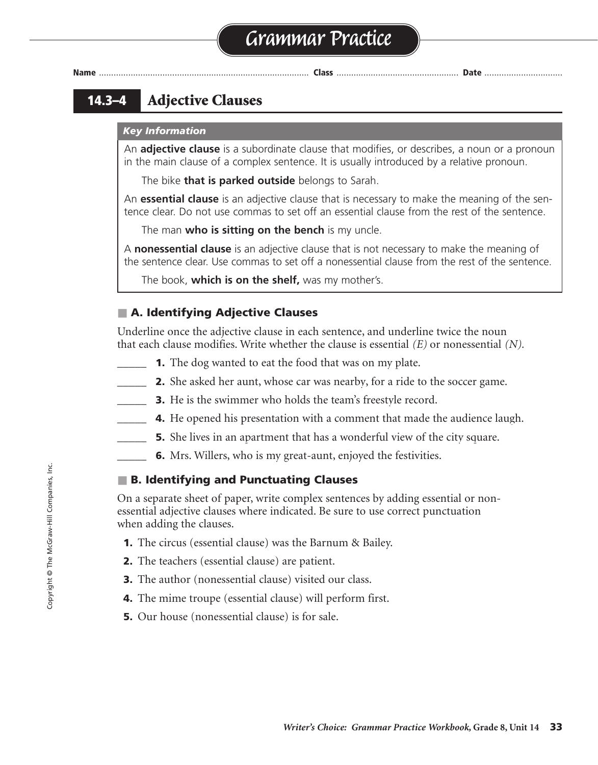# Grammar Practice

**Name** .................................................. **Class** .................................. **Date** ........................

## 14.3–4 Adjective Clauses

***Key Information***

An **adjective clause** is a subordinate clause that modifies, or describes, a noun or a pronoun in the main clause of a complex sentence. It is usually introduced by a relative pronoun.

The bike **that is parked outside** belongs to Sarah.

An **essential clause** is an adjective clause that is necessary to make the meaning of the sentence clear. Do not use commas to set off an essential clause from the rest of the sentence.

The man **who is sitting on the bench** is my uncle.

A **nonessential clause** is an adjective clause that is not necessary to make the meaning of the sentence clear. Use commas to set off a nonessential clause from the rest of the sentence.

The book, **which is on the shelf,** was my mother's.

### A. Identifying Adjective Clauses

Underline once the adjective clause in each sentence, and underline twice the noun that each clause modifies. Write whether the clause is essential *(E)* or nonessential *(N)*.

_____ **1.** The dog wanted to eat the food that was on my plate.

_____ **2.** She asked her aunt, whose car was nearby, for a ride to the soccer game.

_____ **3.** He is the swimmer who holds the team's freestyle record.

_____ **4.** He opened his presentation with a comment that made the audience laugh.

_____ **5.** She lives in an apartment that has a wonderful view of the city square.

_____ **6.** Mrs. Willers, who is my great-aunt, enjoyed the festivities.

### B. Identifying and Punctuating Clauses

On a separate sheet of paper, write complex sentences by adding essential or nonessential adjective clauses where indicated. Be sure to use correct punctuation when adding the clauses.

**1.** The circus (essential clause) was the Barnum & Bailey.

**2.** The teachers (essential clause) are patient.

**3.** The author (nonessential clause) visited our class.

**4.** The mime troupe (essential clause) will perform first.

**5.** Our house (nonessential clause) is for sale.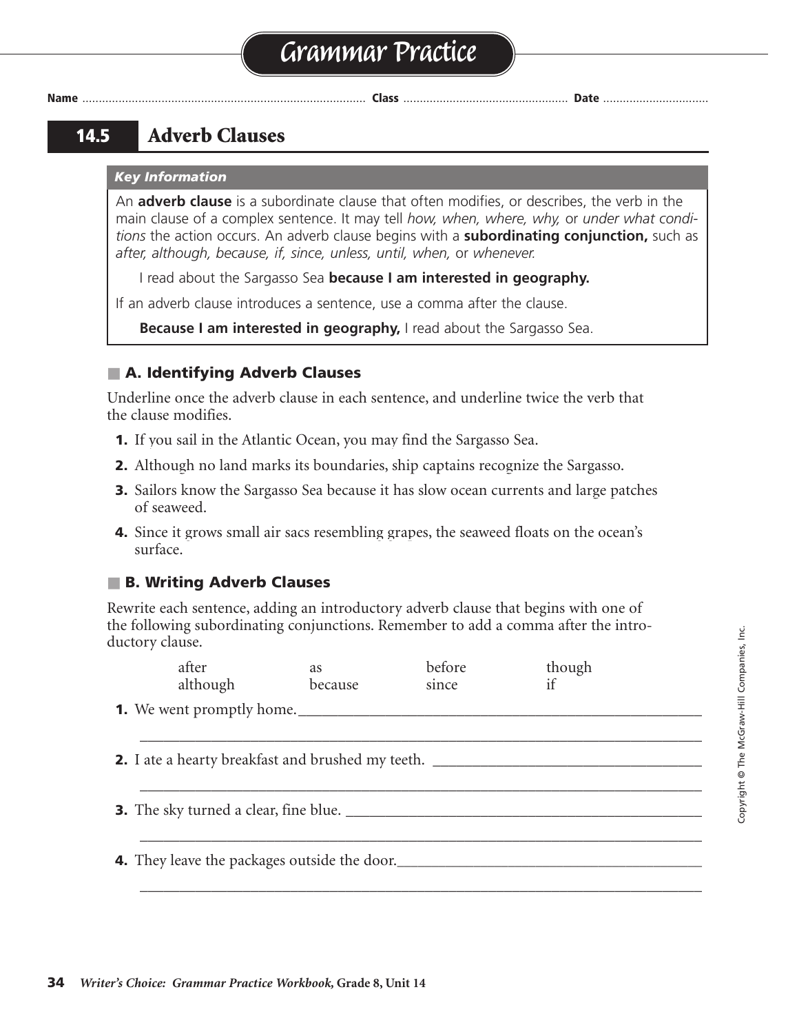# Grammar Practice

Name .................................... Class .................................... Date ....................................

## 14.5 Adverb Clauses

***Key Information***

An **adverb clause** is a subordinate clause that often modifies, or describes, the verb in the main clause of a complex sentence. It may tell *how, when, where, why,* or *under what conditions* the action occurs. An adverb clause begins with a **subordinating conjunction,** such as *after, although, because, if, since, unless, until, when,* or *whenever.*

I read about the Sargasso Sea **because I am interested in geography.**

If an adverb clause introduces a sentence, use a comma after the clause.

**Because I am interested in geography,** I read about the Sargasso Sea.

### A. Identifying Adverb Clauses

Underline once the adverb clause in each sentence, and underline twice the verb that the clause modifies.

1. If you sail in the Atlantic Ocean, you may find the Sargasso Sea.
2. Although no land marks its boundaries, ship captains recognize the Sargasso.
3. Sailors know the Sargasso Sea because it has slow ocean currents and large patches of seaweed.
4. Since it grows small air sacs resembling grapes, the seaweed floats on the ocean's surface.

### B. Writing Adverb Clauses

Rewrite each sentence, adding an introductory adverb clause that begins with one of the following subordinating conjunctions. Remember to add a comma after the introductory clause.

| | | | |
|---|---|---|---|
| after | as | before | though |
| although | because | since | if |

1. We went promptly home. ______________________________________________

______________________________________________

2. I ate a hearty breakfast and brushed my teeth. ______________________________________________

______________________________________________

3. The sky turned a clear, fine blue. ______________________________________________

______________________________________________

4. They leave the packages outside the door. ______________________________________________

______________________________________________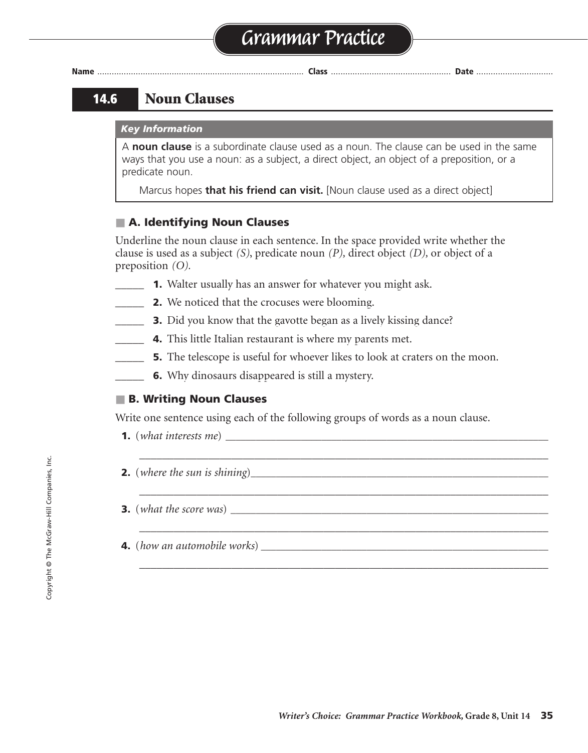# Grammar Practice

**Name** .................................................................................... **Class** ................................................. **Date** ...............................

## 14.6 Noun Clauses

***Key Information***

A **noun clause** is a subordinate clause used as a noun. The clause can be used in the same ways that you use a noun: as a subject, a direct object, an object of a preposition, or a predicate noun.

Marcus hopes **that his friend can visit.** [Noun clause used as a direct object]

### A. Identifying Noun Clauses

Underline the noun clause in each sentence. In the space provided write whether the clause is used as a subject *(S)*, predicate noun *(P)*, direct object *(D)*, or object of a preposition *(O)*.

_____ **1.** Walter usually has an answer for whatever you might ask.

_____ **2.** We noticed that the crocuses were blooming.

_____ **3.** Did you know that the gavotte began as a lively kissing dance?

_____ **4.** This little Italian restaurant is where my parents met.

_____ **5.** The telescope is useful for whoever likes to look at craters on the moon.

_____ **6.** Why dinosaurs disappeared is still a mystery.

### B. Writing Noun Clauses

Write one sentence using each of the following groups of words as a noun clause.

**1.** (*what interests me*) ____________________________________________________________

____________________________________________________________________________

**2.** (*where the sun is shining*)______________________________________________________

____________________________________________________________________________

**3.** (*what the score was*) __________________________________________________________

____________________________________________________________________________

**4.** (*how an automobile works*) ____________________________________________________

____________________________________________________________________________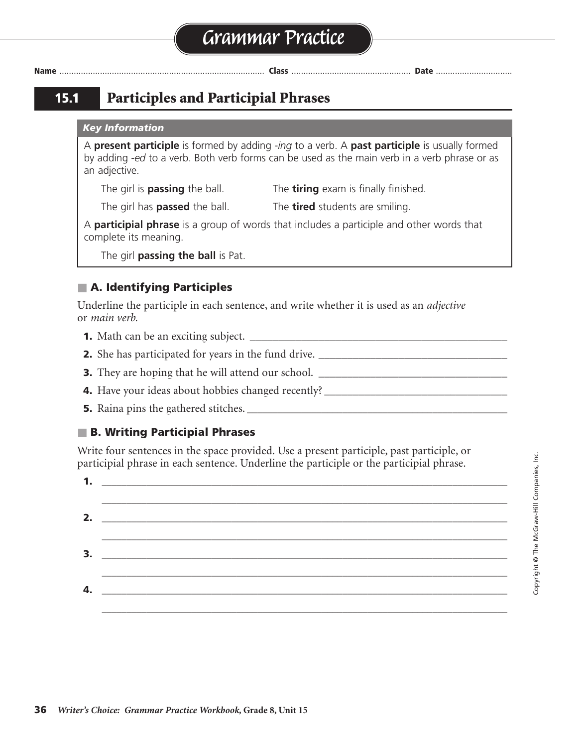# Grammar Practice

**Name** ........................ **Class** ........................ **Date** ........................

## 15.1 Participles and Participial Phrases

***Key Information***

A **present participle** is formed by adding *-ing* to a verb. A **past participle** is usually formed by adding *-ed* to a verb. Both verb forms can be used as the main verb in a verb phrase or as an adjective.

The girl is **passing** the ball. The **tiring** exam is finally finished.

The girl has **passed** the ball. The **tired** students are smiling.

A **participial phrase** is a group of words that includes a participle and other words that complete its meaning.

The girl **passing the ball** is Pat.

### A. Identifying Participles

Underline the participle in each sentence, and write whether it is used as an *adjective* or *main verb.*

1. Math can be an exciting subject. ______________________________
2. She has participated for years in the fund drive. ______________________________
3. They are hoping that he will attend our school. ______________________________
4. Have your ideas about hobbies changed recently? ______________________________
5. Raina pins the gathered stitches. ______________________________

### B. Writing Participial Phrases

Write four sentences in the space provided. Use a present participle, past participle, or participial phrase in each sentence. Underline the participle or the participial phrase.

1. ______________________________________________________________

   ______________________________________________________________
2. ______________________________________________________________

   ______________________________________________________________
3. ______________________________________________________________

   ______________________________________________________________
4. ______________________________________________________________

   ______________________________________________________________

Copyright © The McGraw-Hill Companies, Inc.

*Writer's Choice: Grammar Practice Workbook,* **Grade 8, Unit 15**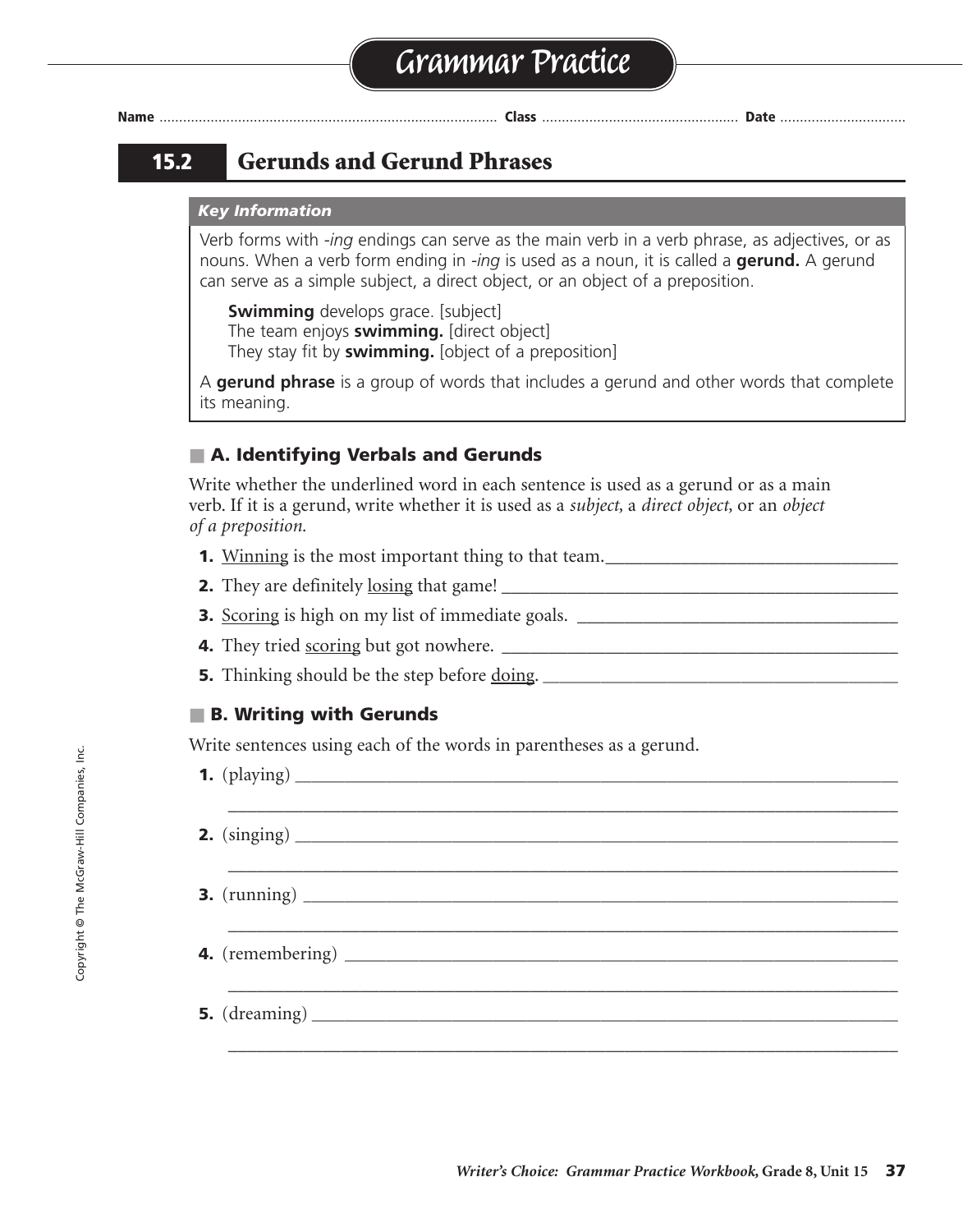# Grammar Practice

Name ........................................ Class ........................................ Date ........................................

## 15.2 Gerunds and Gerund Phrases

### *Key Information*

Verb forms with *-ing* endings can serve as the main verb in a verb phrase, as adjectives, or as nouns. When a verb form ending in *-ing* is used as a noun, it is called a **gerund.** A gerund can serve as a simple subject, a direct object, or an object of a preposition.

> **Swimming** develops grace. [subject]
> The team enjoys **swimming.** [direct object]
> They stay fit by **swimming.** [object of a preposition]

A **gerund phrase** is a group of words that includes a gerund and other words that complete its meaning.

### A. Identifying Verbals and Gerunds

Write whether the underlined word in each sentence is used as a gerund or as a main verb. If it is a gerund, write whether it is used as a *subject,* a *direct object,* or an *object of a preposition.*

1. <u>Winning</u> is the most important thing to that team.________________________________
2. They are definitely <u>losing</u> that game! ________________________________
3. <u>Scoring</u> is high on my list of immediate goals. ________________________________
4. They tried <u>scoring</u> but got nowhere. ________________________________
5. Thinking should be the step before <u>doing</u>. ________________________________

### B. Writing with Gerunds

Write sentences using each of the words in parentheses as a gerund.

1. (playing) ________________________________
________________________________
2. (singing) ________________________________
________________________________
3. (running) ________________________________
________________________________
4. (remembering) ________________________________
________________________________
5. (dreaming) ________________________________
________________________________

Copyright © The McGraw-Hill Companies, Inc.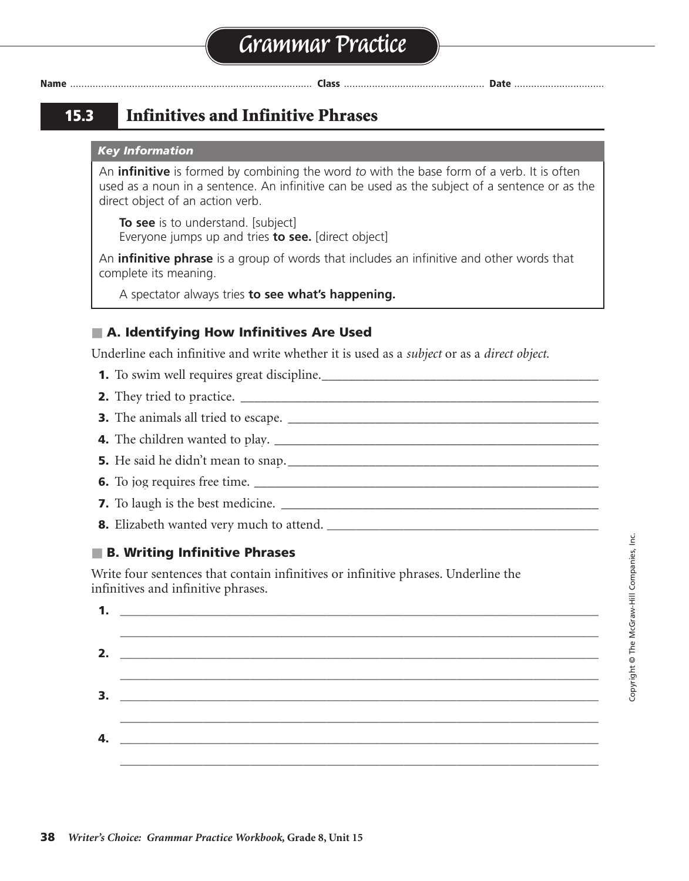# Grammar Practice

**Name** ...................................................................................... **Class** .................................................. **Date** ................................

## 15.3 Infinitives and Infinitive Phrases

***Key Information***

An **infinitive** is formed by combining the word *to* with the base form of a verb. It is often used as a noun in a sentence. An infinitive can be used as the subject of a sentence or as the direct object of an action verb.

> **To see** is to understand. [subject]
> Everyone jumps up and tries **to see.** [direct object]

An **infinitive phrase** is a group of words that includes an infinitive and other words that complete its meaning.

> A spectator always tries **to see what's happening.**

### A. Identifying How Infinitives Are Used

Underline each infinitive and write whether it is used as a *subject* or as a *direct object.*

1. To swim well requires great discipline. ______________________________
2. They tried to practice. ______________________________
3. The animals all tried to escape. ______________________________
4. The children wanted to play. ______________________________
5. He said he didn't mean to snap. ______________________________
6. To jog requires free time. ______________________________
7. To laugh is the best medicine. ______________________________
8. Elizabeth wanted very much to attend. ______________________________

### B. Writing Infinitive Phrases

Write four sentences that contain infinitives or infinitive phrases. Underline the infinitives and infinitive phrases.

1. ______________________________________________________________
   ______________________________________________________________
2. ______________________________________________________________
   ______________________________________________________________
3. ______________________________________________________________
   ______________________________________________________________
4. ______________________________________________________________
   ______________________________________________________________

Copyright © The McGraw-Hill Companies, Inc.

*Writer's Choice: Grammar Practice Workbook,* **Grade 8, Unit 15**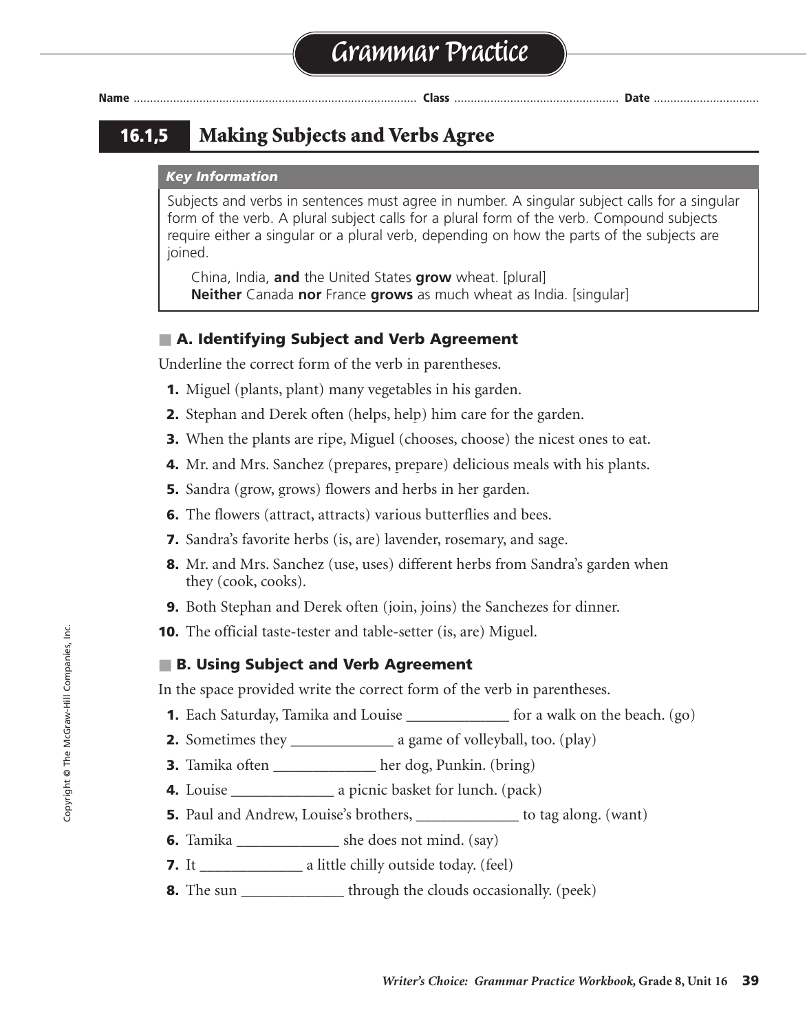# Grammar Practice

Name .................................................................................... Class ................................................ Date ..............................

## 16.1,5 Making Subjects and Verbs Agree

*Key Information*

Subjects and verbs in sentences must agree in number. A singular subject calls for a singular form of the verb. A plural subject calls for a plural form of the verb. Compound subjects require either a singular or a plural verb, depending on how the parts of the subjects are joined.

> China, India, **and** the United States **grow** wheat. [plural]
> **Neither** Canada **nor** France **grows** as much wheat as India. [singular]

### A. Identifying Subject and Verb Agreement

Underline the correct form of the verb in parentheses.

1. Miguel (plants, plant) many vegetables in his garden.
2. Stephan and Derek often (helps, help) him care for the garden.
3. When the plants are ripe, Miguel (chooses, choose) the nicest ones to eat.
4. Mr. and Mrs. Sanchez (prepares, prepare) delicious meals with his plants.
5. Sandra (grow, grows) flowers and herbs in her garden.
6. The flowers (attract, attracts) various butterflies and bees.
7. Sandra's favorite herbs (is, are) lavender, rosemary, and sage.
8. Mr. and Mrs. Sanchez (use, uses) different herbs from Sandra's garden when they (cook, cooks).
9. Both Stephan and Derek often (join, joins) the Sanchezes for dinner.
10. The official taste-tester and table-setter (is, are) Miguel.

### B. Using Subject and Verb Agreement

In the space provided write the correct form of the verb in parentheses.

1. Each Saturday, Tamika and Louise _____________ for a walk on the beach. (go)
2. Sometimes they _____________ a game of volleyball, too. (play)
3. Tamika often _____________ her dog, Punkin. (bring)
4. Louise _____________ a picnic basket for lunch. (pack)
5. Paul and Andrew, Louise's brothers, _____________ to tag along. (want)
6. Tamika _____________ she does not mind. (say)
7. It _____________ a little chilly outside today. (feel)
8. The sun _____________ through the clouds occasionally. (peek)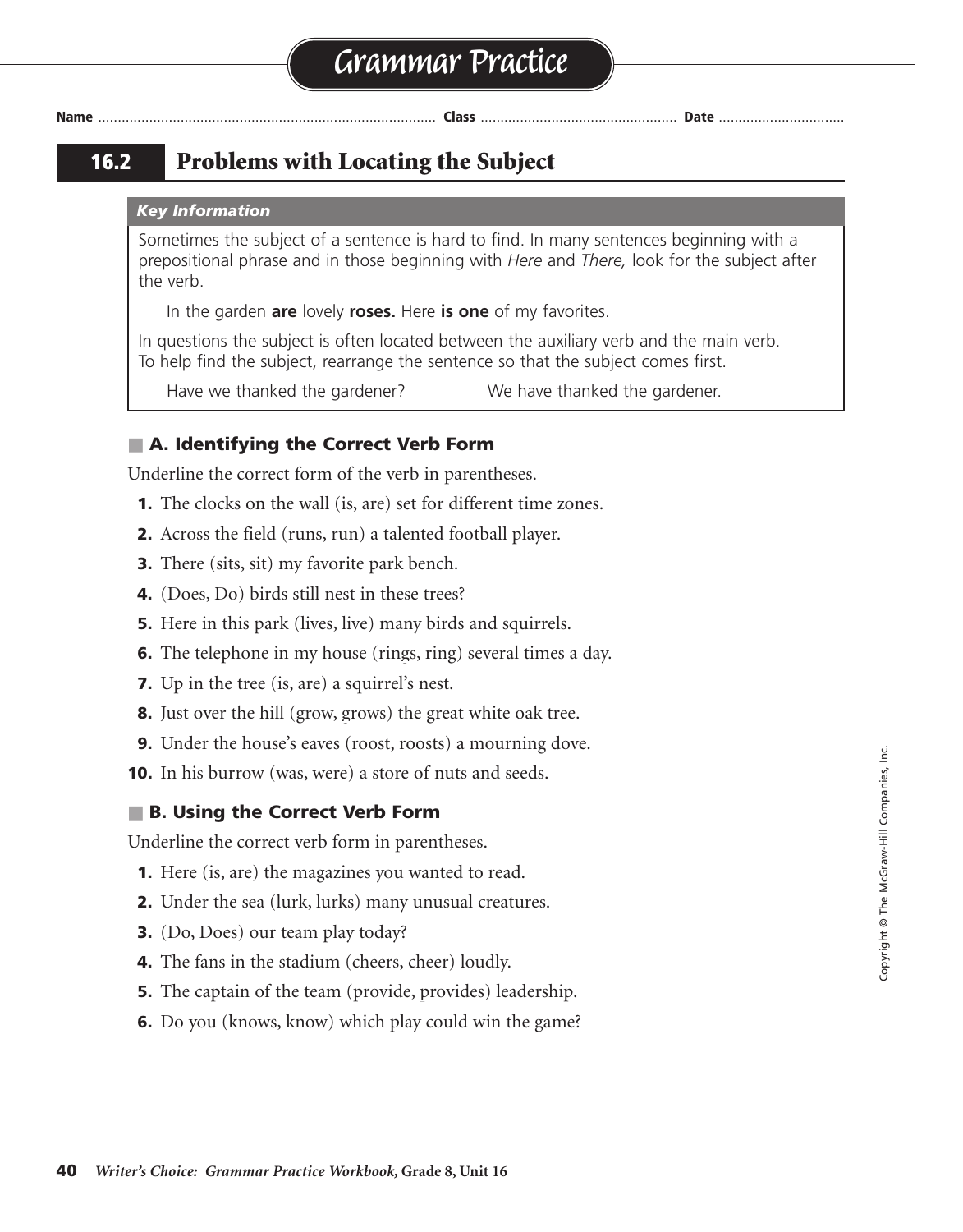# Grammar Practice

Name ........................................ Class ........................................ Date ................................

## 16.2 Problems with Locating the Subject

***Key Information***

Sometimes the subject of a sentence is hard to find. In many sentences beginning with a prepositional phrase and in those beginning with *Here* and *There,* look for the subject after the verb.

In the garden **are** lovely **roses.** Here **is one** of my favorites.

In questions the subject is often located between the auxiliary verb and the main verb. To help find the subject, rearrange the sentence so that the subject comes first.

Have we thanked the gardener? We have thanked the gardener.

### A. Identifying the Correct Verb Form

Underline the correct form of the verb in parentheses.

1. The clocks on the wall (is, are) set for different time zones.
2. Across the field (runs, run) a talented football player.
3. There (sits, sit) my favorite park bench.
4. (Does, Do) birds still nest in these trees?
5. Here in this park (lives, live) many birds and squirrels.
6. The telephone in my house (rings, ring) several times a day.
7. Up in the tree (is, are) a squirrel's nest.
8. Just over the hill (grow, grows) the great white oak tree.
9. Under the house's eaves (roost, roosts) a mourning dove.
10. In his burrow (was, were) a store of nuts and seeds.

### B. Using the Correct Verb Form

Underline the correct verb form in parentheses.

1. Here (is, are) the magazines you wanted to read.
2. Under the sea (lurk, lurks) many unusual creatures.
3. (Do, Does) our team play today?
4. The fans in the stadium (cheers, cheer) loudly.
5. The captain of the team (provide, provides) leadership.
6. Do you (knows, know) which play could win the game?

Copyright © The McGraw-Hill Companies, Inc.

*Writer's Choice: Grammar Practice Workbook,* Grade 8, Unit 16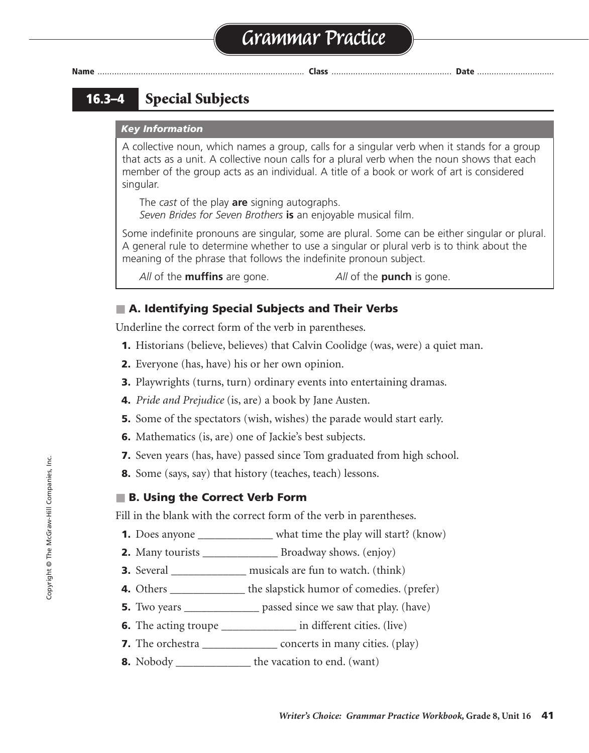# Grammar Practice

**Name** ........................................................................................ **Class** .................................................... **Date** ..................................

## 16.3–4 Special Subjects

***Key Information***

A collective noun, which names a group, calls for a singular verb when it stands for a group that acts as a unit. A collective noun calls for a plural verb when the noun shows that each member of the group acts as an individual. A title of a book or work of art is considered singular.

The *cast* of the play **are** signing autographs.
*Seven Brides for Seven Brothers* **is** an enjoyable musical film.

Some indefinite pronouns are singular, some are plural. Some can be either singular or plural. A general rule to determine whether to use a singular or plural verb is to think about the meaning of the phrase that follows the indefinite pronoun subject.

*All* of the **muffins** are gone. *All* of the **punch** is gone.

### A. Identifying Special Subjects and Their Verbs

Underline the correct form of the verb in parentheses.

**1.** Historians (believe, believes) that Calvin Coolidge (was, were) a quiet man.
**2.** Everyone (has, have) his or her own opinion.
**3.** Playwrights (turns, turn) ordinary events into entertaining dramas.
**4.** *Pride and Prejudice* (is, are) a book by Jane Austen.
**5.** Some of the spectators (wish, wishes) the parade would start early.
**6.** Mathematics (is, are) one of Jackie's best subjects.
**7.** Seven years (has, have) passed since Tom graduated from high school.
**8.** Some (says, say) that history (teaches, teach) lessons.

### B. Using the Correct Verb Form

Fill in the blank with the correct form of the verb in parentheses.

**1.** Does anyone _____________ what time the play will start? (know)
**2.** Many tourists _____________ Broadway shows. (enjoy)
**3.** Several _____________ musicals are fun to watch. (think)
**4.** Others _____________ the slapstick humor of comedies. (prefer)
**5.** Two years _____________ passed since we saw that play. (have)
**6.** The acting troupe _____________ in different cities. (live)
**7.** The orchestra _____________ concerts in many cities. (play)
**8.** Nobody _____________ the vacation to end. (want)

Copyright © The McGraw-Hill Companies, Inc.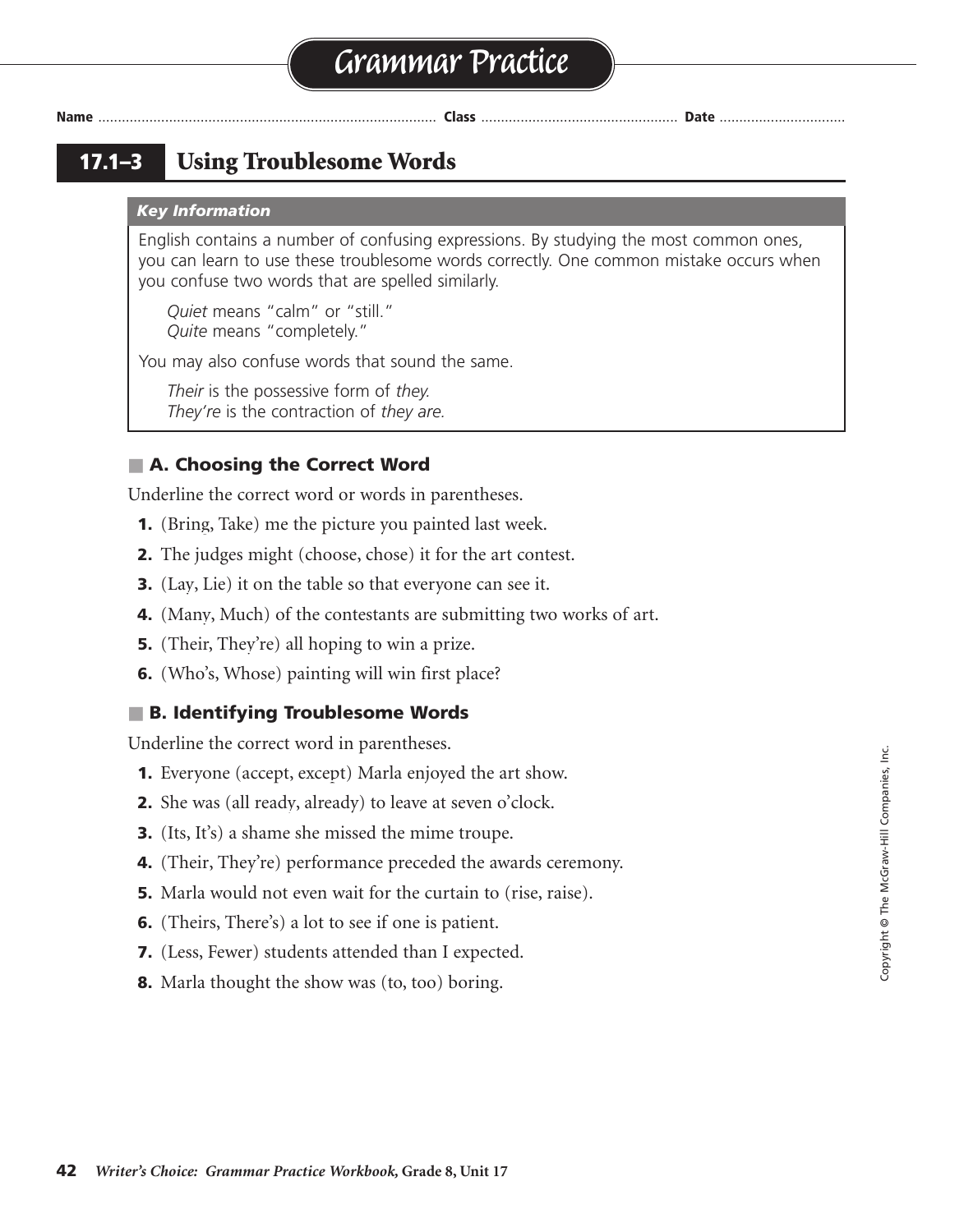# Grammar Practice

Name ............................................................................................ Class .................................................... Date ..................................

## 17.1–3 Using Troublesome Words

***Key Information***

English contains a number of confusing expressions. By studying the most common ones, you can learn to use these troublesome words correctly. One common mistake occurs when you confuse two words that are spelled similarly.

> *Quiet* means "calm" or "still."
> *Quite* means "completely."

You may also confuse words that sound the same.

> *Their* is the possessive form of *they.*
> *They're* is the contraction of *they are.*

### A. Choosing the Correct Word

Underline the correct word or words in parentheses.

1. (Bring, Take) me the picture you painted last week.
2. The judges might (choose, chose) it for the art contest.
3. (Lay, Lie) it on the table so that everyone can see it.
4. (Many, Much) of the contestants are submitting two works of art.
5. (Their, They're) all hoping to win a prize.
6. (Who's, Whose) painting will win first place?

### B. Identifying Troublesome Words

Underline the correct word in parentheses.

1. Everyone (accept, except) Marla enjoyed the art show.
2. She was (all ready, already) to leave at seven o'clock.
3. (Its, It's) a shame she missed the mime troupe.
4. (Their, They're) performance preceded the awards ceremony.
5. Marla would not even wait for the curtain to (rise, raise).
6. (Theirs, There's) a lot to see if one is patient.
7. (Less, Fewer) students attended than I expected.
8. Marla thought the show was (to, too) boring.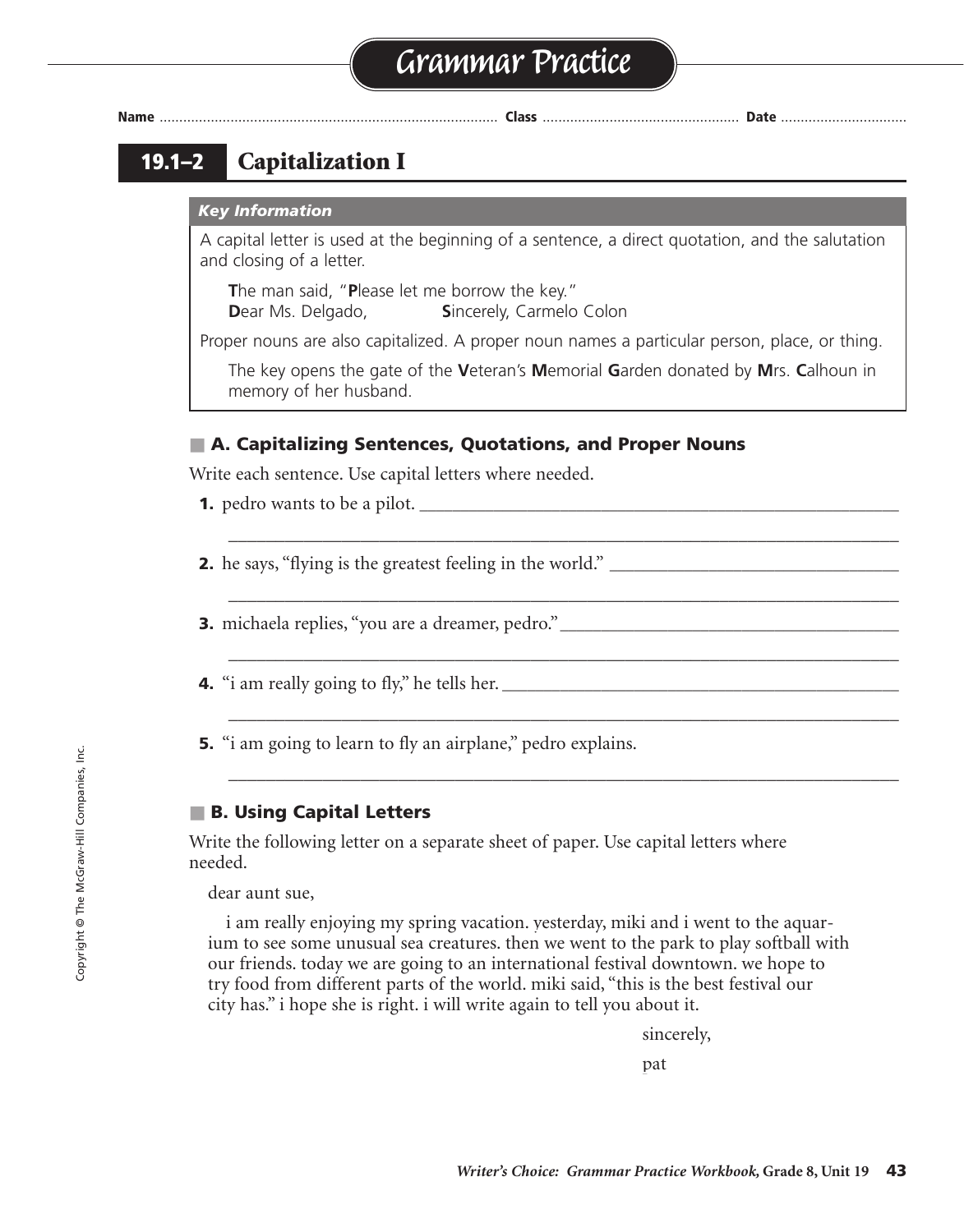# Grammar Practice

**Name** ............................................................ **Class** ........................................ **Date** ...........................

## 19.1–2 Capitalization I

***Key Information***

A capital letter is used at the beginning of a sentence, a direct quotation, and the salutation and closing of a letter.

> **T**he man said, "**P**lease let me borrow the key."
> **D**ear Ms. Delgado, **S**incerely, Carmelo Colon

Proper nouns are also capitalized. A proper noun names a particular person, place, or thing.

> The key opens the gate of the **V**eteran's **M**emorial **G**arden donated by **M**rs. **C**alhoun in memory of her husband.

### A. Capitalizing Sentences, Quotations, and Proper Nouns

Write each sentence. Use capital letters where needed.

**1.** pedro wants to be a pilot. ______________________________________________

______________________________________________________________________

**2.** he says, "flying is the greatest feeling in the world." ___________________________

______________________________________________________________________

**3.** michaela replies, "you are a dreamer, pedro." ______________________________

______________________________________________________________________

**4.** "i am really going to fly," he tells her. ____________________________________

______________________________________________________________________

**5.** "i am going to learn to fly an airplane," pedro explains.

______________________________________________________________________

### B. Using Capital Letters

Write the following letter on a separate sheet of paper. Use capital letters where needed.

dear aunt sue,

i am really enjoying my spring vacation. yesterday, miki and i went to the aquarium to see some unusual sea creatures. then we went to the park to play softball with our friends. today we are going to an international festival downtown. we hope to try food from different parts of the world. miki said, "this is the best festival our city has." i hope she is right. i will write again to tell you about it.

sincerely,

pat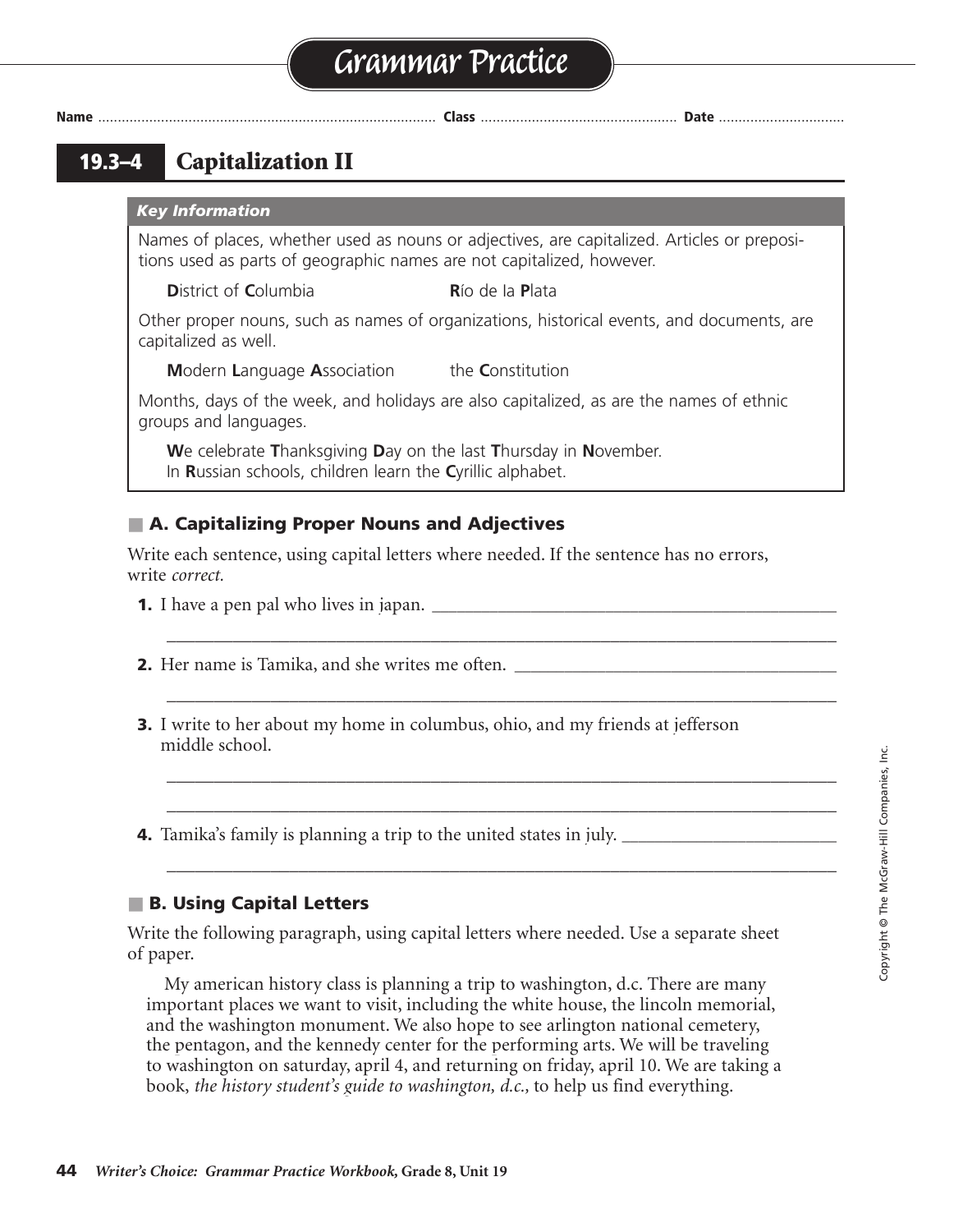# Grammar Practice

Name ........................................ Class ........................................ Date ........................................

## 19.3–4 Capitalization II

*Key Information*

Names of places, whether used as nouns or adjectives, are capitalized. Articles or prepositions used as parts of geographic names are not capitalized, however.

**D**istrict of **C**olumbia  **R**ío de la **P**lata

Other proper nouns, such as names of organizations, historical events, and documents, are capitalized as well.

**M**odern **L**anguage **A**ssociation  the **C**onstitution

Months, days of the week, and holidays are also capitalized, as are the names of ethnic groups and languages.

**W**e celebrate **T**hanksgiving **D**ay on the last **T**hursday in **N**ovember.
In **R**ussian schools, children learn the **C**yrillic alphabet.

### A. Capitalizing Proper Nouns and Adjectives

Write each sentence, using capital letters where needed. If the sentence has no errors, write *correct.*

1. I have a pen pal who lives in japan. ________________________________________
________________________________________________________________________

2. Her name is Tamika, and she writes me often. ________________________________
________________________________________________________________________

3. I write to her about my home in columbus, ohio, and my friends at jefferson middle school.
________________________________________________________________________
________________________________________________________________________

4. Tamika's family is planning a trip to the united states in july. __________________
________________________________________________________________________

### B. Using Capital Letters

Write the following paragraph, using capital letters where needed. Use a separate sheet of paper.

My american history class is planning a trip to washington, d.c. There are many important places we want to visit, including the white house, the lincoln memorial, and the washington monument. We also hope to see arlington national cemetery, the pentagon, and the kennedy center for the performing arts. We will be traveling to washington on saturday, april 4, and returning on friday, april 10. We are taking a book, *the history student's guide to washington, d.c.,* to help us find everything.

Copyright © The McGraw-Hill Companies, Inc.

*Writer's Choice: Grammar Practice Workbook,* Grade 8, Unit 19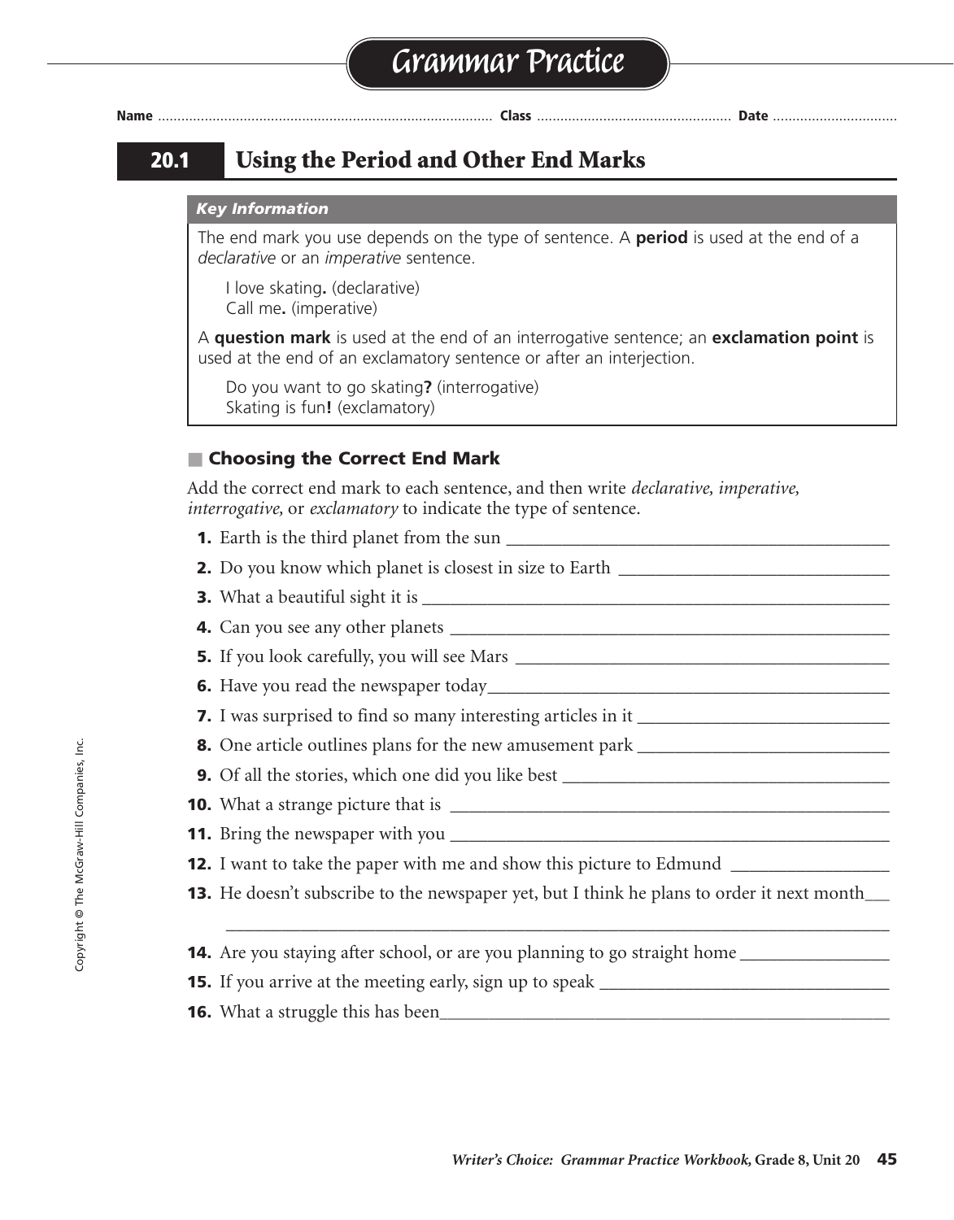# Grammar Practice

Name ........................................................................................ Class .................................................... Date ...............................

## 20.1 Using the Period and Other End Marks

*Key Information*

The end mark you use depends on the type of sentence. A **period** is used at the end of a *declarative* or an *imperative* sentence.

I love skating**.** (declarative)
Call me**.** (imperative)

A **question mark** is used at the end of an interrogative sentence; an **exclamation point** is used at the end of an exclamatory sentence or after an interjection.

Do you want to go skating**?** (interrogative)
Skating is fun**!** (exclamatory)

### ■ Choosing the Correct End Mark

Add the correct end mark to each sentence, and then write *declarative, imperative, interrogative,* or *exclamatory* to indicate the type of sentence.

1. Earth is the third planet from the sun ____________________________________________
2. Do you know which planet is closest in size to Earth ______________________________
3. What a beautiful sight it is _____________________________________________________
4. Can you see any other planets __________________________________________________
5. If you look carefully, you will see Mars __________________________________________
6. Have you read the newspaper today______________________________________________
7. I was surprised to find so many interesting articles in it ___________________________
8. One article outlines plans for the new amusement park ____________________________
9. Of all the stories, which one did you like best ____________________________________
10. What a strange picture that is _________________________________________________
11. Bring the newspaper with you _________________________________________________
12. I want to take the paper with me and show this picture to Edmund _________________
13. He doesn't subscribe to the newspaper yet, but I think he plans to order it next month___
______________________________________________________________________________
14. Are you staying after school, or are you planning to go straight home ________________
15. If you arrive at the meeting early, sign up to speak ________________________________
16. What a struggle this has been__________________________________________________

Copyright © The McGraw-Hill Companies, Inc.

*Writer's Choice: Grammar Practice Workbook,* Grade 8, Unit 20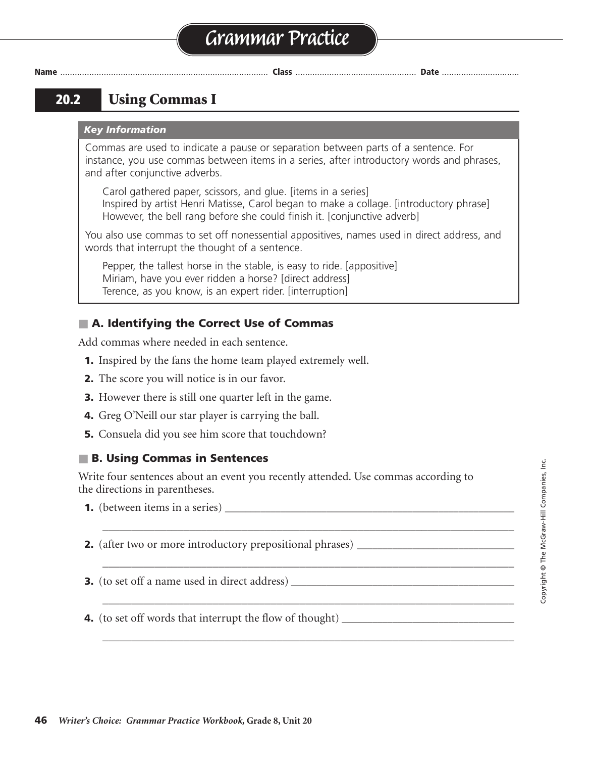# Grammar Practice

Name ........................................ Class ........................................ Date ........................................

## 20.2 Using Commas I

### Key Information

Commas are used to indicate a pause or separation between parts of a sentence. For instance, you use commas between items in a series, after introductory words and phrases, and after conjunctive adverbs.

> Carol gathered paper, scissors, and glue. [items in a series]
> Inspired by artist Henri Matisse, Carol began to make a collage. [introductory phrase]
> However, the bell rang before she could finish it. [conjunctive adverb]

You also use commas to set off nonessential appositives, names used in direct address, and words that interrupt the thought of a sentence.

> Pepper, the tallest horse in the stable, is easy to ride. [appositive]
> Miriam, have you ever ridden a horse? [direct address]
> Terence, as you know, is an expert rider. [interruption]

### A. Identifying the Correct Use of Commas

Add commas where needed in each sentence.

1. Inspired by the fans the home team played extremely well.
2. The score you will notice is in our favor.
3. However there is still one quarter left in the game.
4. Greg O'Neill our star player is carrying the ball.
5. Consuela did you see him score that touchdown?

### B. Using Commas in Sentences

Write four sentences about an event you recently attended. Use commas according to the directions in parentheses.

1. (between items in a series) ____________________________________________
____________________________________________________________________
2. (after two or more introductory prepositional phrases) ______________________
____________________________________________________________________
3. (to set off a name used in direct address) _______________________________
____________________________________________________________________
4. (to set off words that interrupt the flow of thought) _________________________
____________________________________________________________________

Copyright © The McGraw-Hill Companies, Inc.

*Writer's Choice: Grammar Practice Workbook,* Grade 8, Unit 20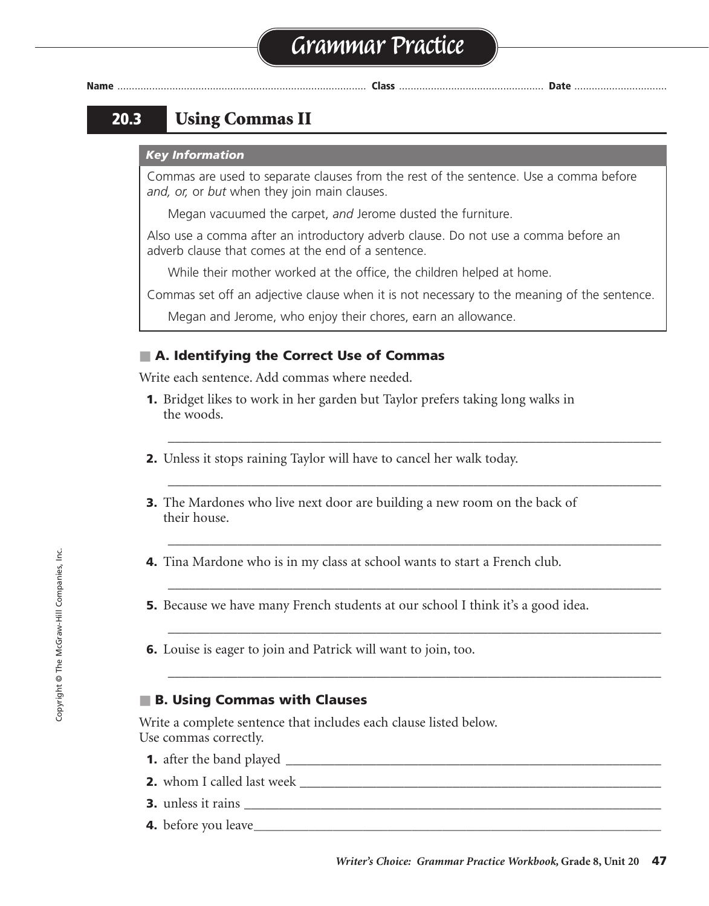# Grammar Practice

**Name** ........................................ **Class** ........................................ **Date** ..............................

## 20.3 Using Commas II

***Key Information***

Commas are used to separate clauses from the rest of the sentence. Use a comma before *and, or,* or *but* when they join main clauses.

Megan vacuumed the carpet, *and* Jerome dusted the furniture.

Also use a comma after an introductory adverb clause. Do not use a comma before an adverb clause that comes at the end of a sentence.

While their mother worked at the office, the children helped at home.

Commas set off an adjective clause when it is not necessary to the meaning of the sentence.

Megan and Jerome, who enjoy their chores, earn an allowance.

### A. Identifying the Correct Use of Commas

Write each sentence. Add commas where needed.

**1.** Bridget likes to work in her garden but Taylor prefers taking long walks in the woods.

______________________________________________________________________

**2.** Unless it stops raining Taylor will have to cancel her walk today.

______________________________________________________________________

**3.** The Mardones who live next door are building a new room on the back of their house.

______________________________________________________________________

**4.** Tina Mardone who is in my class at school wants to start a French club.

______________________________________________________________________

**5.** Because we have many French students at our school I think it's a good idea.

______________________________________________________________________

**6.** Louise is eager to join and Patrick will want to join, too.

______________________________________________________________________

### B. Using Commas with Clauses

Write a complete sentence that includes each clause listed below. Use commas correctly.

**1.** after the band played ______________________________________________

**2.** whom I called last week ______________________________________________

**3.** unless it rains ______________________________________________

**4.** before you leave______________________________________________

Copyright © The McGraw-Hill Companies, Inc.

*Writer's Choice: Grammar Practice Workbook,* **Grade 8, Unit 20**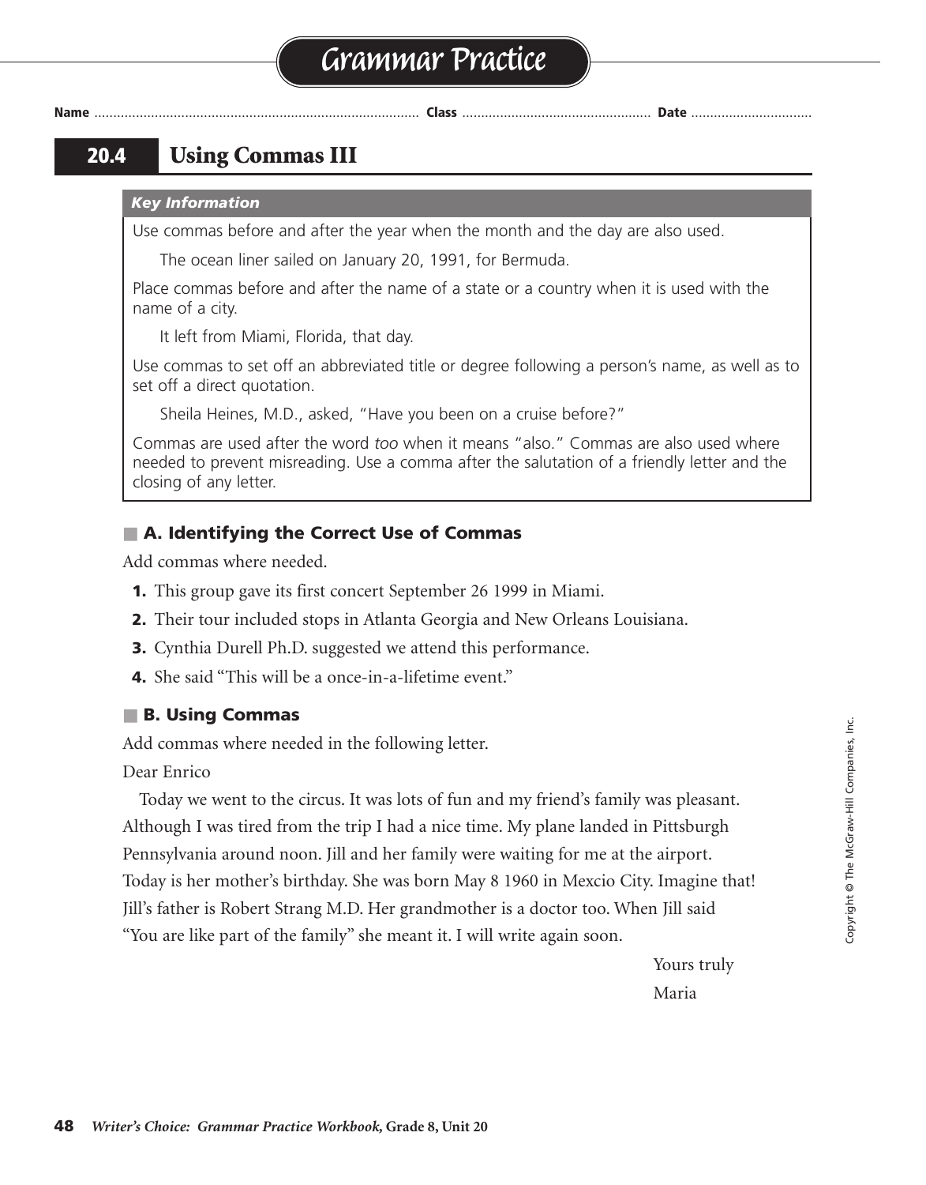# Grammar Practice

Name ........................................ Class ........................................ Date ........................................

## 20.4 Using Commas III

***Key Information***

Use commas before and after the year when the month and the day are also used.

> The ocean liner sailed on January 20, 1991, for Bermuda.

Place commas before and after the name of a state or a country when it is used with the name of a city.

> It left from Miami, Florida, that day.

Use commas to set off an abbreviated title or degree following a person's name, as well as to set off a direct quotation.

> Sheila Heines, M.D., asked, "Have you been on a cruise before?"

Commas are used after the word *too* when it means "also." Commas are also used where needed to prevent misreading. Use a comma after the salutation of a friendly letter and the closing of any letter.

### A. Identifying the Correct Use of Commas

Add commas where needed.

1. This group gave its first concert September 26 1999 in Miami.
2. Their tour included stops in Atlanta Georgia and New Orleans Louisiana.
3. Cynthia Durell Ph.D. suggested we attend this performance.
4. She said "This will be a once-in-a-lifetime event."

### B. Using Commas

Add commas where needed in the following letter.

Dear Enrico

Today we went to the circus. It was lots of fun and my friend's family was pleasant. Although I was tired from the trip I had a nice time. My plane landed in Pittsburgh Pennsylvania around noon. Jill and her family were waiting for me at the airport. Today is her mother's birthday. She was born May 8 1960 in Mexcio City. Imagine that! Jill's father is Robert Strang M.D. Her grandmother is a doctor too. When Jill said "You are like part of the family" she meant it. I will write again soon.

Yours truly

Maria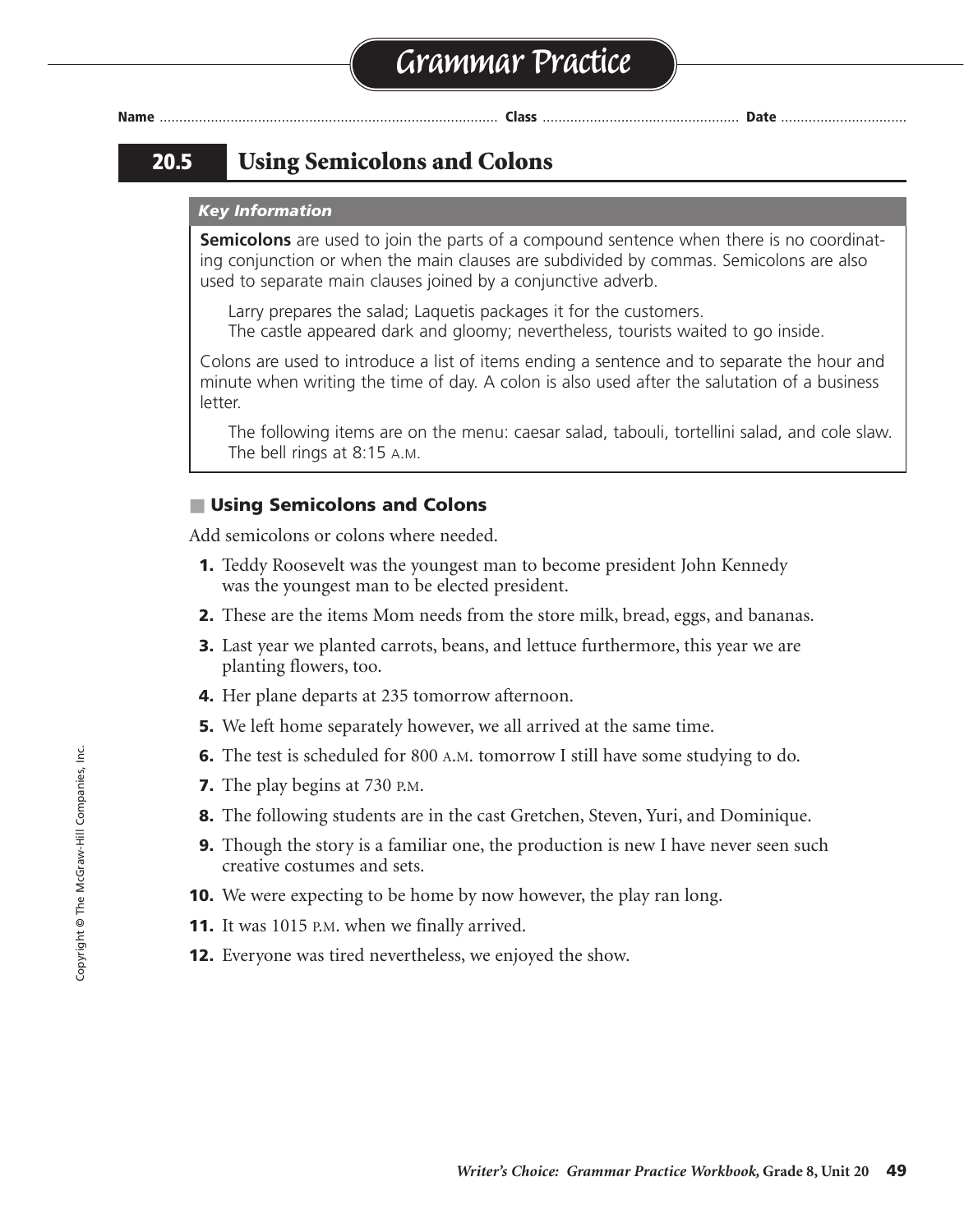# Grammar Practice

Name ........................ Class ........................ Date ........................

## 20.5 Using Semicolons and Colons

***Key Information***

**Semicolons** are used to join the parts of a compound sentence when there is no coordinating conjunction or when the main clauses are subdivided by commas. Semicolons are also used to separate main clauses joined by a conjunctive adverb.

> Larry prepares the salad; Laquetis packages it for the customers.
> The castle appeared dark and gloomy; nevertheless, tourists waited to go inside.

Colons are used to introduce a list of items ending a sentence and to separate the hour and minute when writing the time of day. A colon is also used after the salutation of a business letter.

> The following items are on the menu: caesar salad, tabouli, tortellini salad, and cole slaw.
> The bell rings at 8:15 A.M.

### Using Semicolons and Colons

Add semicolons or colons where needed.

1. Teddy Roosevelt was the youngest man to become president John Kennedy was the youngest man to be elected president.
2. These are the items Mom needs from the store milk, bread, eggs, and bananas.
3. Last year we planted carrots, beans, and lettuce furthermore, this year we are planting flowers, too.
4. Her plane departs at 235 tomorrow afternoon.
5. We left home separately however, we all arrived at the same time.
6. The test is scheduled for 800 A.M. tomorrow I still have some studying to do.
7. The play begins at 730 P.M.
8. The following students are in the cast Gretchen, Steven, Yuri, and Dominique.
9. Though the story is a familiar one, the production is new I have never seen such creative costumes and sets.
10. We were expecting to be home by now however, the play ran long.
11. It was 1015 P.M. when we finally arrived.
12. Everyone was tired nevertheless, we enjoyed the show.

Copyright © The McGraw-Hill Companies, Inc.

*Writer's Choice: Grammar Practice Workbook,* Grade 8, Unit 20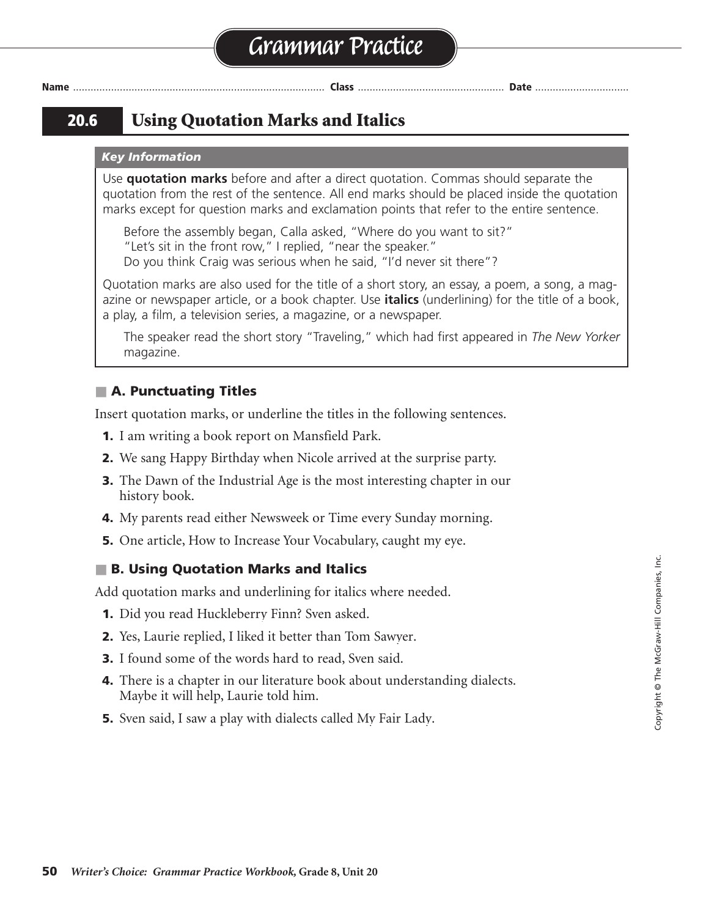# Grammar Practice

Name ............................................................ Class ................................................ Date ................................

## 20.6 Using Quotation Marks and Italics

### *Key Information*

Use **quotation marks** before and after a direct quotation. Commas should separate the quotation from the rest of the sentence. All end marks should be placed inside the quotation marks except for question marks and exclamation points that refer to the entire sentence.

> Before the assembly began, Calla asked, "Where do you want to sit?"
> "Let's sit in the front row," I replied, "near the speaker."
> Do you think Craig was serious when he said, "I'd never sit there"?

Quotation marks are also used for the title of a short story, an essay, a poem, a song, a magazine or newspaper article, or a book chapter. Use **italics** (underlining) for the title of a book, a play, a film, a television series, a magazine, or a newspaper.

> The speaker read the short story "Traveling," which had first appeared in *The New Yorker* magazine.

### A. Punctuating Titles

Insert quotation marks, or underline the titles in the following sentences.

1. I am writing a book report on Mansfield Park.
2. We sang Happy Birthday when Nicole arrived at the surprise party.
3. The Dawn of the Industrial Age is the most interesting chapter in our history book.
4. My parents read either Newsweek or Time every Sunday morning.
5. One article, How to Increase Your Vocabulary, caught my eye.

### B. Using Quotation Marks and Italics

Add quotation marks and underlining for italics where needed.

1. Did you read Huckleberry Finn? Sven asked.
2. Yes, Laurie replied, I liked it better than Tom Sawyer.
3. I found some of the words hard to read, Sven said.
4. There is a chapter in our literature book about understanding dialects. Maybe it will help, Laurie told him.
5. Sven said, I saw a play with dialects called My Fair Lady.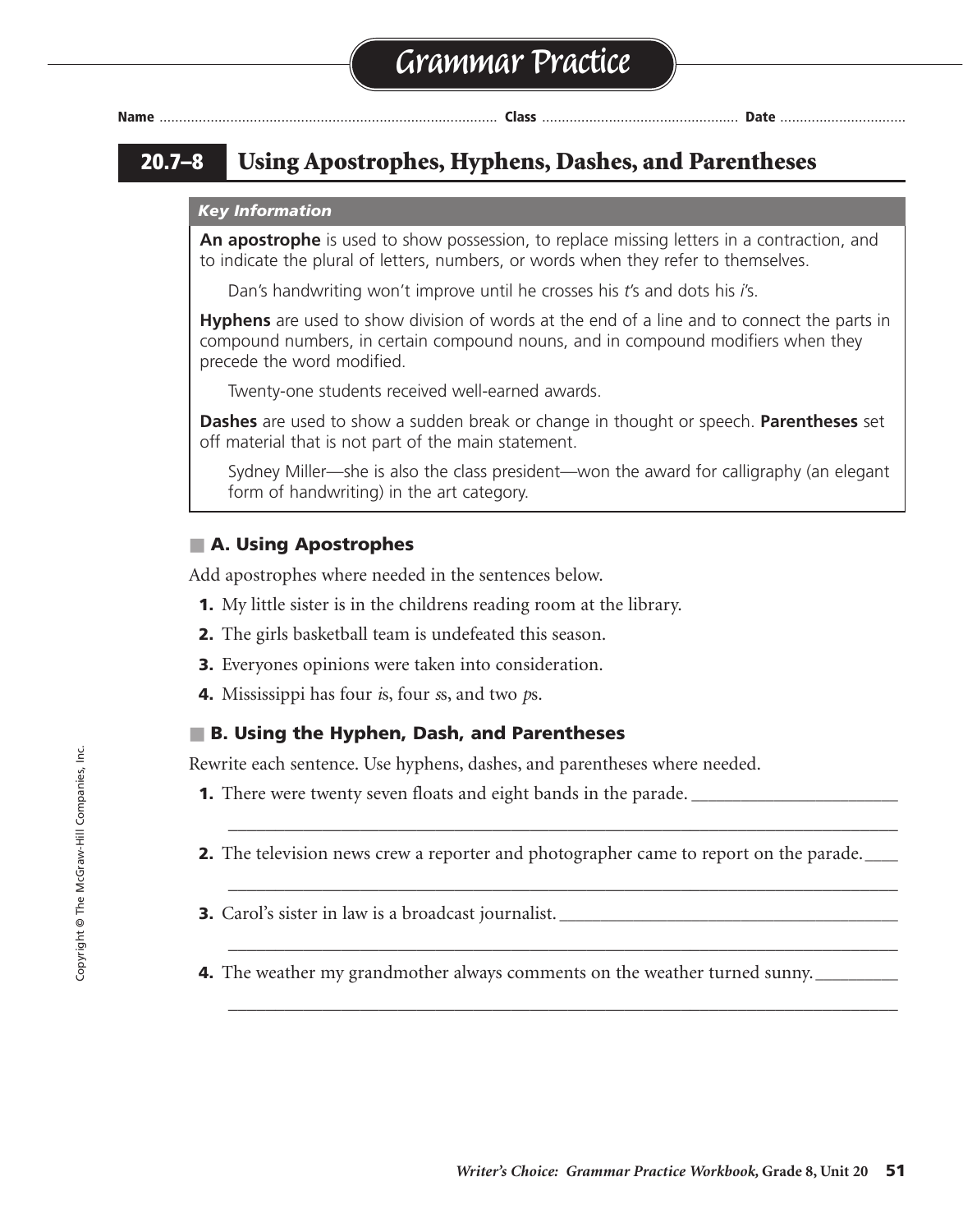# Grammar Practice

**Name** ............................................................................. **Class** ................................................ **Date** ...............................

## 20.7–8 Using Apostrophes, Hyphens, Dashes, and Parentheses

### *Key Information*

**An apostrophe** is used to show possession, to replace missing letters in a contraction, and to indicate the plural of letters, numbers, or words when they refer to themselves.

Dan's handwriting won't improve until he crosses his *t*'s and dots his *i*'s.

**Hyphens** are used to show division of words at the end of a line and to connect the parts in compound numbers, in certain compound nouns, and in compound modifiers when they precede the word modified.

Twenty-one students received well-earned awards.

**Dashes** are used to show a sudden break or change in thought or speech. **Parentheses** set off material that is not part of the main statement.

Sydney Miller—she is also the class president—won the award for calligraphy (an elegant form of handwriting) in the art category.

### A. Using Apostrophes

Add apostrophes where needed in the sentences below.

1. My little sister is in the childrens reading room at the library.
2. The girls basketball team is undefeated this season.
3. Everyones opinions were taken into consideration.
4. Mississippi has four *i*s, four *s*s, and two *p*s.

### B. Using the Hyphen, Dash, and Parentheses

Rewrite each sentence. Use hyphens, dashes, and parentheses where needed.

1. There were twenty seven floats and eight bands in the parade. ______________________

   ______________________________________________________________________

2. The television news crew a reporter and photographer came to report on the parade. ____

   ______________________________________________________________________

3. Carol's sister in law is a broadcast journalist. ______________________________________

   ______________________________________________________________________

4. The weather my grandmother always comments on the weather turned sunny. _________

   ______________________________________________________________________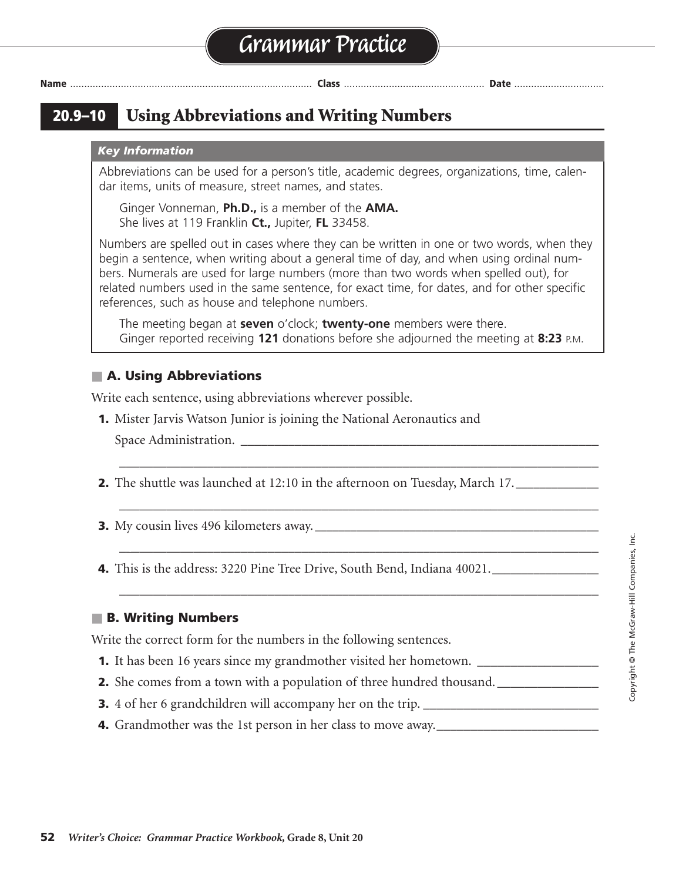# Grammar Practice

Name ...................................... Class ...................................... Date ......................

## 20.9–10 Using Abbreviations and Writing Numbers

***Key Information***

Abbreviations can be used for a person's title, academic degrees, organizations, time, calendar items, units of measure, street names, and states.

> Ginger Vonneman, **Ph.D.,** is a member of the **AMA.**
> She lives at 119 Franklin **Ct.,** Jupiter, **FL** 33458.

Numbers are spelled out in cases where they can be written in one or two words, when they begin a sentence, when writing about a general time of day, and when using ordinal numbers. Numerals are used for large numbers (more than two words when spelled out), for related numbers used in the same sentence, for exact time, for dates, and for other specific references, such as house and telephone numbers.

> The meeting began at **seven** o'clock; **twenty-one** members were there.
> Ginger reported receiving **121** donations before she adjourned the meeting at **8:23** P.M.

### A. Using Abbreviations

Write each sentence, using abbreviations wherever possible.

1. Mister Jarvis Watson Junior is joining the National Aeronautics and Space Administration. ______________________________________________

   ______________________________________________

2. The shuttle was launched at 12:10 in the afternoon on Tuesday, March 17. ____________

   ______________________________________________

3. My cousin lives 496 kilometers away. ______________________________________________

   ______________________________________________

4. This is the address: 3220 Pine Tree Drive, South Bend, Indiana 40021. ______________

   ______________________________________________

### B. Writing Numbers

Write the correct form for the numbers in the following sentences.

1. It has been 16 years since my grandmother visited her hometown. ________________
2. She comes from a town with a population of three hundred thousand. ______________
3. 4 of her 6 grandchildren will accompany her on the trip. ________________________
4. Grandmother was the 1st person in her class to move away. ______________________